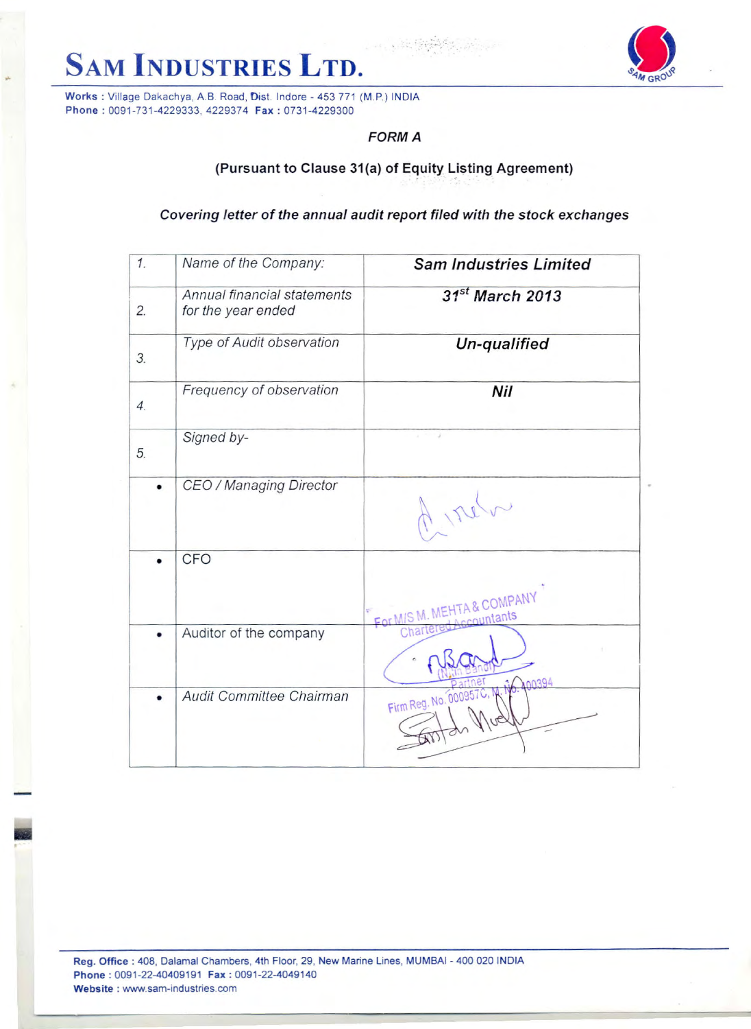# SAM INDUSTRIES LTD.

**Works :** Village Dakachya, A.B. Road, Dist. Indore - 453 771 (M.P.) INDIA
**Phone :** 0091-731-4229333, 4229374 **Fax :** 0731-4229300

### *FORM A*

**(Pursuant to Clause 31(a) of Equity Listing Agreement)**

***Covering letter of the annual audit report filed with the stock exchanges***

| | | |
|---|---|---|
| 1. | *Name of the Company:* | ***Sam Industries Limited*** |
| 2. | *Annual financial statements for the year ended* | ***31st March 2013*** |
| 3. | *Type of Audit observation* | ***Un-qualified*** |
| 4. | *Frequency of observation* | ***Nil*** |
| 5. | *Signed by-* | |
| • | *CEO / Managing Director* | |
| • | CFO | |
| • | Auditor of the company | For M/S M. MEHTA & COMPANY Chartered Accountants (Nitin Bandi) Partner Firm Reg. No. 000957C, M. No. 400394 |
| • | *Audit Committee Chairman* | |

**Reg. Office :** 408, Dalamal Chambers, 4th Floor, 29, New Marine Lines, MUMBAI - 400 020 INDIA
**Phone :** 0091-22-40409191 **Fax :** 0091-22-4049140
**Website :** www.sam-industries.com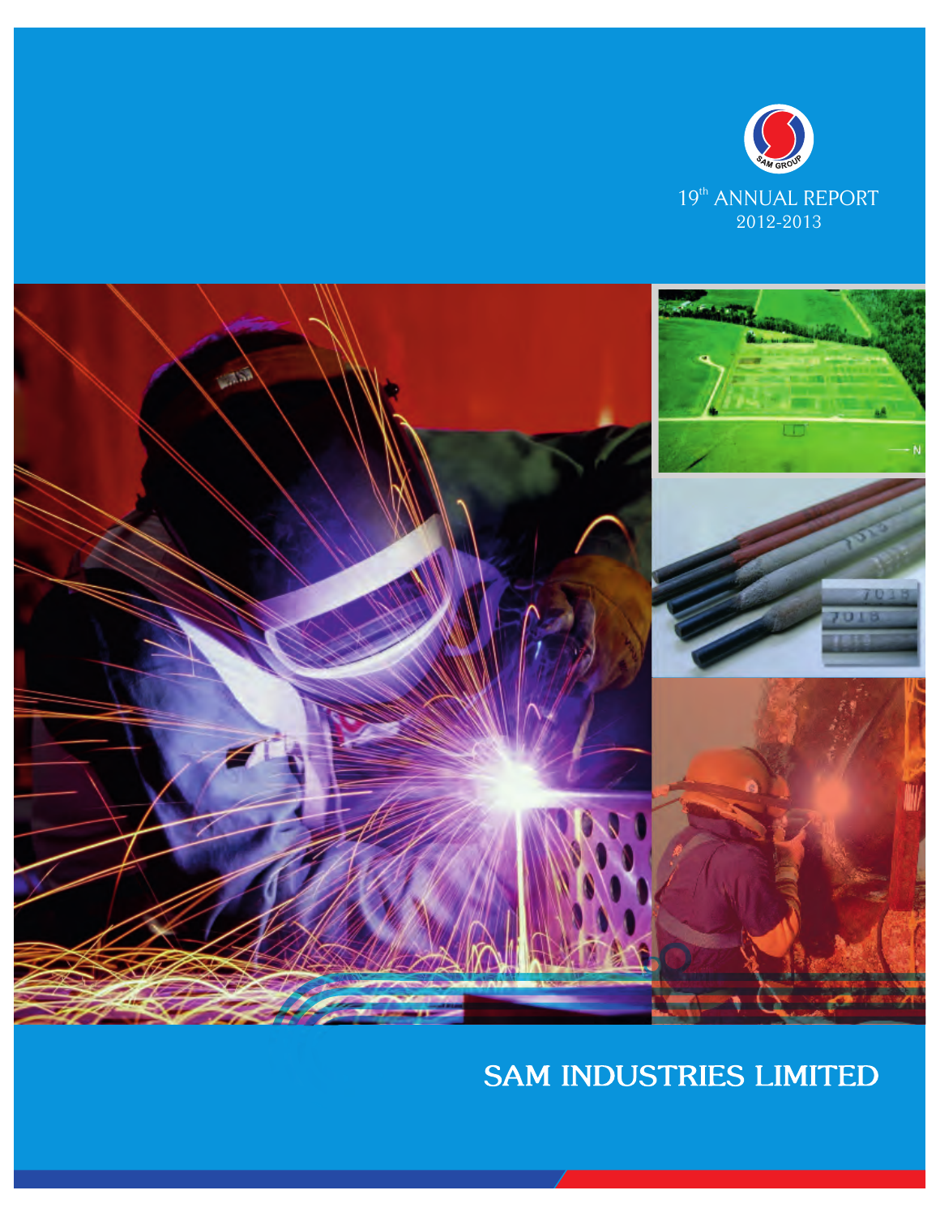SAM GROUP

19th ANNUAL REPORT
2012-2013

# SAM INDUSTRIES LIMITED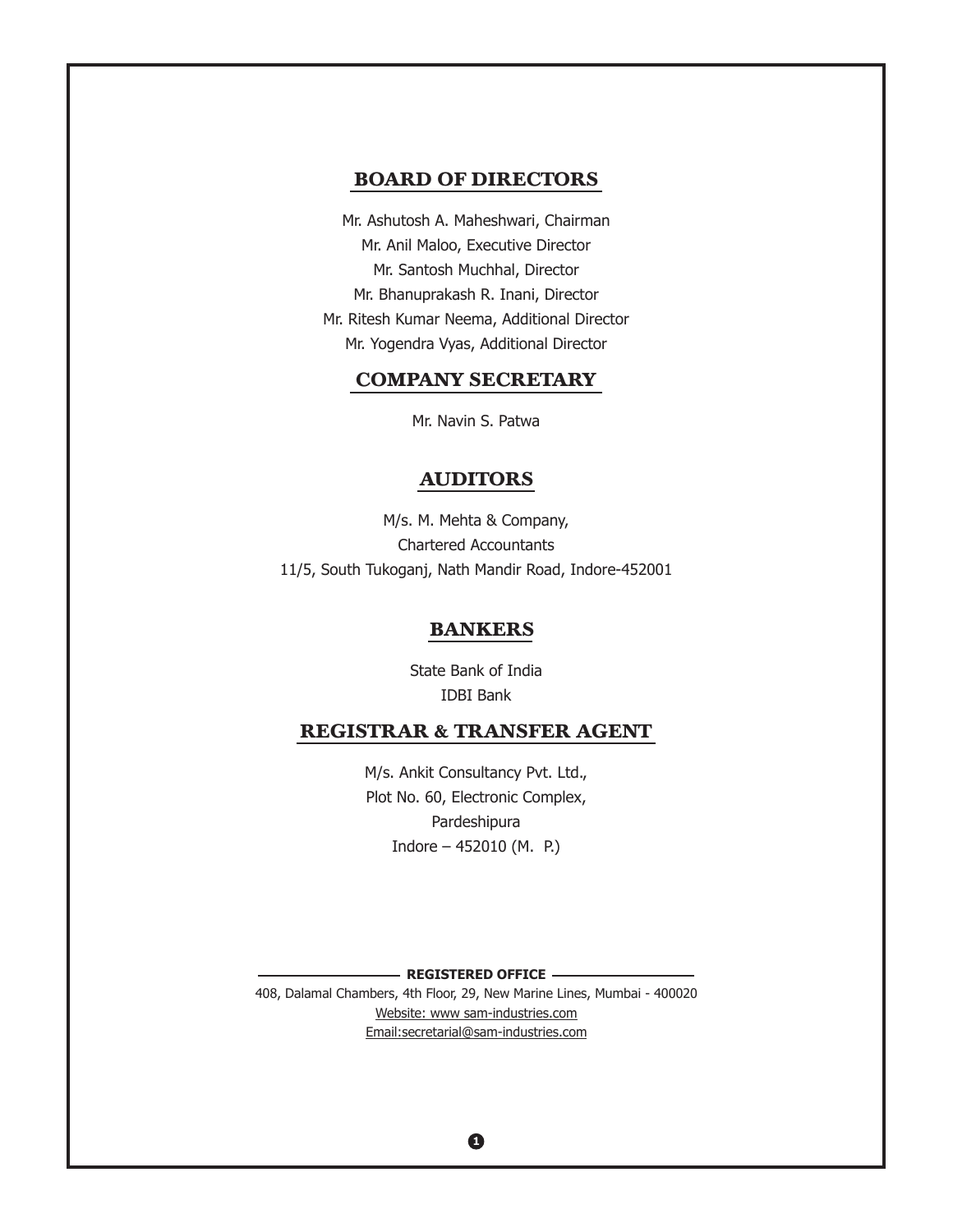## BOARD OF DIRECTORS

Mr. Ashutosh A. Maheshwari, Chairman
Mr. Anil Maloo, Executive Director
Mr. Santosh Muchhal, Director
Mr. Bhanuprakash R. Inani, Director
Mr. Ritesh Kumar Neema, Additional Director
Mr. Yogendra Vyas, Additional Director

## COMPANY SECRETARY

Mr. Navin S. Patwa

## AUDITORS

M/s. M. Mehta & Company,
Chartered Accountants
11/5, South Tukoganj, Nath Mandir Road, Indore-452001

## BANKERS

State Bank of India
IDBI Bank

## REGISTRAR & TRANSFER AGENT

M/s. Ankit Consultancy Pvt. Ltd.,
Plot No. 60, Electronic Complex,
Pardeshipura
Indore – 452010 (M. P.)

**REGISTERED OFFICE**

408, Dalamal Chambers, 4th Floor, 29, New Marine Lines, Mumbai - 400020
Website: www sam-industries.com
Email:secretarial@sam-industries.com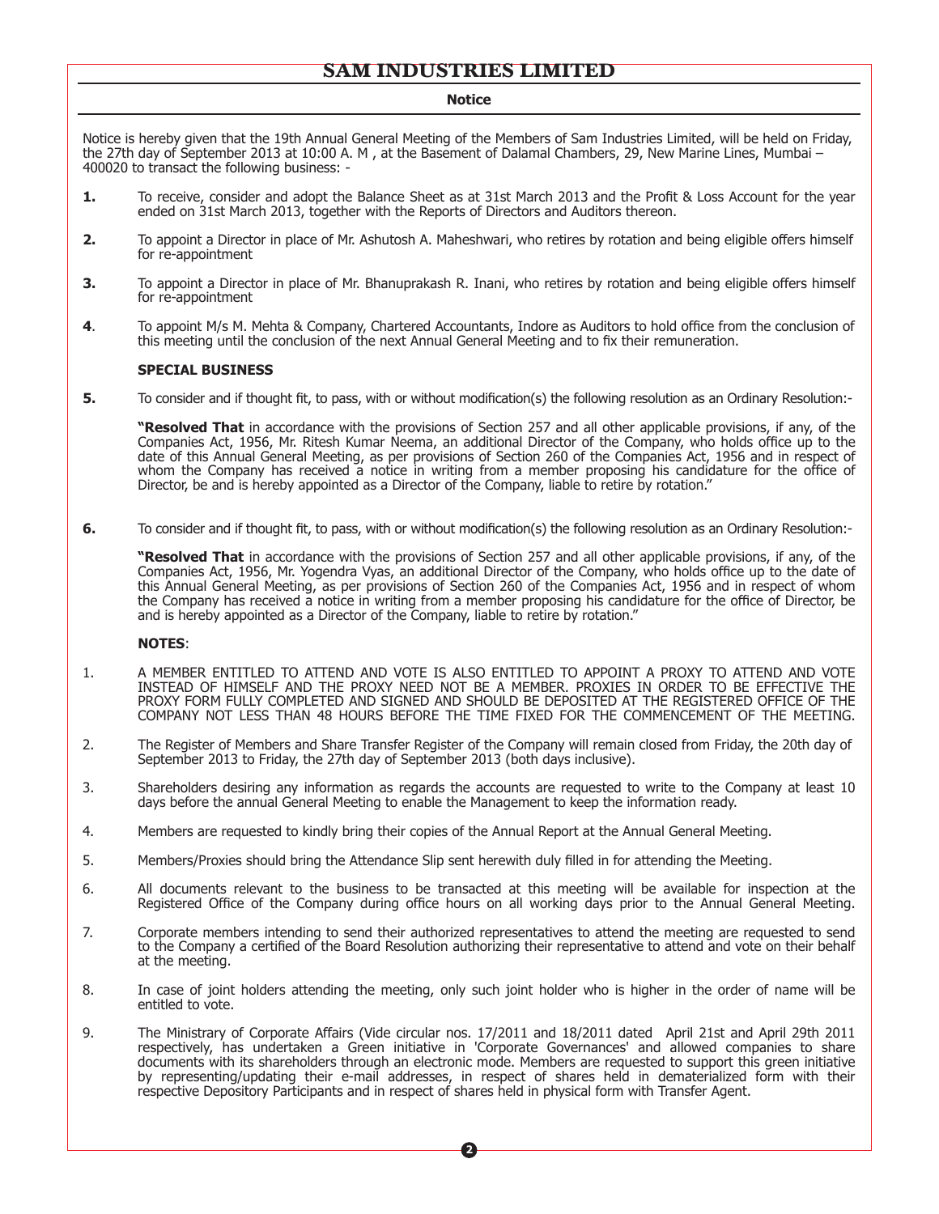# SAM INDUSTRIES LIMITED

## Notice

Notice is hereby given that the 19th Annual General Meeting of the Members of Sam Industries Limited, will be held on Friday, the 27th day of September 2013 at 10:00 A. M , at the Basement of Dalamal Chambers, 29, New Marine Lines, Mumbai – 400020 to transact the following business: -

**1.** To receive, consider and adopt the Balance Sheet as at 31st March 2013 and the Profit & Loss Account for the year ended on 31st March 2013, together with the Reports of Directors and Auditors thereon.

**2.** To appoint a Director in place of Mr. Ashutosh A. Maheshwari, who retires by rotation and being eligible offers himself for re-appointment

**3.** To appoint a Director in place of Mr. Bhanuprakash R. Inani, who retires by rotation and being eligible offers himself for re-appointment

**4**. To appoint M/s M. Mehta & Company, Chartered Accountants, Indore as Auditors to hold office from the conclusion of this meeting until the conclusion of the next Annual General Meeting and to fix their remuneration.

**SPECIAL BUSINESS**

**5.** To consider and if thought fit, to pass, with or without modification(s) the following resolution as an Ordinary Resolution:-

**"Resolved That** in accordance with the provisions of Section 257 and all other applicable provisions, if any, of the Companies Act, 1956, Mr. Ritesh Kumar Neema, an additional Director of the Company, who holds office up to the date of this Annual General Meeting, as per provisions of Section 260 of the Companies Act, 1956 and in respect of whom the Company has received a notice in writing from a member proposing his candidature for the office of Director, be and is hereby appointed as a Director of the Company, liable to retire by rotation."

**6.** To consider and if thought fit, to pass, with or without modification(s) the following resolution as an Ordinary Resolution:-

**"Resolved That** in accordance with the provisions of Section 257 and all other applicable provisions, if any, of the Companies Act, 1956, Mr. Yogendra Vyas, an additional Director of the Company, who holds office up to the date of this Annual General Meeting, as per provisions of Section 260 of the Companies Act, 1956 and in respect of whom the Company has received a notice in writing from a member proposing his candidature for the office of Director, be and is hereby appointed as a Director of the Company, liable to retire by rotation."

**NOTES**:

1. A MEMBER ENTITLED TO ATTEND AND VOTE IS ALSO ENTITLED TO APPOINT A PROXY TO ATTEND AND VOTE INSTEAD OF HIMSELF AND THE PROXY NEED NOT BE A MEMBER. PROXIES IN ORDER TO BE EFFECTIVE THE PROXY FORM FULLY COMPLETED AND SIGNED AND SHOULD BE DEPOSITED AT THE REGISTERED OFFICE OF THE COMPANY NOT LESS THAN 48 HOURS BEFORE THE TIME FIXED FOR THE COMMENCEMENT OF THE MEETING.

2. The Register of Members and Share Transfer Register of the Company will remain closed from Friday, the 20th day of September 2013 to Friday, the 27th day of September 2013 (both days inclusive).

3. Shareholders desiring any information as regards the accounts are requested to write to the Company at least 10 days before the annual General Meeting to enable the Management to keep the information ready.

4. Members are requested to kindly bring their copies of the Annual Report at the Annual General Meeting.

5. Members/Proxies should bring the Attendance Slip sent herewith duly filled in for attending the Meeting.

6. All documents relevant to the business to be transacted at this meeting will be available for inspection at the Registered Office of the Company during office hours on all working days prior to the Annual General Meeting.

7. Corporate members intending to send their authorized representatives to attend the meeting are requested to send to the Company a certified of the Board Resolution authorizing their representative to attend and vote on their behalf at the meeting.

8. In case of joint holders attending the meeting, only such joint holder who is higher in the order of name will be entitled to vote.

9. The Ministry of Corporate Affairs (Vide circular nos. 17/2011 and 18/2011 dated April 21st and April 29th 2011 respectively, has undertaken a Green initiative in 'Corporate Governances' and allowed companies to share documents with its shareholders through an electronic mode. Members are requested to support this green initiative by representing/updating their e-mail addresses, in respect of shares held in dematerialized form with their respective Depository Participants and in respect of shares held in physical form with Transfer Agent.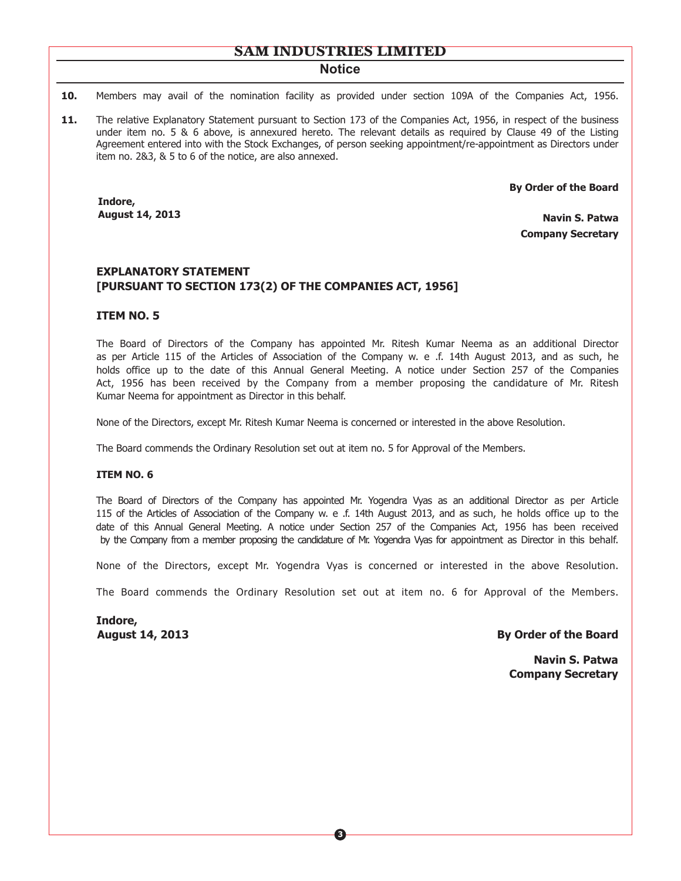10. Members may avail of the nomination facility as provided under section 109A of the Companies Act, 1956.

11. The relative Explanatory Statement pursuant to Section 173 of the Companies Act, 1956, in respect of the business under item no. 5 & 6 above, is annexured hereto. The relevant details as required by Clause 49 of the Listing Agreement entered into with the Stock Exchanges, of person seeking appointment/re-appointment as Directors under item no. 2&3, & 5 to 6 of the notice, are also annexed.

**By Order of the Board**

**Indore,**
**August 14, 2013**

**Navin S. Patwa**
**Company Secretary**

## EXPLANATORY STATEMENT
## [PURSUANT TO SECTION 173(2) OF THE COMPANIES ACT, 1956]

### ITEM NO. 5

The Board of Directors of the Company has appointed Mr. Ritesh Kumar Neema as an additional Director as per Article 115 of the Articles of Association of the Company w. e .f. 14th August 2013, and as such, he holds office up to the date of this Annual General Meeting. A notice under Section 257 of the Companies Act, 1956 has been received by the Company from a member proposing the candidature of Mr. Ritesh Kumar Neema for appointment as Director in this behalf.

None of the Directors, except Mr. Ritesh Kumar Neema is concerned or interested in the above Resolution.

The Board commends the Ordinary Resolution set out at item no. 5 for Approval of the Members.

### ITEM NO. 6

The Board of Directors of the Company has appointed Mr. Yogendra Vyas as an additional Director as per Article 115 of the Articles of Association of the Company w. e .f. 14th August 2013, and as such, he holds office up to the date of this Annual General Meeting. A notice under Section 257 of the Companies Act, 1956 has been received by the Company from a member proposing the candidature of Mr. Yogendra Vyas for appointment as Director in this behalf.

None of the Directors, except Mr. Yogendra Vyas is concerned or interested in the above Resolution.

The Board commends the Ordinary Resolution set out at item no. 6 for Approval of the Members.

**Indore,**
**August 14, 2013**

**By Order of the Board**

**Navin S. Patwa**
**Company Secretary**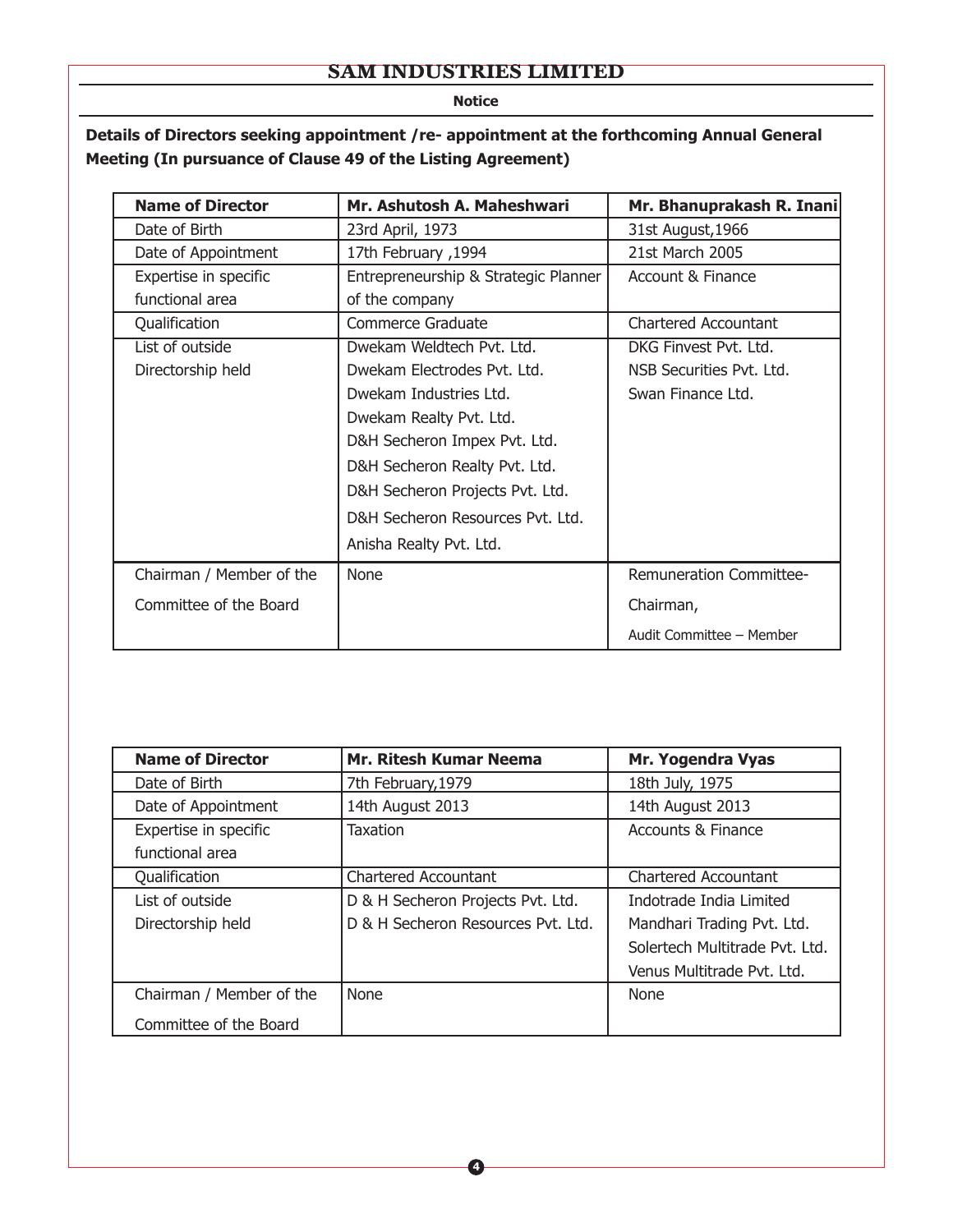**Notice**

**Details of Directors seeking appointment /re- appointment at the forthcoming Annual General Meeting (In pursuance of Clause 49 of the Listing Agreement)**

| **Name of Director** | **Mr. Ashutosh A. Maheshwari** | **Mr. Bhanuprakash R. Inani** |
|---|---|---|
| Date of Birth | 23rd April, 1973 | 31st August,1966 |
| Date of Appointment | 17th February ,1994 | 21st March 2005 |
| Expertise in specific functional area | Entrepreneurship & Strategic Planner of the company | Account & Finance |
| Qualification | Commerce Graduate | Chartered Accountant |
| List of outside Directorship held | Dwekam Weldtech Pvt. Ltd.<br>Dwekam Electrodes Pvt. Ltd.<br>Dwekam Industries Ltd.<br>Dwekam Realty Pvt. Ltd.<br>D&H Secheron Impex Pvt. Ltd.<br>D&H Secheron Realty Pvt. Ltd.<br>D&H Secheron Projects Pvt. Ltd.<br>D&H Secheron Resources Pvt. Ltd.<br>Anisha Realty Pvt. Ltd. | DKG Finvest Pvt. Ltd.<br>NSB Securities Pvt. Ltd.<br>Swan Finance Ltd. |
| Chairman / Member of the Committee of the Board | None | Remuneration Committee-Chairman,<br>Audit Committee – Member |

| **Name of Director** | **Mr. Ritesh Kumar Neema** | **Mr. Yogendra Vyas** |
|---|---|---|
| Date of Birth | 7th February,1979 | 18th July, 1975 |
| Date of Appointment | 14th August 2013 | 14th August 2013 |
| Expertise in specific functional area | Taxation | Accounts & Finance |
| Qualification | Chartered Accountant | Chartered Accountant |
| List of outside Directorship held | D & H Secheron Projects Pvt. Ltd.<br>D & H Secheron Resources Pvt. Ltd. | Indotrade India Limited<br>Mandhari Trading Pvt. Ltd.<br>Solertech Multitrade Pvt. Ltd.<br>Venus Multitrade Pvt. Ltd. |
| Chairman / Member of the Committee of the Board | None | None |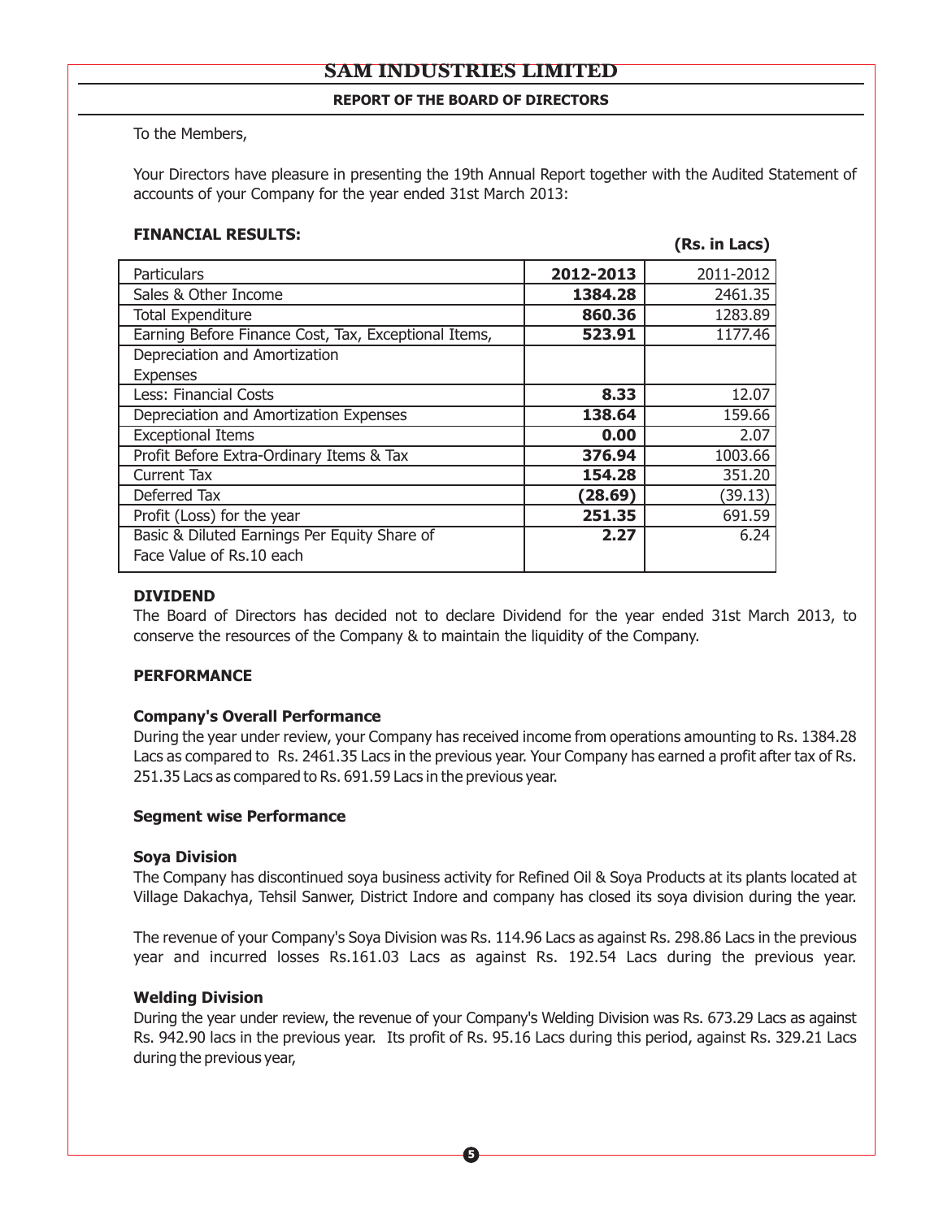# SAM INDUSTRIES LIMITED

## REPORT OF THE BOARD OF DIRECTORS

To the Members,

Your Directors have pleasure in presenting the 19th Annual Report together with the Audited Statement of accounts of your Company for the year ended 31st March 2013:

**FINANCIAL RESULTS:**

**(Rs. in Lacs)**

| Particulars | 2012-2013 | 2011-2012 |
|---|---|---|
| Sales & Other Income | **1384.28** | 2461.35 |
| Total Expenditure | **860.36** | 1283.89 |
| Earning Before Finance Cost, Tax, Exceptional Items, | **523.91** | 1177.46 |
| Depreciation and Amortization Expenses | | |
| Less: Financial Costs | **8.33** | 12.07 |
| Depreciation and Amortization Expenses | **138.64** | 159.66 |
| Exceptional Items | **0.00** | 2.07 |
| Profit Before Extra-Ordinary Items & Tax | **376.94** | 1003.66 |
| Current Tax | **154.28** | 351.20 |
| Deferred Tax | **(28.69)** | (39.13) |
| Profit (Loss) for the year | **251.35** | 691.59 |
| Basic & Diluted Earnings Per Equity Share of Face Value of Rs.10 each | **2.27** | 6.24 |

**DIVIDEND**

The Board of Directors has decided not to declare Dividend for the year ended 31st March 2013, to conserve the resources of the Company & to maintain the liquidity of the Company.

**PERFORMANCE**

**Company's Overall Performance**

During the year under review, your Company has received income from operations amounting to Rs. 1384.28 Lacs as compared to Rs. 2461.35 Lacs in the previous year. Your Company has earned a profit after tax of Rs. 251.35 Lacs as compared to Rs. 691.59 Lacs in the previous year.

**Segment wise Performance**

**Soya Division**

The Company has discontinued soya business activity for Refined Oil & Soya Products at its plants located at Village Dakachya, Tehsil Sanwer, District Indore and company has closed its soya division during the year.

The revenue of your Company's Soya Division was Rs. 114.96 Lacs as against Rs. 298.86 Lacs in the previous year and incurred losses Rs.161.03 Lacs as against Rs. 192.54 Lacs during the previous year.

**Welding Division**

During the year under review, the revenue of your Company's Welding Division was Rs. 673.29 Lacs as against Rs. 942.90 lacs in the previous year. Its profit of Rs. 95.16 Lacs during this period, against Rs. 329.21 Lacs during the previous year,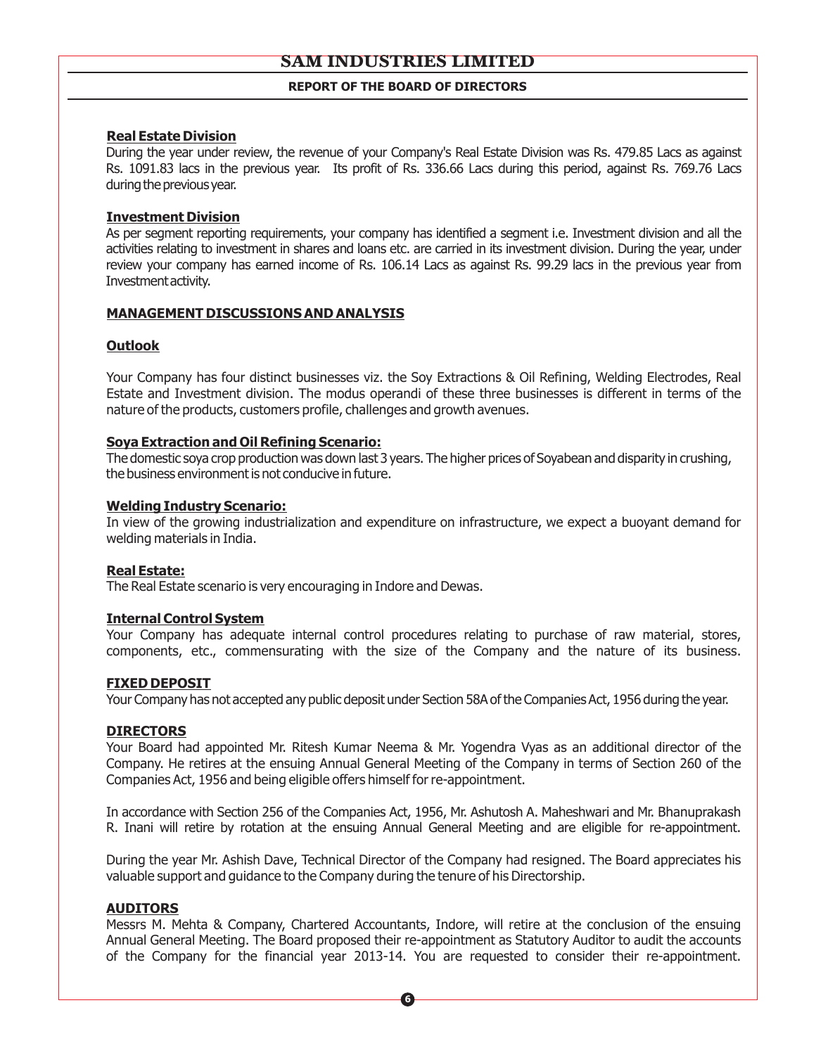**Real Estate Division**

During the year under review, the revenue of your Company's Real Estate Division was Rs. 479.85 Lacs as against Rs. 1091.83 lacs in the previous year. Its profit of Rs. 336.66 Lacs during this period, against Rs. 769.76 Lacs during the previous year.

**Investment Division**

As per segment reporting requirements, your company has identified a segment i.e. Investment division and all the activities relating to investment in shares and loans etc. are carried in its investment division. During the year, under review your company has earned income of Rs. 106.14 Lacs as against Rs. 99.29 lacs in the previous year from Investment activity.

## MANAGEMENT DISCUSSIONS AND ANALYSIS

**Outlook**

Your Company has four distinct businesses viz. the Soy Extractions & Oil Refining, Welding Electrodes, Real Estate and Investment division. The modus operandi of these three businesses is different in terms of the nature of the products, customers profile, challenges and growth avenues.

**Soya Extraction and Oil Refining Scenario:**

The domestic soya crop production was down last 3 years. The higher prices of Soyabean and disparity in crushing, the business environment is not conducive in future.

**Welding Industry Scenario:**

In view of the growing industrialization and expenditure on infrastructure, we expect a buoyant demand for welding materials in India.

**Real Estate:**

The Real Estate scenario is very encouraging in Indore and Dewas.

**Internal Control System**

Your Company has adequate internal control procedures relating to purchase of raw material, stores, components, etc., commensurating with the size of the Company and the nature of its business.

## FIXED DEPOSIT

Your Company has not accepted any public deposit under Section 58A of the Companies Act, 1956 during the year.

## DIRECTORS

Your Board had appointed Mr. Ritesh Kumar Neema & Mr. Yogendra Vyas as an additional director of the Company. He retires at the ensuing Annual General Meeting of the Company in terms of Section 260 of the Companies Act, 1956 and being eligible offers himself for re-appointment.

In accordance with Section 256 of the Companies Act, 1956, Mr. Ashutosh A. Maheshwari and Mr. Bhanuprakash R. Inani will retire by rotation at the ensuing Annual General Meeting and are eligible for re-appointment.

During the year Mr. Ashish Dave, Technical Director of the Company had resigned. The Board appreciates his valuable support and guidance to the Company during the tenure of his Directorship.

## AUDITORS

Messrs M. Mehta & Company, Chartered Accountants, Indore, will retire at the conclusion of the ensuing Annual General Meeting. The Board proposed their re-appointment as Statutory Auditor to audit the accounts of the Company for the financial year 2013-14. You are requested to consider their re-appointment.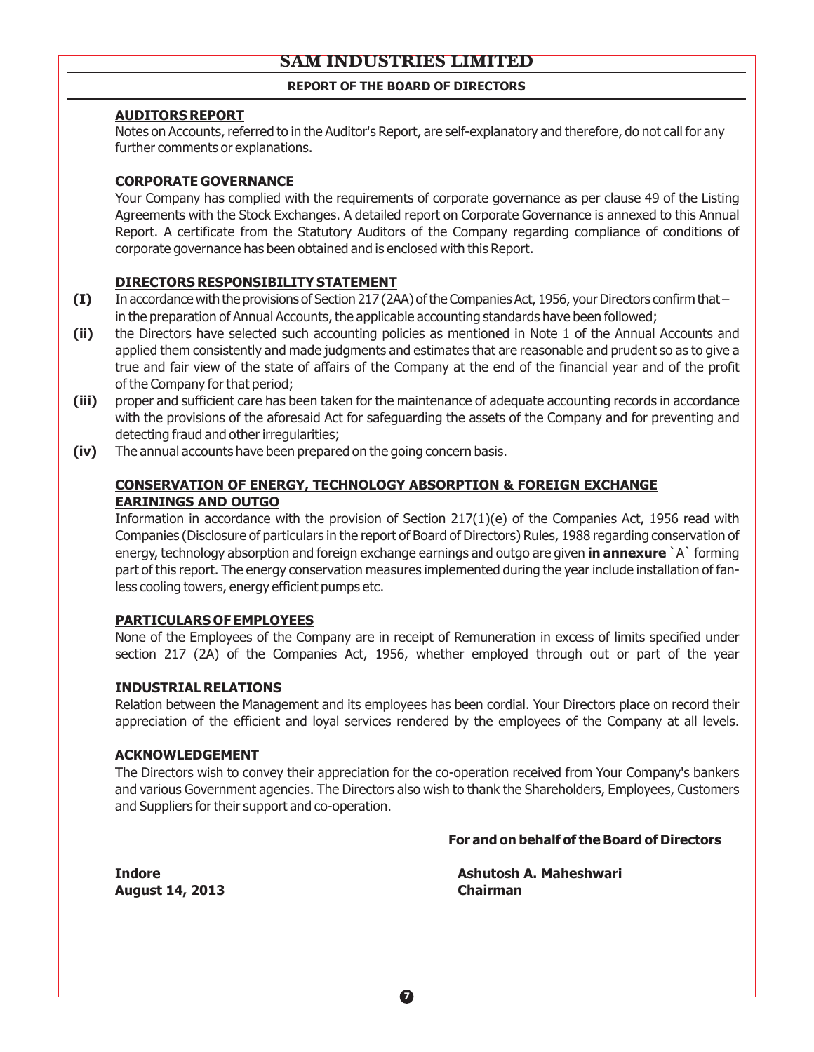## AUDITORS REPORT

Notes on Accounts, referred to in the Auditor's Report, are self-explanatory and therefore, do not call for any further comments or explanations.

## CORPORATE GOVERNANCE

Your Company has complied with the requirements of corporate governance as per clause 49 of the Listing Agreements with the Stock Exchanges. A detailed report on Corporate Governance is annexed to this Annual Report. A certificate from the Statutory Auditors of the Company regarding compliance of conditions of corporate governance has been obtained and is enclosed with this Report.

## DIRECTORS RESPONSIBILITY STATEMENT

**(I)** In accordance with the provisions of Section 217 (2AA) of the Companies Act, 1956, your Directors confirm that – in the preparation of Annual Accounts, the applicable accounting standards have been followed;

**(ii)** the Directors have selected such accounting policies as mentioned in Note 1 of the Annual Accounts and applied them consistently and made judgments and estimates that are reasonable and prudent so as to give a true and fair view of the state of affairs of the Company at the end of the financial year and of the profit of the Company for that period;

**(iii)** proper and sufficient care has been taken for the maintenance of adequate accounting records in accordance with the provisions of the aforesaid Act for safeguarding the assets of the Company and for preventing and detecting fraud and other irregularities;

**(iv)** The annual accounts have been prepared on the going concern basis.

## CONSERVATION OF ENERGY, TECHNOLOGY ABSORPTION & FOREIGN EXCHANGE EARININGS AND OUTGO

Information in accordance with the provision of Section 217(1)(e) of the Companies Act, 1956 read with Companies (Disclosure of particulars in the report of Board of Directors) Rules, 1988 regarding conservation of energy, technology absorption and foreign exchange earnings and outgo are given **in annexure** `A` forming part of this report. The energy conservation measures implemented during the year include installation of fan-less cooling towers, energy efficient pumps etc.

## PARTICULARS OF EMPLOYEES

None of the Employees of the Company are in receipt of Remuneration in excess of limits specified under section 217 (2A) of the Companies Act, 1956, whether employed through out or part of the year

## INDUSTRIAL RELATIONS

Relation between the Management and its employees has been cordial. Your Directors place on record their appreciation of the efficient and loyal services rendered by the employees of the Company at all levels.

## ACKNOWLEDGEMENT

The Directors wish to convey their appreciation for the co-operation received from Your Company's bankers and various Government agencies. The Directors also wish to thank the Shareholders, Employees, Customers and Suppliers for their support and co-operation.

**For and on behalf of the Board of Directors**

**Indore**
**August 14, 2013**

**Ashutosh A. Maheshwari**
**Chairman**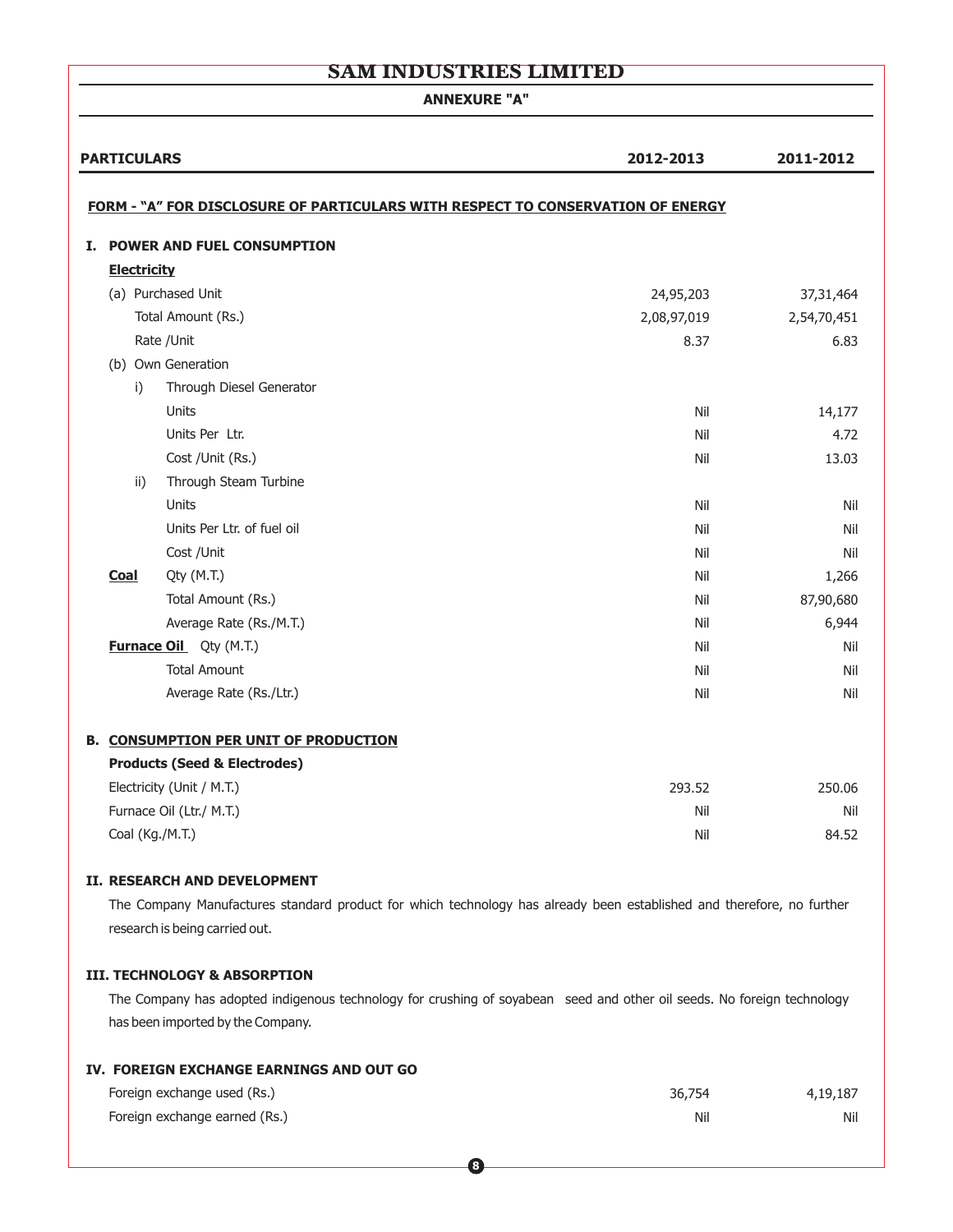# SAM INDUSTRIES LIMITED

## ANNEXURE "A"

| PARTICULARS | 2012-2013 | 2011-2012 |
|---|---|---|
| **FORM - "A" FOR DISCLOSURE OF PARTICULARS WITH RESPECT TO CONSERVATION OF ENERGY** | | |
| **I. POWER AND FUEL CONSUMPTION** | | |
| **Electricity** | | |
| (a) Purchased Unit | 24,95,203 | 37,31,464 |
| Total Amount (Rs.) | 2,08,97,019 | 2,54,70,451 |
| Rate /Unit | 8.37 | 6.83 |
| (b) Own Generation | | |
| i) Through Diesel Generator | | |
| Units | Nil | 14,177 |
| Units Per Ltr. | Nil | 4.72 |
| Cost /Unit (Rs.) | Nil | 13.03 |
| ii) Through Steam Turbine | | |
| Units | Nil | Nil |
| Units Per Ltr. of fuel oil | Nil | Nil |
| Cost /Unit | Nil | Nil |
| **Coal** Qty (M.T.) | Nil | 1,266 |
| Total Amount (Rs.) | Nil | 87,90,680 |
| Average Rate (Rs./M.T.) | Nil | 6,944 |
| **Furnace Oil** Qty (M.T.) | Nil | Nil |
| Total Amount | Nil | Nil |
| Average Rate (Rs./Ltr.) | Nil | Nil |
| **B. CONSUMPTION PER UNIT OF PRODUCTION** | | |
| **Products (Seed & Electrodes)** | | |
| Electricity (Unit / M.T.) | 293.52 | 250.06 |
| Furnace Oil (Ltr./ M.T.) | Nil | Nil |
| Coal (Kg./M.T.) | Nil | 84.52 |

### II. RESEARCH AND DEVELOPMENT

The Company Manufactures standard product for which technology has already been established and therefore, no further research is being carried out.

### III. TECHNOLOGY & ABSORPTION

The Company has adopted indigenous technology for crushing of soyabean seed and other oil seeds. No foreign technology has been imported by the Company.

### IV. FOREIGN EXCHANGE EARNINGS AND OUT GO

| | 2012-2013 | 2011-2012 |
|---|---|---|
| Foreign exchange used (Rs.) | 36,754 | 4,19,187 |
| Foreign exchange earned (Rs.) | Nil | Nil |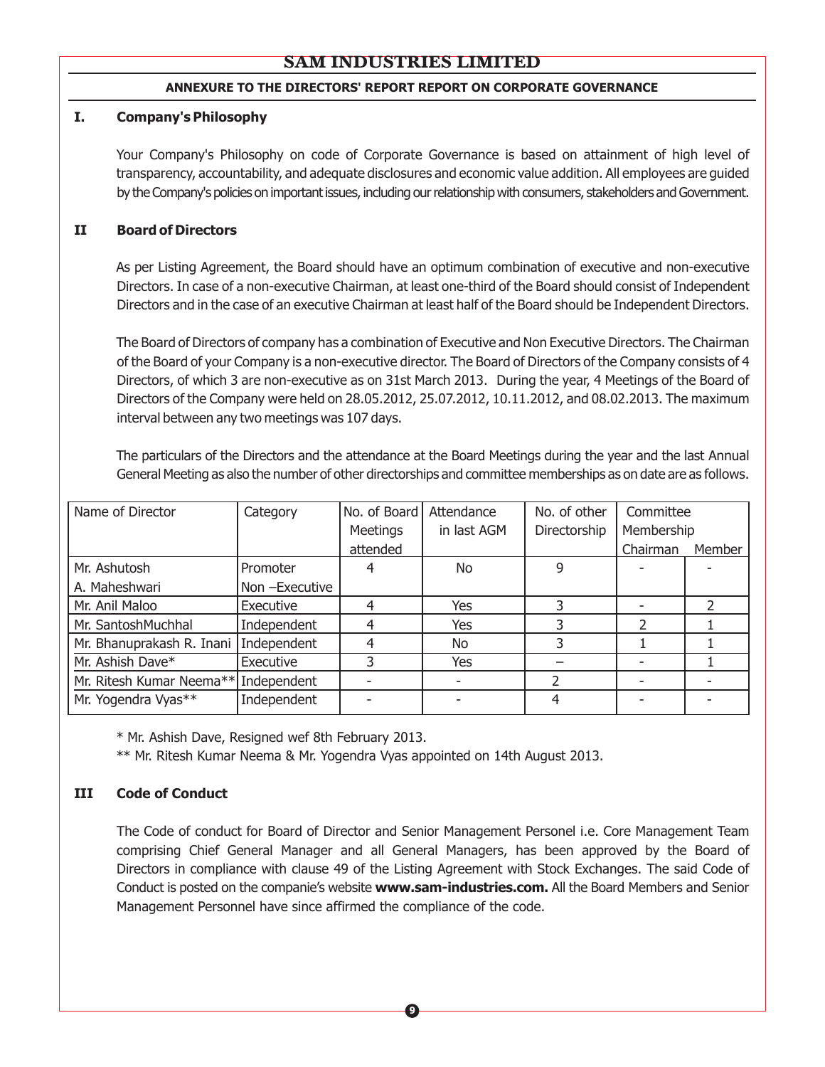## ANNEXURE TO THE DIRECTORS' REPORT REPORT ON CORPORATE GOVERNANCE

### I. Company's Philosophy

Your Company's Philosophy on code of Corporate Governance is based on attainment of high level of transparency, accountability, and adequate disclosures and economic value addition. All employees are guided by the Company's policies on important issues, including our relationship with consumers, stakeholders and Government.

### II Board of Directors

As per Listing Agreement, the Board should have an optimum combination of executive and non-executive Directors. In case of a non-executive Chairman, at least one-third of the Board should consist of Independent Directors and in the case of an executive Chairman at least half of the Board should be Independent Directors.

The Board of Directors of company has a combination of Executive and Non Executive Directors. The Chairman of the Board of your Company is a non-executive director. The Board of Directors of the Company consists of 4 Directors, of which 3 are non-executive as on 31st March 2013. During the year, 4 Meetings of the Board of Directors of the Company were held on 28.05.2012, 25.07.2012, 10.11.2012, and 08.02.2013. The maximum interval between any two meetings was 107 days.

The particulars of the Directors and the attendance at the Board Meetings during the year and the last Annual General Meeting as also the number of other directorships and committee memberships as on date are as follows.

| Name of Director | Category | No. of Board Meetings attended | Attendance in last AGM | No. of other Directorship | Committee Membership | |
|---|---|---|---|---|---|---|
| | | | | | Chairman | Member |
| Mr. Ashutosh A. Maheshwari | Promoter Non –Executive | 4 | No | 9 | - | - |
| Mr. Anil Maloo | Executive | 4 | Yes | 3 | - | 2 |
| Mr. SantoshMuchhal | Independent | 4 | Yes | 3 | 2 | 1 |
| Mr. Bhanuprakash R. Inani | Independent | 4 | No | 3 | 1 | 1 |
| Mr. Ashish Dave* | Executive | 3 | Yes | – | - | 1 |
| Mr. Ritesh Kumar Neema** | Independent | - | - | 2 | - | - |
| Mr. Yogendra Vyas** | Independent | - | - | 4 | - | - |

* Mr. Ashish Dave, Resigned wef 8th February 2013.

** Mr. Ritesh Kumar Neema & Mr. Yogendra Vyas appointed on 14th August 2013.

### III Code of Conduct

The Code of conduct for Board of Director and Senior Management Personel i.e. Core Management Team comprising Chief General Manager and all General Managers, has been approved by the Board of Directors in compliance with clause 49 of the Listing Agreement with Stock Exchanges. The said Code of Conduct is posted on the companie's website **www.sam-industries.com.** All the Board Members and Senior Management Personnel have since affirmed the compliance of the code.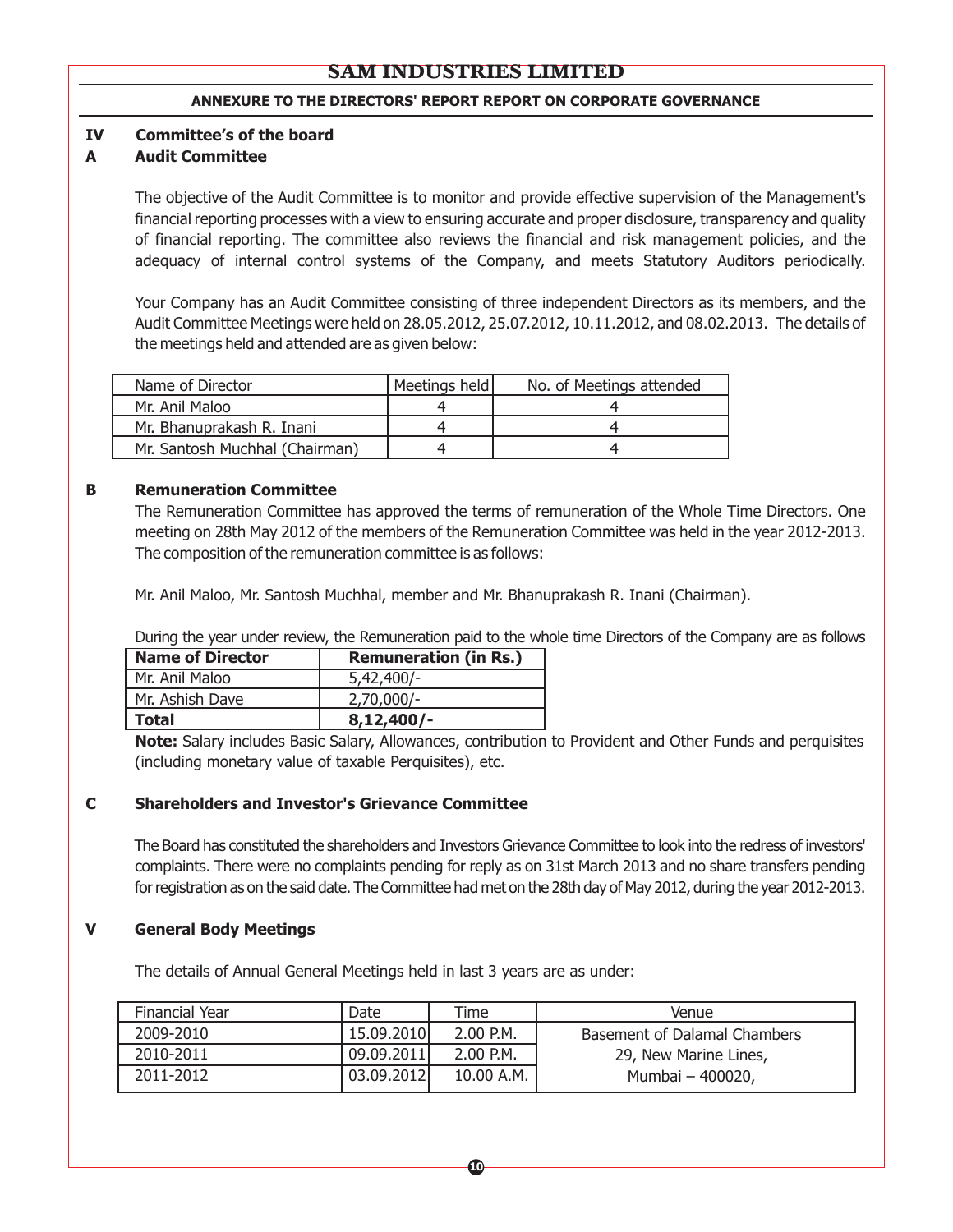**ANNEXURE TO THE DIRECTORS' REPORT REPORT ON CORPORATE GOVERNANCE**

## IV Committee's of the board

### A Audit Committee

The objective of the Audit Committee is to monitor and provide effective supervision of the Management's financial reporting processes with a view to ensuring accurate and proper disclosure, transparency and quality of financial reporting. The committee also reviews the financial and risk management policies, and the adequacy of internal control systems of the Company, and meets Statutory Auditors periodically.

Your Company has an Audit Committee consisting of three independent Directors as its members, and the Audit Committee Meetings were held on 28.05.2012, 25.07.2012, 10.11.2012, and 08.02.2013. The details of the meetings held and attended are as given below:

| Name of Director | Meetings held | No. of Meetings attended |
|---|---|---|
| Mr. Anil Maloo | 4 | 4 |
| Mr. Bhanuprakash R. Inani | 4 | 4 |
| Mr. Santosh Muchhal (Chairman) | 4 | 4 |

### B Remuneration Committee

The Remuneration Committee has approved the terms of remuneration of the Whole Time Directors. One meeting on 28th May 2012 of the members of the Remuneration Committee was held in the year 2012-2013. The composition of the remuneration committee is as follows:

Mr. Anil Maloo, Mr. Santosh Muchhal, member and Mr. Bhanuprakash R. Inani (Chairman).

During the year under review, the Remuneration paid to the whole time Directors of the Company are as follows

| Name of Director | Remuneration (in Rs.) |
|---|---|
| Mr. Anil Maloo | 5,42,400/- |
| Mr. Ashish Dave | 2,70,000/- |
| **Total** | **8,12,400/-** |

**Note:** Salary includes Basic Salary, Allowances, contribution to Provident and Other Funds and perquisites (including monetary value of taxable Perquisites), etc.

### C Shareholders and Investor's Grievance Committee

The Board has constituted the shareholders and Investors Grievance Committee to look into the redress of investors' complaints. There were no complaints pending for reply as on 31st March 2013 and no share transfers pending for registration as on the said date. The Committee had met on the 28th day of May 2012, during the year 2012-2013.

## V General Body Meetings

The details of Annual General Meetings held in last 3 years are as under:

| Financial Year | Date | Time | Venue |
|---|---|---|---|
| 2009-2010 | 15.09.2010 | 2.00 P.M. | Basement of Dalamal Chambers |
| 2010-2011 | 09.09.2011 | 2.00 P.M. | 29, New Marine Lines, |
| 2011-2012 | 03.09.2012 | 10.00 A.M. | Mumbai – 400020, |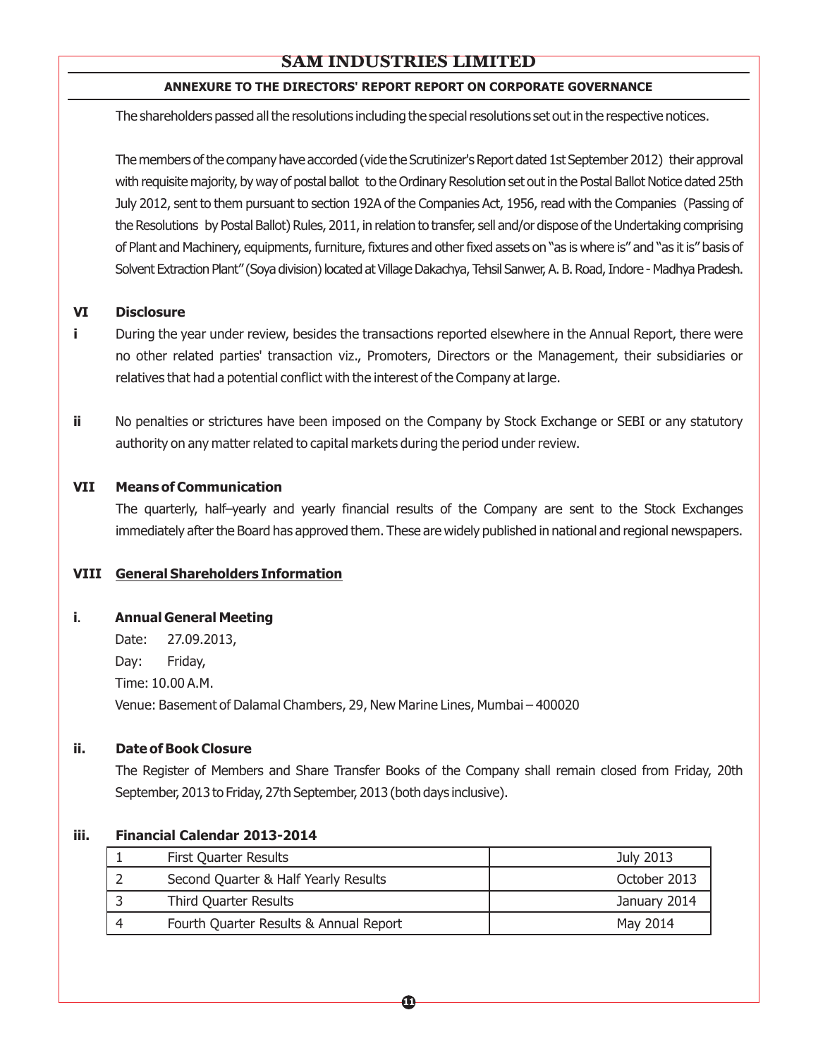The shareholders passed all the resolutions including the special resolutions set out in the respective notices.

The members of the company have accorded (vide the Scrutinizer's Report dated 1st September 2012) their approval with requisite majority, by way of postal ballot to the Ordinary Resolution set out in the Postal Ballot Notice dated 25th July 2012, sent to them pursuant to section 192A of the Companies Act, 1956, read with the Companies (Passing of the Resolutions by Postal Ballot) Rules, 2011, in relation to transfer, sell and/or dispose of the Undertaking comprising of Plant and Machinery, equipments, furniture, fixtures and other fixed assets on "as is where is" and "as it is" basis of Solvent Extraction Plant" (Soya division) located at Village Dakachya, Tehsil Sanwer, A. B. Road, Indore - Madhya Pradesh.

## VI Disclosure

**i** During the year under review, besides the transactions reported elsewhere in the Annual Report, there were no other related parties' transaction viz., Promoters, Directors or the Management, their subsidiaries or relatives that had a potential conflict with the interest of the Company at large.

**ii** No penalties or strictures have been imposed on the Company by Stock Exchange or SEBI or any statutory authority on any matter related to capital markets during the period under review.

## VII Means of Communication

The quarterly, half–yearly and yearly financial results of the Company are sent to the Stock Exchanges immediately after the Board has approved them. These are widely published in national and regional newspapers.

## VIII General Shareholders Information

### i. Annual General Meeting

Date: 27.09.2013,

Day: Friday,

Time: 10.00 A.M.

Venue: Basement of Dalamal Chambers, 29, New Marine Lines, Mumbai – 400020

### ii. Date of Book Closure

The Register of Members and Share Transfer Books of the Company shall remain closed from Friday, 20th September, 2013 to Friday, 27th September, 2013 (both days inclusive).

### iii. Financial Calendar 2013-2014

| | | |
|---|---|---|
| 1 | First Quarter Results | July 2013 |
| 2 | Second Quarter & Half Yearly Results | October 2013 |
| 3 | Third Quarter Results | January 2014 |
| 4 | Fourth Quarter Results & Annual Report | May 2014 |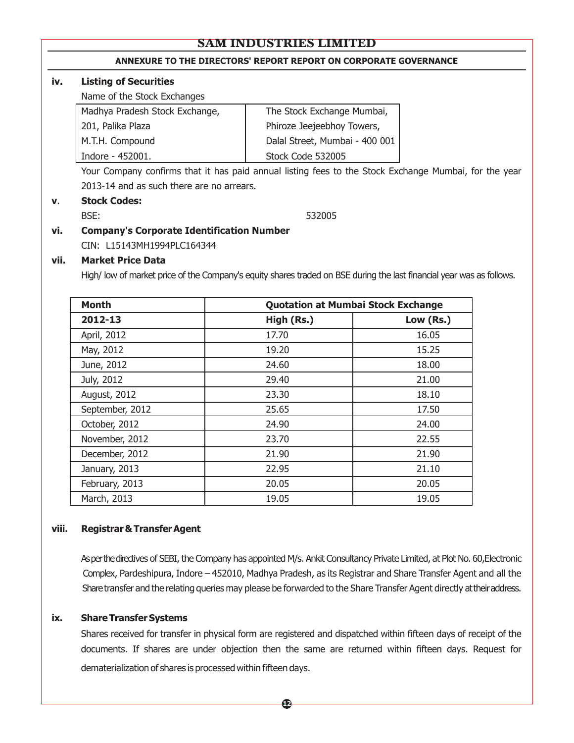## ANNEXURE TO THE DIRECTORS' REPORT REPORT ON CORPORATE GOVERNANCE

**iv. Listing of Securities**

Name of the Stock Exchanges

| Madhya Pradesh Stock Exchange, | The Stock Exchange Mumbai, |
|---|---|
| 201, Palika Plaza | Phiroze Jeejeebhoy Towers, |
| M.T.H. Compound | Dalal Street, Mumbai - 400 001 |
| Indore - 452001. | Stock Code 532005 |

Your Company confirms that it has paid annual listing fees to the Stock Exchange Mumbai, for the year 2013-14 and as such there are no arrears.

**v. Stock Codes:**

BSE: 532005

**vi. Company's Corporate Identification Number**

CIN: L15143MH1994PLC164344

**vii. Market Price Data**

High/ low of market price of the Company's equity shares traded on BSE during the last financial year was as follows.

| Month | Quotation at Mumbai Stock Exchange | |
|---|---|---|
| 2012-13 | High (Rs.) | Low (Rs.) |
| April, 2012 | 17.70 | 16.05 |
| May, 2012 | 19.20 | 15.25 |
| June, 2012 | 24.60 | 18.00 |
| July, 2012 | 29.40 | 21.00 |
| August, 2012 | 23.30 | 18.10 |
| September, 2012 | 25.65 | 17.50 |
| October, 2012 | 24.90 | 24.00 |
| November, 2012 | 23.70 | 22.55 |
| December, 2012 | 21.90 | 21.90 |
| January, 2013 | 22.95 | 21.10 |
| February, 2013 | 20.05 | 20.05 |
| March, 2013 | 19.05 | 19.05 |

**viii. Registrar & Transfer Agent**

As per the directives of SEBI, the Company has appointed M/s. Ankit Consultancy Private Limited, at Plot No. 60,Electronic Complex, Pardeshipura, Indore – 452010, Madhya Pradesh, as its Registrar and Share Transfer Agent and all the Share transfer and the relating queries may please be forwarded to the Share Transfer Agent directly at their address.

**ix. Share Transfer Systems**

Shares received for transfer in physical form are registered and dispatched within fifteen days of receipt of the documents. If shares are under objection then the same are returned within fifteen days. Request for dematerialization of shares is processed within fifteen days.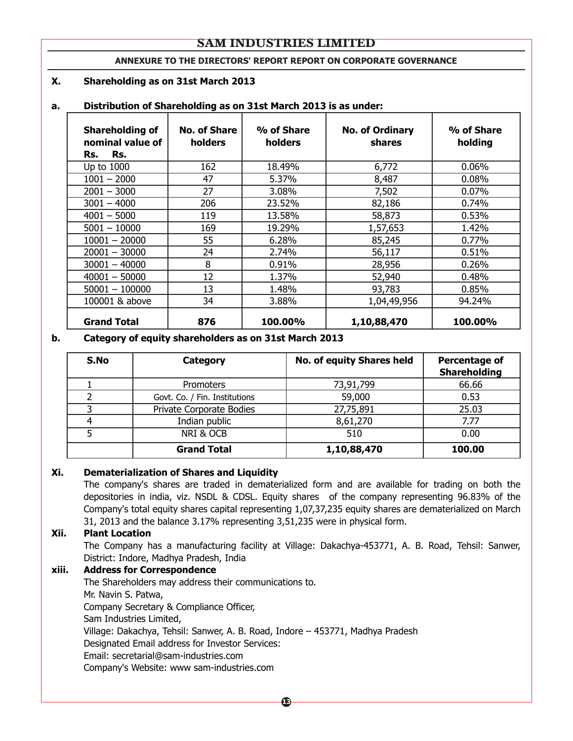## ANNEXURE TO THE DIRECTORS' REPORT REPORT ON CORPORATE GOVERNANCE

### X. Shareholding as on 31st March 2013

**a. Distribution of Shareholding as on 31st March 2013 is as under:**

| Shareholding of nominal value of Rs. Rs. | No. of Share holders | % of Share holders | No. of Ordinary shares | % of Share holding |
|---|---|---|---|---|
| Up to 1000 | 162 | 18.49% | 6,772 | 0.06% |
| 1001 – 2000 | 47 | 5.37% | 8,487 | 0.08% |
| 2001 – 3000 | 27 | 3.08% | 7,502 | 0.07% |
| 3001 – 4000 | 206 | 23.52% | 82,186 | 0.74% |
| 4001 – 5000 | 119 | 13.58% | 58,873 | 0.53% |
| 5001 – 10000 | 169 | 19.29% | 1,57,653 | 1.42% |
| 10001 – 20000 | 55 | 6.28% | 85,245 | 0.77% |
| 20001 – 30000 | 24 | 2.74% | 56,117 | 0.51% |
| 30001 – 40000 | 8 | 0.91% | 28,956 | 0.26% |
| 40001 – 50000 | 12 | 1.37% | 52,940 | 0.48% |
| 50001 – 100000 | 13 | 1.48% | 93,783 | 0.85% |
| 100001 & above | 34 | 3.88% | 1,04,49,956 | 94.24% |
| **Grand Total** | **876** | **100.00%** | **1,10,88,470** | **100.00%** |

**b. Category of equity shareholders as on 31st March 2013**

| S.No | Category | No. of equity Shares held | Percentage of Shareholding |
|---|---|---|---|
| 1 | Promoters | 73,91,799 | 66.66 |
| 2 | Govt. Co. / Fin. Institutions | 59,000 | 0.53 |
| 3 | Private Corporate Bodies | 27,75,891 | 25.03 |
| 4 | Indian public | 8,61,270 | 7.77 |
| 5 | NRI & OCB | 510 | 0.00 |
| | **Grand Total** | **1,10,88,470** | **100.00** |

### Xi. Dematerialization of Shares and Liquidity

The company's shares are traded in dematerialized form and are available for trading on both the depositories in india, viz. NSDL & CDSL. Equity shares of the company representing 96.83% of the Company's total equity shares capital representing 1,07,37,235 equity shares are dematerialized on March 31, 2013 and the balance 3.17% representing 3,51,235 were in physical form.

### Xii. Plant Location

The Company has a manufacturing facility at Village: Dakachya-453771, A. B. Road, Tehsil: Sanwer, District: Indore, Madhya Pradesh, India

### xiii. Address for Correspondence

The Shareholders may address their communications to.

Mr. Navin S. Patwa,
Company Secretary & Compliance Officer,
Sam Industries Limited,
Village: Dakachya, Tehsil: Sanwer, A. B. Road, Indore – 453771, Madhya Pradesh
Designated Email address for Investor Services:
Email: secretarial@sam-industries.com
Company's Website: www sam-industries.com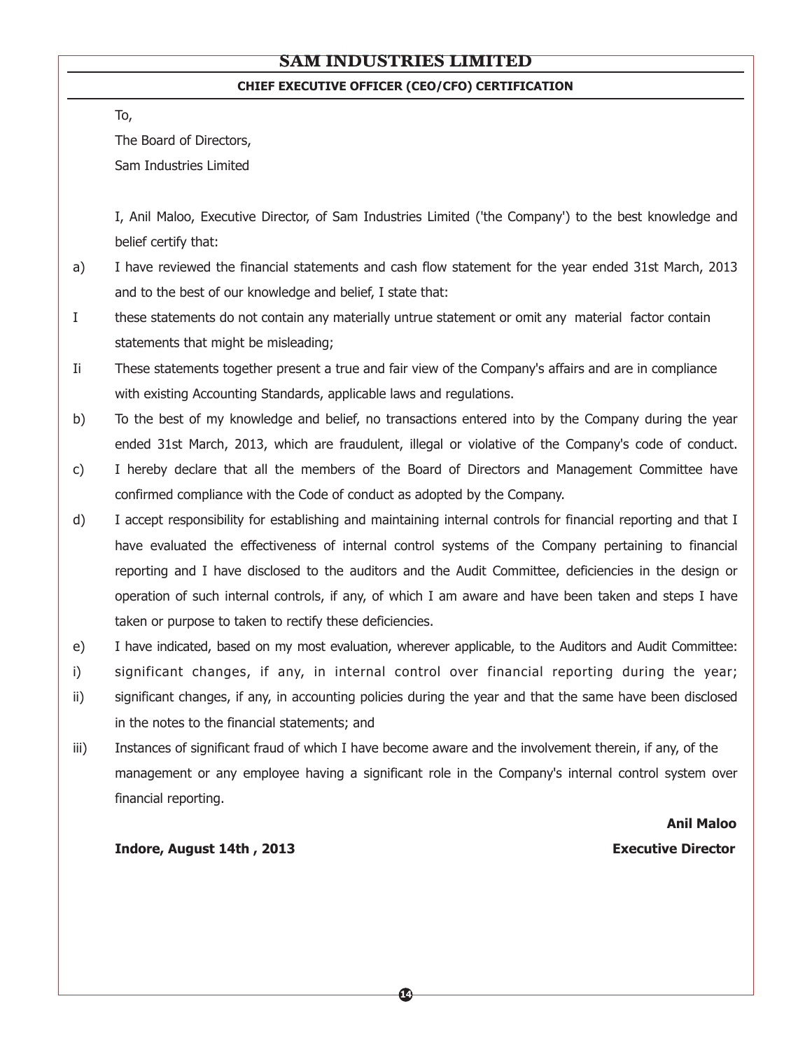## SAM INDUSTRIES LIMITED

### CHIEF EXECUTIVE OFFICER (CEO/CFO) CERTIFICATION

To,

The Board of Directors,

Sam Industries Limited

I, Anil Maloo, Executive Director, of Sam Industries Limited ('the Company') to the best knowledge and belief certify that:

a) I have reviewed the financial statements and cash flow statement for the year ended 31st March, 2013 and to the best of our knowledge and belief, I state that:

I these statements do not contain any materially untrue statement or omit any material factor contain statements that might be misleading;

Ii These statements together present a true and fair view of the Company's affairs and are in compliance with existing Accounting Standards, applicable laws and regulations.

b) To the best of my knowledge and belief, no transactions entered into by the Company during the year ended 31st March, 2013, which are fraudulent, illegal or violative of the Company's code of conduct.

c) I hereby declare that all the members of the Board of Directors and Management Committee have confirmed compliance with the Code of conduct as adopted by the Company.

d) I accept responsibility for establishing and maintaining internal controls for financial reporting and that I have evaluated the effectiveness of internal control systems of the Company pertaining to financial reporting and I have disclosed to the auditors and the Audit Committee, deficiencies in the design or operation of such internal controls, if any, of which I am aware and have been taken and steps I have taken or purpose to taken to rectify these deficiencies.

e) I have indicated, based on my most evaluation, wherever applicable, to the Auditors and Audit Committee:

i) significant changes, if any, in internal control over financial reporting during the year;

ii) significant changes, if any, in accounting policies during the year and that the same have been disclosed in the notes to the financial statements; and

iii) Instances of significant fraud of which I have become aware and the involvement therein, if any, of the management or any employee having a significant role in the Company's internal control system over financial reporting.

**Anil Maloo**

**Indore, August 14th , 2013** **Executive Director**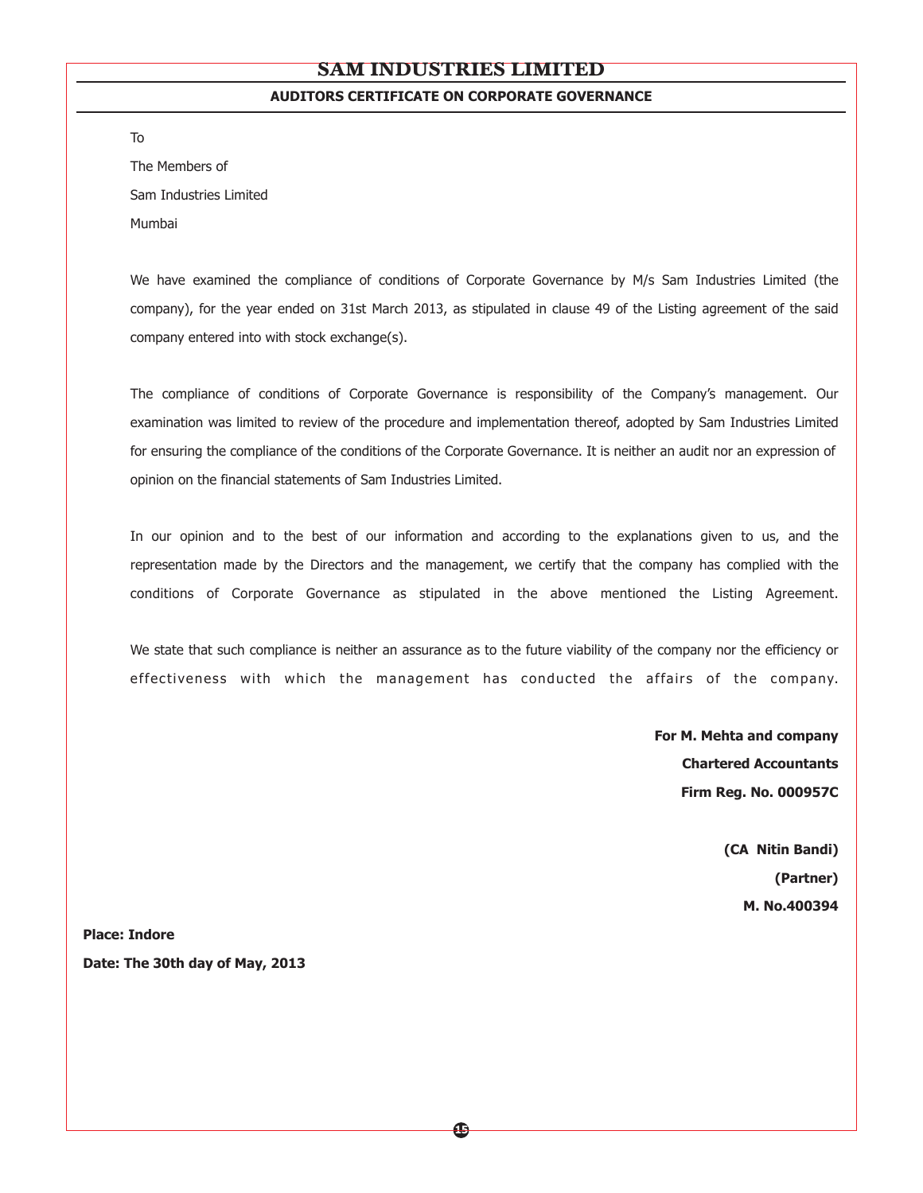## AUDITORS CERTIFICATE ON CORPORATE GOVERNANCE

To

The Members of

Sam Industries Limited

Mumbai

We have examined the compliance of conditions of Corporate Governance by M/s Sam Industries Limited (the company), for the year ended on 31st March 2013, as stipulated in clause 49 of the Listing agreement of the said company entered into with stock exchange(s).

The compliance of conditions of Corporate Governance is responsibility of the Company's management. Our examination was limited to review of the procedure and implementation thereof, adopted by Sam Industries Limited for ensuring the compliance of the conditions of the Corporate Governance. It is neither an audit nor an expression of opinion on the financial statements of Sam Industries Limited.

In our opinion and to the best of our information and according to the explanations given to us, and the representation made by the Directors and the management, we certify that the company has complied with the conditions of Corporate Governance as stipulated in the above mentioned the Listing Agreement.

We state that such compliance is neither an assurance as to the future viability of the company nor the efficiency or effectiveness with which the management has conducted the affairs of the company.

**For M. Mehta and company**
**Chartered Accountants**
**Firm Reg. No. 000957C**

**(CA Nitin Bandi)**
**(Partner)**
**M. No.400394**

**Place: Indore**
**Date: The 30th day of May, 2013**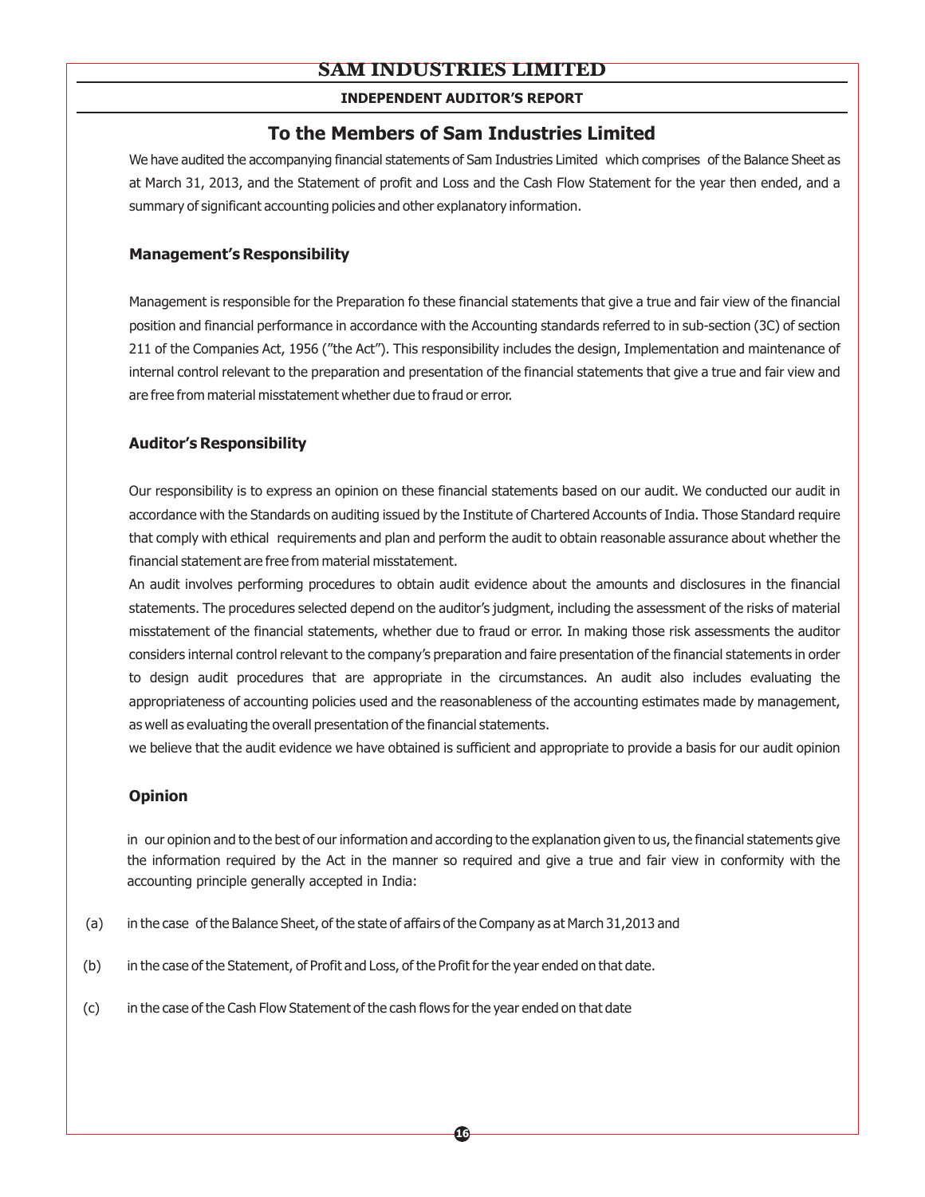## INDEPENDENT AUDITOR'S REPORT

# To the Members of Sam Industries Limited

We have audited the accompanying financial statements of Sam Industries Limited which comprises of the Balance Sheet as at March 31, 2013, and the Statement of profit and Loss and the Cash Flow Statement for the year then ended, and a summary of significant accounting policies and other explanatory information.

### Management's Responsibility

Management is responsible for the Preparation fo these financial statements that give a true and fair view of the financial position and financial performance in accordance with the Accounting standards referred to in sub-section (3C) of section 211 of the Companies Act, 1956 ("the Act"). This responsibility includes the design, Implementation and maintenance of internal control relevant to the preparation and presentation of the financial statements that give a true and fair view and are free from material misstatement whether due to fraud or error.

### Auditor's Responsibility

Our responsibility is to express an opinion on these financial statements based on our audit. We conducted our audit in accordance with the Standards on auditing issued by the Institute of Chartered Accounts of India. Those Standard require that comply with ethical requirements and plan and perform the audit to obtain reasonable assurance about whether the financial statement are free from material misstatement.

An audit involves performing procedures to obtain audit evidence about the amounts and disclosures in the financial statements. The procedures selected depend on the auditor's judgment, including the assessment of the risks of material misstatement of the financial statements, whether due to fraud or error. In making those risk assessments the auditor considers internal control relevant to the company's preparation and faire presentation of the financial statements in order to design audit procedures that are appropriate in the circumstances. An audit also includes evaluating the appropriateness of accounting policies used and the reasonableness of the accounting estimates made by management, as well as evaluating the overall presentation of the financial statements.

we believe that the audit evidence we have obtained is sufficient and appropriate to provide a basis for our audit opinion

### Opinion

in our opinion and to the best of our information and according to the explanation given to us, the financial statements give the information required by the Act in the manner so required and give a true and fair view in conformity with the accounting principle generally accepted in India:

(a) in the case of the Balance Sheet, of the state of affairs of the Company as at March 31,2013 and

(b) in the case of the Statement, of Profit and Loss, of the Profit for the year ended on that date.

(c) in the case of the Cash Flow Statement of the cash flows for the year ended on that date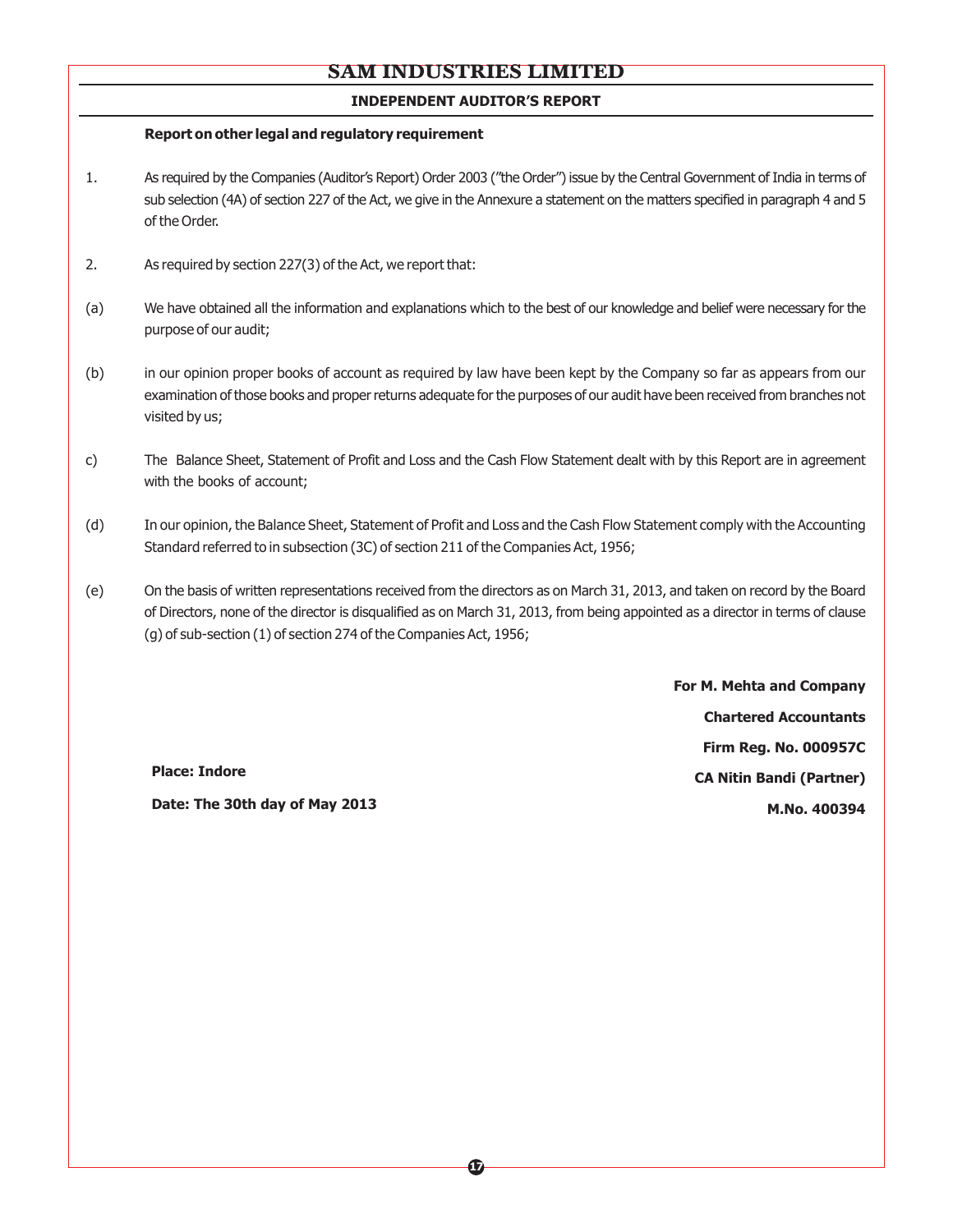## INDEPENDENT AUDITOR'S REPORT

**Report on other legal and regulatory requirement**

1. As required by the Companies (Auditor's Report) Order 2003 ("the Order") issue by the Central Government of India in terms of sub selection (4A) of section 227 of the Act, we give in the Annexure a statement on the matters specified in paragraph 4 and 5 of the Order.

2. As required by section 227(3) of the Act, we report that:

(a) We have obtained all the information and explanations which to the best of our knowledge and belief were necessary for the purpose of our audit;

(b) in our opinion proper books of account as required by law have been kept by the Company so far as appears from our examination of those books and proper returns adequate for the purposes of our audit have been received from branches not visited by us;

c) The Balance Sheet, Statement of Profit and Loss and the Cash Flow Statement dealt with by this Report are in agreement with the books of account;

(d) In our opinion, the Balance Sheet, Statement of Profit and Loss and the Cash Flow Statement comply with the Accounting Standard referred to in subsection (3C) of section 211 of the Companies Act, 1956;

(e) On the basis of written representations received from the directors as on March 31, 2013, and taken on record by the Board of Directors, none of the director is disqualified as on March 31, 2013, from being appointed as a director in terms of clause (g) of sub-section (1) of section 274 of the Companies Act, 1956;

**For M. Mehta and Company**
**Chartered Accountants**
**Firm Reg. No. 000957C**
**CA Nitin Bandi (Partner)**
**M.No. 400394**

**Place: Indore**
**Date: The 30th day of May 2013**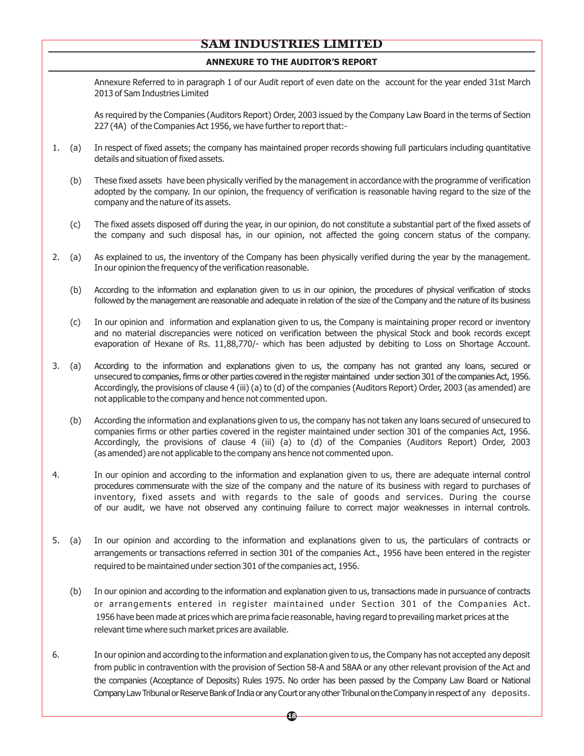## ANNEXURE TO THE AUDITOR'S REPORT

Annexure Referred to in paragraph 1 of our Audit report of even date on the account for the year ended 31st March 2013 of Sam Industries Limited

As required by the Companies (Auditors Report) Order, 2003 issued by the Company Law Board in the terms of Section 227 (4A) of the Companies Act 1956, we have further to report that:-

1. (a) In respect of fixed assets; the company has maintained proper records showing full particulars including quantitative details and situation of fixed assets.

   (b) These fixed assets have been physically verified by the management in accordance with the programme of verification adopted by the company. In our opinion, the frequency of verification is reasonable having regard to the size of the company and the nature of its assets.

   (c) The fixed assets disposed off during the year, in our opinion, do not constitute a substantial part of the fixed assets of the company and such disposal has, in our opinion, not affected the going concern status of the company.

2. (a) As explained to us, the inventory of the Company has been physically verified during the year by the management. In our opinion the frequency of the verification reasonable.

   (b) According to the information and explanation given to us in our opinion, the procedures of physical verification of stocks followed by the management are reasonable and adequate in relation of the size of the Company and the nature of its business

   (c) In our opinion and information and explanation given to us, the Company is maintaining proper record or inventory and no material discrepancies were noticed on verification between the physical Stock and book records except evaporation of Hexane of Rs. 11,88,770/- which has been adjusted by debiting to Loss on Shortage Account.

3. (a) According to the information and explanations given to us, the company has not granted any loans, secured or unsecured to companies, firms or other parties covered in the register maintained under section 301 of the companies Act, 1956. Accordingly, the provisions of clause 4 (iii) (a) to (d) of the companies (Auditors Report) Order, 2003 (as amended) are not applicable to the company and hence not commented upon.

   (b) According the information and explanations given to us, the company has not taken any loans secured of unsecured to companies firms or other parties covered in the register maintained under section 301 of the companies Act, 1956. Accordingly, the provisions of clause 4 (iii) (a) to (d) of the Companies (Auditors Report) Order, 2003 (as amended) are not applicable to the company ans hence not commented upon.

4. In our opinion and according to the information and explanation given to us, there are adequate internal control procedures commensurate with the size of the company and the nature of its business with regard to purchases of inventory, fixed assets and with regards to the sale of goods and services. During the course of our audit, we have not observed any continuing failure to correct major weaknesses in internal controls.

5. (a) In our opinion and according to the information and explanations given to us, the particulars of contracts or arrangements or transactions referred in section 301 of the companies Act., 1956 have been entered in the register required to be maintained under section 301 of the companies act, 1956.

   (b) In our opinion and according to the information and explanation given to us, transactions made in pursuance of contracts or arrangements entered in register maintained under Section 301 of the Companies Act. 1956 have been made at prices which are prima facie reasonable, having regard to prevailing market prices at the relevant time where such market prices are available.

6. In our opinion and according to the information and explanation given to us, the Company has not accepted any deposit from public in contravention with the provision of Section 58-A and 58AA or any other relevant provision of the Act and the companies (Acceptance of Deposits) Rules 1975. No order has been passed by the Company Law Board or National Company Law Tribunal or Reserve Bank of India or any Court or any other Tribunal on the Company in respect of any deposits.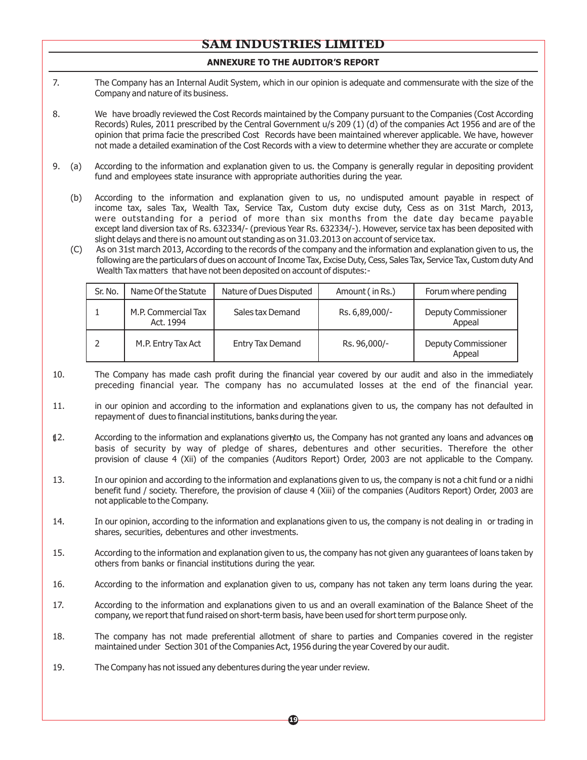# SAM INDUSTRIES LIMITED

## ANNEXURE TO THE AUDITOR'S REPORT

7. The Company has an Internal Audit System, which in our opinion is adequate and commensurate with the size of the Company and nature of its business.

8. We have broadly reviewed the Cost Records maintained by the Company pursuant to the Companies (Cost According Records) Rules, 2011 prescribed by the Central Government u/s 209 (1) (d) of the companies Act 1956 and are of the opinion that prima facie the prescribed Cost Records have been maintained wherever applicable. We have, however not made a detailed examination of the Cost Records with a view to determine whether they are accurate or complete

9. (a) According to the information and explanation given to us. the Company is generally regular in depositing provident fund and employees state insurance with appropriate authorities during the year.

   (b) According to the information and explanation given to us, no undisputed amount payable in respect of income tax, sales Tax, Wealth Tax, Service Tax, Custom duty excise duty, Cess as on 31st March, 2013, were outstanding for a period of more than six months from the date day became payable except land diversion tax of Rs. 632334/- (previous Year Rs. 632334/-). However, service tax has been deposited with slight delays and there is no amount out standing as on 31.03.2013 on account of service tax.

   (C) As on 31st march 2013, According to the records of the company and the information and explanation given to us, the following are the particulars of dues on account of Income Tax, Excise Duty, Cess, Sales Tax, Service Tax, Custom duty And Wealth Tax matters that have not been deposited on account of disputes:-

| Sr. No. | Name Of the Statute | Nature of Dues Disputed | Amount ( in Rs.) | Forum where pending |
|---|---|---|---|---|
| 1 | M.P. Commercial Tax Act. 1994 | Sales tax Demand | Rs. 6,89,000/- | Deputy Commissioner Appeal |
| 2 | M.P. Entry Tax Act | Entry Tax Demand | Rs. 96,000/- | Deputy Commissioner Appeal |

10. The Company has made cash profit during the financial year covered by our audit and also in the immediately preceding financial year. The company has no accumulated losses at the end of the financial year.

11. in our opinion and according to the information and explanations given to us, the company has not defaulted in repayment of dues to financial institutions, banks during the year.

12. According to the information and explanations given to us, the Company has not granted any loans and advances on basis of security by way of pledge of shares, debentures and other securities. Therefore the other provision of clause 4 (Xii) of the companies (Auditors Report) Order, 2003 are not applicable to the Company.

13. In our opinion and according to the information and explanations given to us, the company is not a chit fund or a nidhi benefit fund / society. Therefore, the provision of clause 4 (Xiii) of the companies (Auditors Report) Order, 2003 are not applicable to the Company.

14. In our opinion, according to the information and explanations given to us, the company is not dealing in or trading in shares, securities, debentures and other investments.

15. According to the information and explanation given to us, the company has not given any guarantees of loans taken by others from banks or financial institutions during the year.

16. According to the information and explanation given to us, company has not taken any term loans during the year.

17. According to the information and explanations given to us and an overall examination of the Balance Sheet of the company, we report that fund raised on short-term basis, have been used for short term purpose only.

18. The company has not made preferential allotment of share to parties and Companies covered in the register maintained under Section 301 of the Companies Act, 1956 during the year Covered by our audit.

19. The Company has not issued any debentures during the year under review.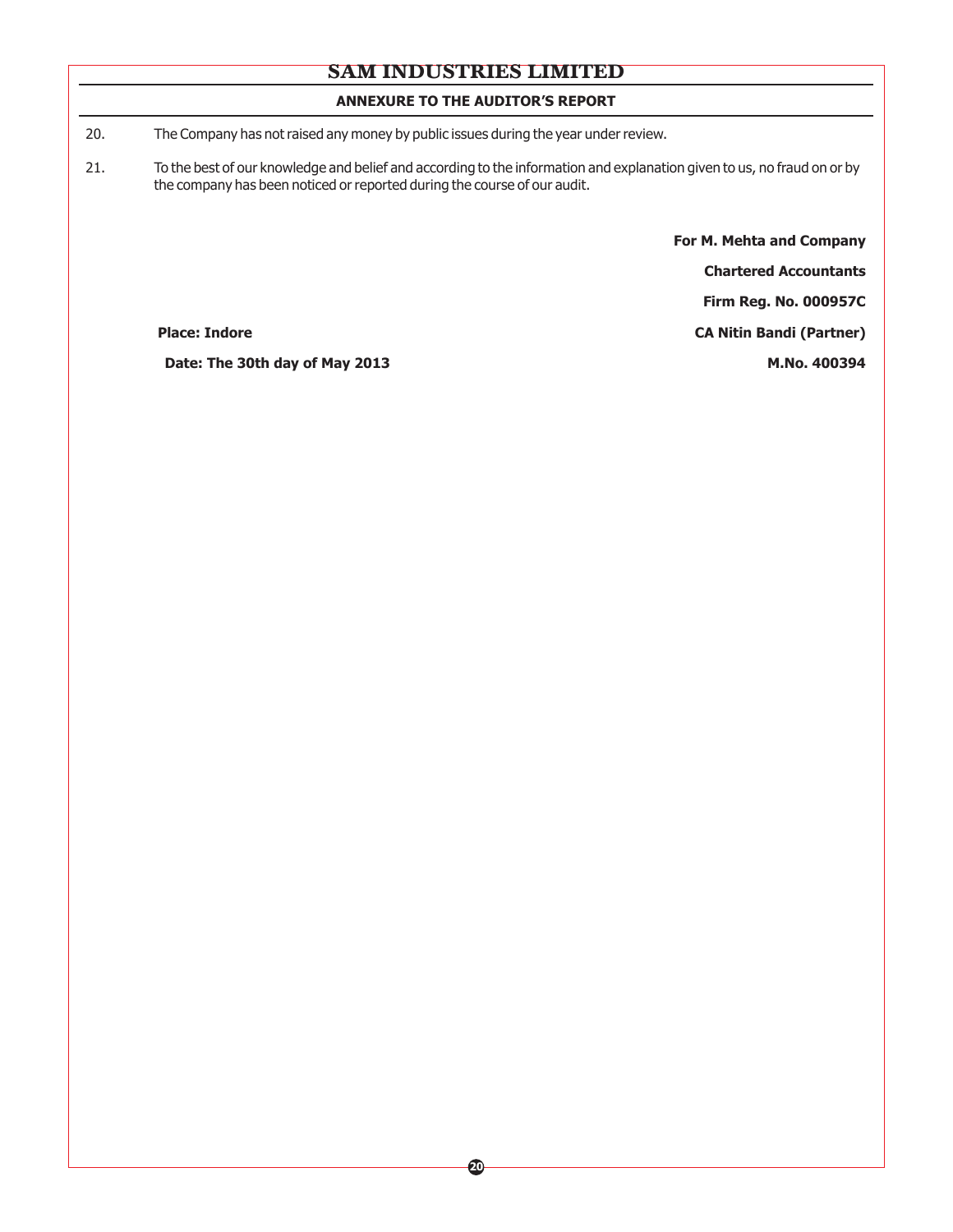## ANNEXURE TO THE AUDITOR'S REPORT

20. The Company has not raised any money by public issues during the year under review.

21. To the best of our knowledge and belief and according to the information and explanation given to us, no fraud on or by the company has been noticed or reported during the course of our audit.

**For M. Mehta and Company**

**Chartered Accountants**

**Firm Reg. No. 000957C**

**Place: Indore** | **CA Nitin Bandi (Partner)**

**Date: The 30th day of May 2013** | **M.No. 400394**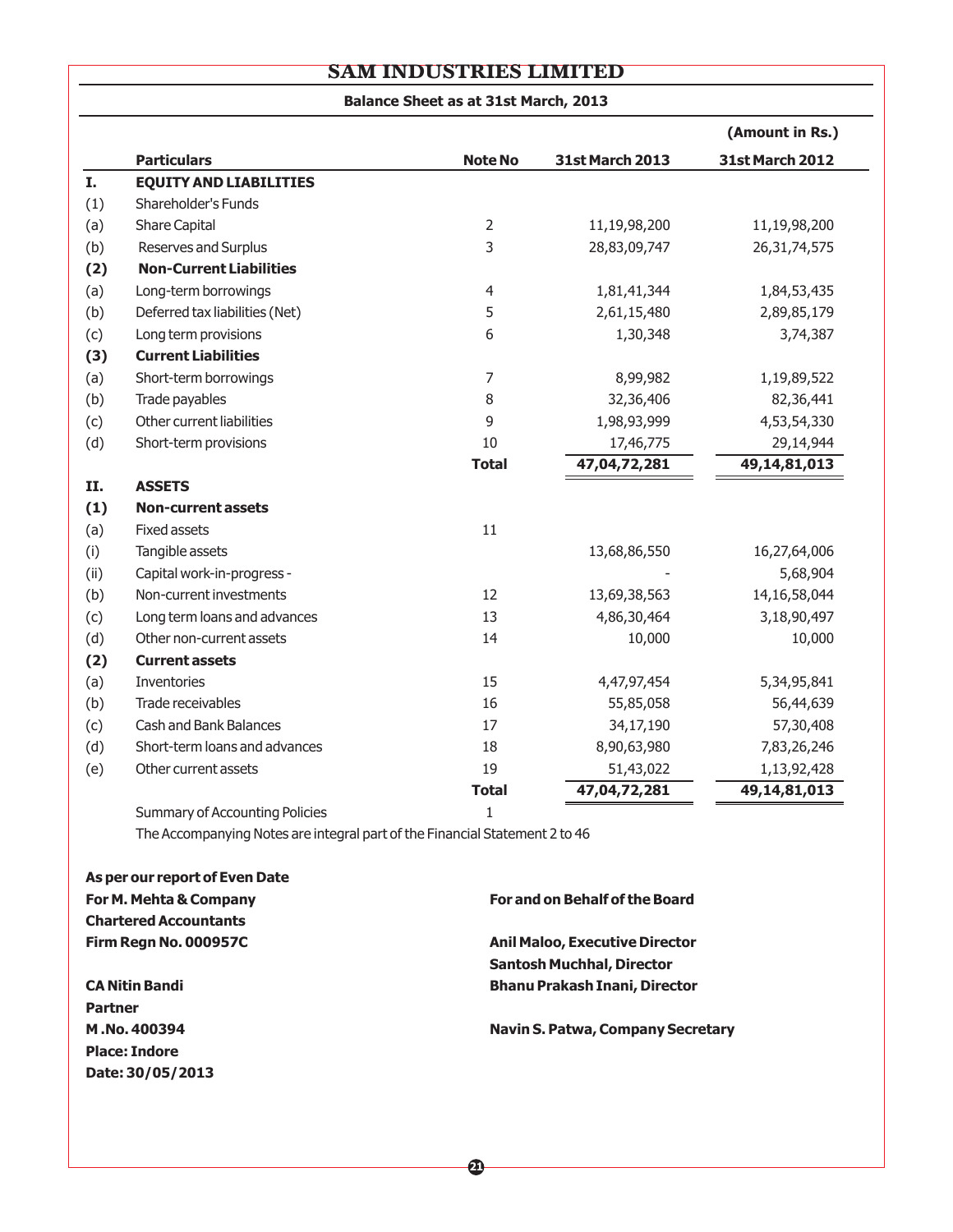# SAM INDUSTRIES LIMITED

## Balance Sheet as at 31st March, 2013

(Amount in Rs.)

| | Particulars | Note No | 31st March 2013 | 31st March 2012 |
|---|---|---|---|---|
| **I.** | **EQUITY AND LIABILITIES** | | | |
| (1) | Shareholder's Funds | | | |
| (a) | Share Capital | 2 | 11,19,98,200 | 11,19,98,200 |
| (b) | Reserves and Surplus | 3 | 28,83,09,747 | 26,31,74,575 |
| **(2)** | **Non-Current Liabilities** | | | |
| (a) | Long-term borrowings | 4 | 1,81,41,344 | 1,84,53,435 |
| (b) | Deferred tax liabilities (Net) | 5 | 2,61,15,480 | 2,89,85,179 |
| (c) | Long term provisions | 6 | 1,30,348 | 3,74,387 |
| **(3)** | **Current Liabilities** | | | |
| (a) | Short-term borrowings | 7 | 8,99,982 | 1,19,89,522 |
| (b) | Trade payables | 8 | 32,36,406 | 82,36,441 |
| (c) | Other current liabilities | 9 | 1,98,93,999 | 4,53,54,330 |
| (d) | Short-term provisions | 10 | 17,46,775 | 29,14,944 |
| | | **Total** | **47,04,72,281** | **49,14,81,013** |
| **II.** | **ASSETS** | | | |
| **(1)** | **Non-current assets** | | | |
| (a) | Fixed assets | 11 | | |
| (i) | Tangible assets | | 13,68,86,550 | 16,27,64,006 |
| (ii) | Capital work-in-progress - | | - | 5,68,904 |
| (b) | Non-current investments | 12 | 13,69,38,563 | 14,16,58,044 |
| (c) | Long term loans and advances | 13 | 4,86,30,464 | 3,18,90,497 |
| (d) | Other non-current assets | 14 | 10,000 | 10,000 |
| **(2)** | **Current assets** | | | |
| (a) | Inventories | 15 | 4,47,97,454 | 5,34,95,841 |
| (b) | Trade receivables | 16 | 55,85,058 | 56,44,639 |
| (c) | Cash and Bank Balances | 17 | 34,17,190 | 57,30,408 |
| (d) | Short-term loans and advances | 18 | 8,90,63,980 | 7,83,26,246 |
| (e) | Other current assets | 19 | 51,43,022 | 1,13,92,428 |
| | | **Total** | **47,04,72,281** | **49,14,81,013** |
| | Summary of Accounting Policies | 1 | | |

The Accompanying Notes are integral part of the Financial Statement 2 to 46

**As per our report of Even Date**
**For M. Mehta & Company**
**Chartered Accountants**
**Firm Regn No. 000957C**

**CA Nitin Bandi**
**Partner**
**M .No. 400394**
**Place: Indore**
**Date: 30/05/2013**

**For and on Behalf of the Board**

**Anil Maloo, Executive Director**
**Santosh Muchhal, Director**
**Bhanu Prakash Inani, Director**

**Navin S. Patwa, Company Secretary**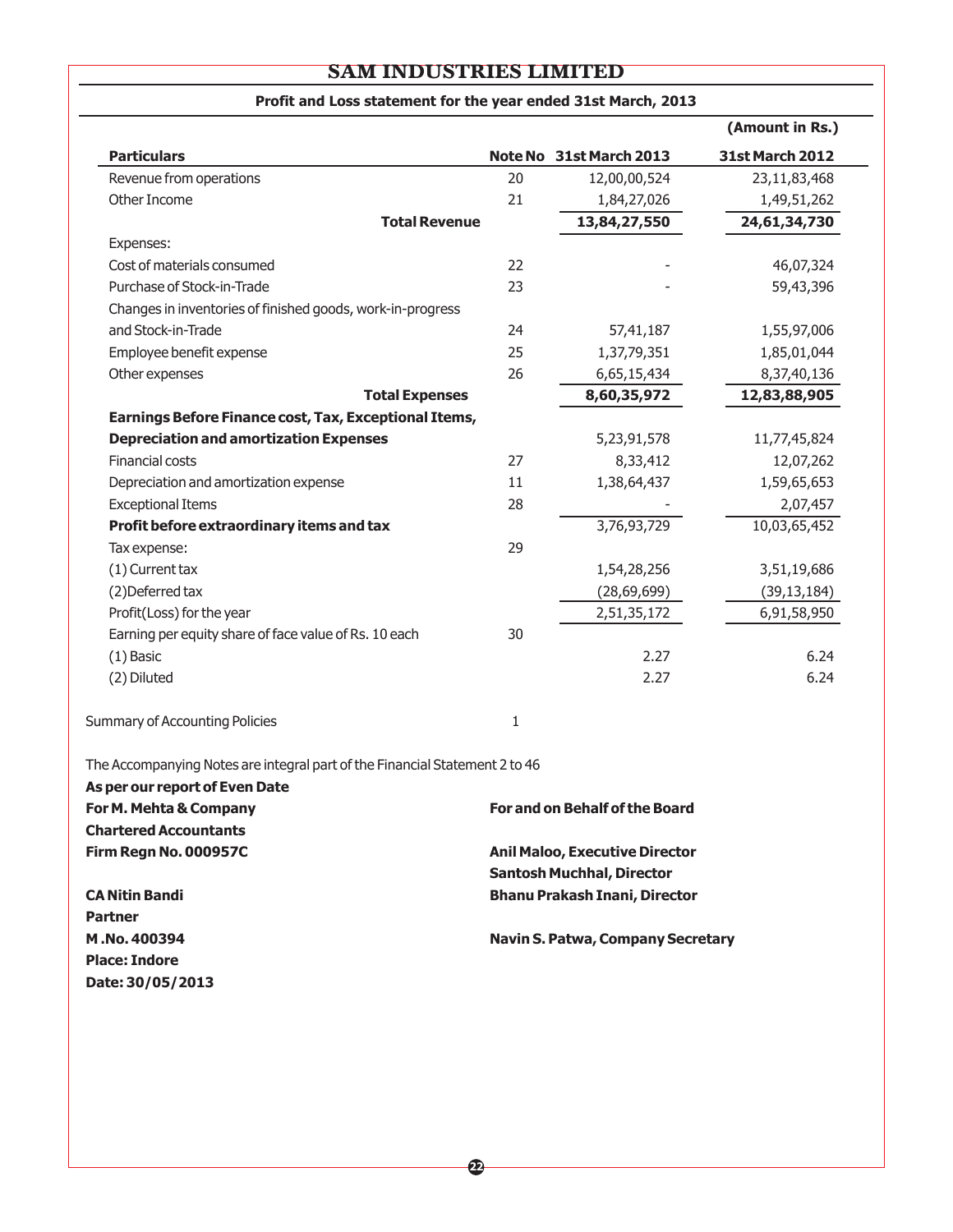# SAM INDUSTRIES LIMITED

## Profit and Loss statement for the year ended 31st March, 2013

(Amount in Rs.)

| Particulars | Note No | 31st March 2013 | 31st March 2012 |
|---|---|---|---|
| Revenue from operations | 20 | 12,00,00,524 | 23,11,83,468 |
| Other Income | 21 | 1,84,27,026 | 1,49,51,262 |
| **Total Revenue** | | **13,84,27,550** | **24,61,34,730** |
| Expenses: | | | |
| Cost of materials consumed | 22 | - | 46,07,324 |
| Purchase of Stock-in-Trade | 23 | - | 59,43,396 |
| Changes in inventories of finished goods, work-in-progress and Stock-in-Trade | 24 | 57,41,187 | 1,55,97,006 |
| Employee benefit expense | 25 | 1,37,79,351 | 1,85,01,044 |
| Other expenses | 26 | 6,65,15,434 | 8,37,40,136 |
| **Total Expenses** | | **8,60,35,972** | **12,83,88,905** |
| **Earnings Before Finance cost, Tax, Exceptional Items, Depreciation and amortization Expenses** | | 5,23,91,578 | 11,77,45,824 |
| Financial costs | 27 | 8,33,412 | 12,07,262 |
| Depreciation and amortization expense | 11 | 1,38,64,437 | 1,59,65,653 |
| Exceptional Items | 28 | - | 2,07,457 |
| **Profit before extraordinary items and tax** | | 3,76,93,729 | 10,03,65,452 |
| Tax expense: | 29 | | |
| (1) Current tax | | 1,54,28,256 | 3,51,19,686 |
| (2)Deferred tax | | (28,69,699) | (39,13,184) |
| Profit(Loss) for the year | | 2,51,35,172 | 6,91,58,950 |
| Earning per equity share of face value of Rs. 10 each | 30 | | |
| (1) Basic | | 2.27 | 6.24 |
| (2) Diluted | | 2.27 | 6.24 |

Summary of Accounting Policies 1

The Accompanying Notes are integral part of the Financial Statement 2 to 46

**As per our report of Even Date**
**For M. Mehta & Company**
**Chartered Accountants**
**Firm Regn No. 000957C**

**CA Nitin Bandi**
**Partner**
**M .No. 400394**
**Place: Indore**
**Date: 30/05/2013**

**For and on Behalf of the Board**

**Anil Maloo, Executive Director**
**Santosh Muchhal, Director**
**Bhanu Prakash Inani, Director**

**Navin S. Patwa, Company Secretary**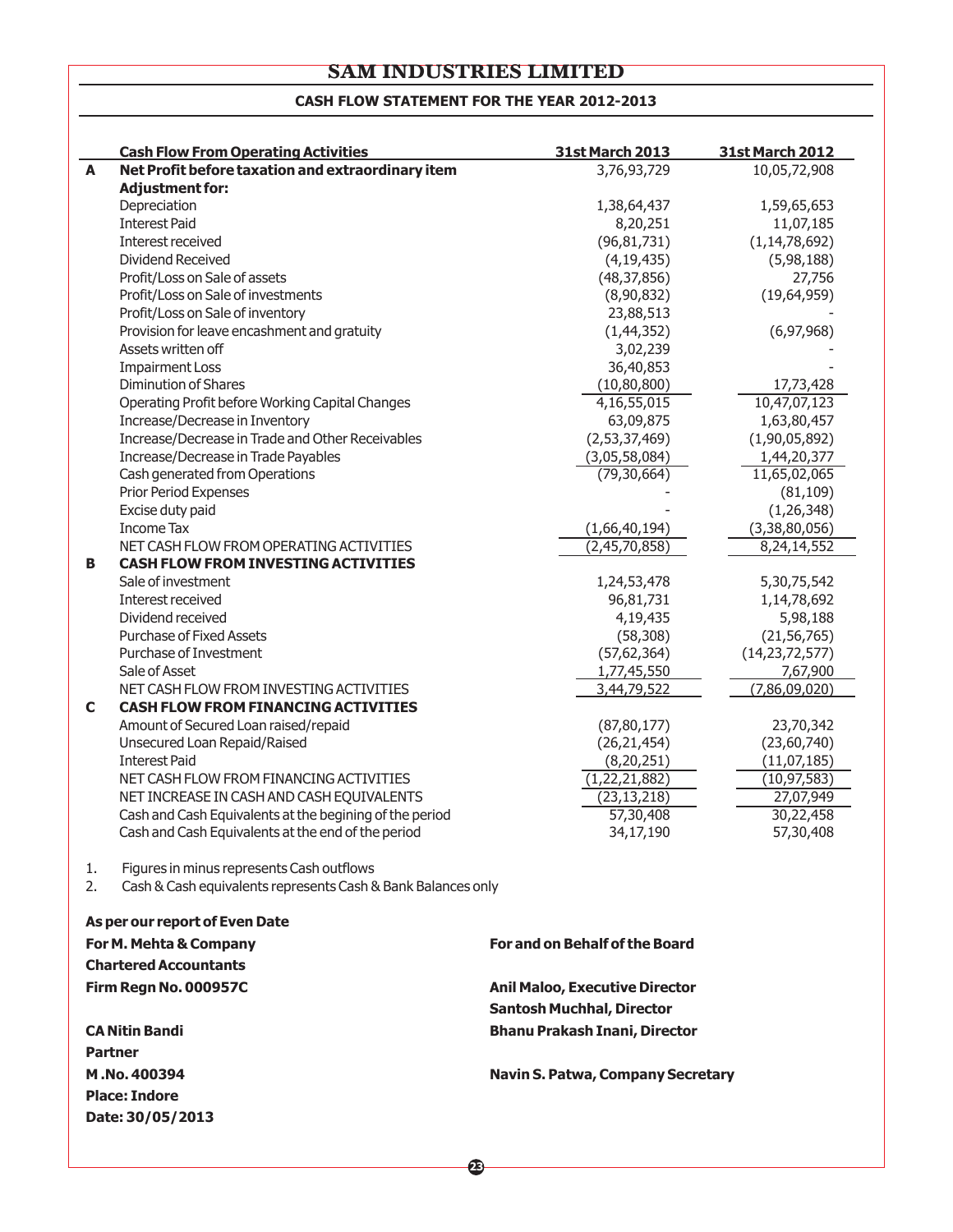# SAM INDUSTRIES LIMITED

## CASH FLOW STATEMENT FOR THE YEAR 2012-2013

| | Cash Flow From Operating Activities | 31st March 2013 | 31st March 2012 |
|---|---|---|---|
| **A** | **Net Profit before taxation and extraordinary item** | 3,76,93,729 | 10,05,72,908 |
| | **Adjustment for:** | | |
| | Depreciation | 1,38,64,437 | 1,59,65,653 |
| | Interest Paid | 8,20,251 | 11,07,185 |
| | Interest received | (96,81,731) | (1,14,78,692) |
| | Dividend Received | (4,19,435) | (5,98,188) |
| | Profit/Loss on Sale of assets | (48,37,856) | 27,756 |
| | Profit/Loss on Sale of investments | (8,90,832) | (19,64,959) |
| | Profit/Loss on Sale of inventory | 23,88,513 | - |
| | Provision for leave encashment and gratuity | (1,44,352) | (6,97,968) |
| | Assets written off | 3,02,239 | - |
| | Impairment Loss | 36,40,853 | - |
| | Diminution of Shares | (10,80,800) | 17,73,428 |
| | Operating Profit before Working Capital Changes | 4,16,55,015 | 10,47,07,123 |
| | Increase/Decrease in Inventory | 63,09,875 | 1,63,80,457 |
| | Increase/Decrease in Trade and Other Receivables | (2,53,37,469) | (1,90,05,892) |
| | Increase/Decrease in Trade Payables | (3,05,58,084) | 1,44,20,377 |
| | Cash generated from Operations | (79,30,664) | 11,65,02,065 |
| | Prior Period Expenses | - | (81,109) |
| | Excise duty paid | - | (1,26,348) |
| | Income Tax | (1,66,40,194) | (3,38,80,056) |
| | NET CASH FLOW FROM OPERATING ACTIVITIES | (2,45,70,858) | 8,24,14,552 |
| **B** | **CASH FLOW FROM INVESTING ACTIVITIES** | | |
| | Sale of investment | 1,24,53,478 | 5,30,75,542 |
| | Interest received | 96,81,731 | 1,14,78,692 |
| | Dividend received | 4,19,435 | 5,98,188 |
| | Purchase of Fixed Assets | (58,308) | (21,56,765) |
| | Purchase of Investment | (57,62,364) | (14,23,72,577) |
| | Sale of Asset | 1,77,45,550 | 7,67,900 |
| | NET CASH FLOW FROM INVESTING ACTIVITIES | 3,44,79,522 | (7,86,09,020) |
| **C** | **CASH FLOW FROM FINANCING ACTIVITIES** | | |
| | Amount of Secured Loan raised/repaid | (87,80,177) | 23,70,342 |
| | Unsecured Loan Repaid/Raised | (26,21,454) | (23,60,740) |
| | Interest Paid | (8,20,251) | (11,07,185) |
| | NET CASH FLOW FROM FINANCING ACTIVITIES | (1,22,21,882) | (10,97,583) |
| | NET INCREASE IN CASH AND CASH EQUIVALENTS | (23,13,218) | 27,07,949 |
| | Cash and Cash Equivalents at the begining of the period | 57,30,408 | 30,22,458 |
| | Cash and Cash Equivalents at the end of the period | 34,17,190 | 57,30,408 |

1. Figures in minus represents Cash outflows
2. Cash & Cash equivalents represents Cash & Bank Balances only

**As per our report of Even Date**

**For M. Mehta & Company**
**Chartered Accountants**
**Firm Regn No. 000957C**

**CA Nitin Bandi**
**Partner**
**M .No. 400394**
**Place: Indore**
**Date: 30/05/2013**

**For and on Behalf of the Board**

**Anil Maloo, Executive Director**
**Santosh Muchhal, Director**
**Bhanu Prakash Inani, Director**

**Navin S. Patwa, Company Secretary**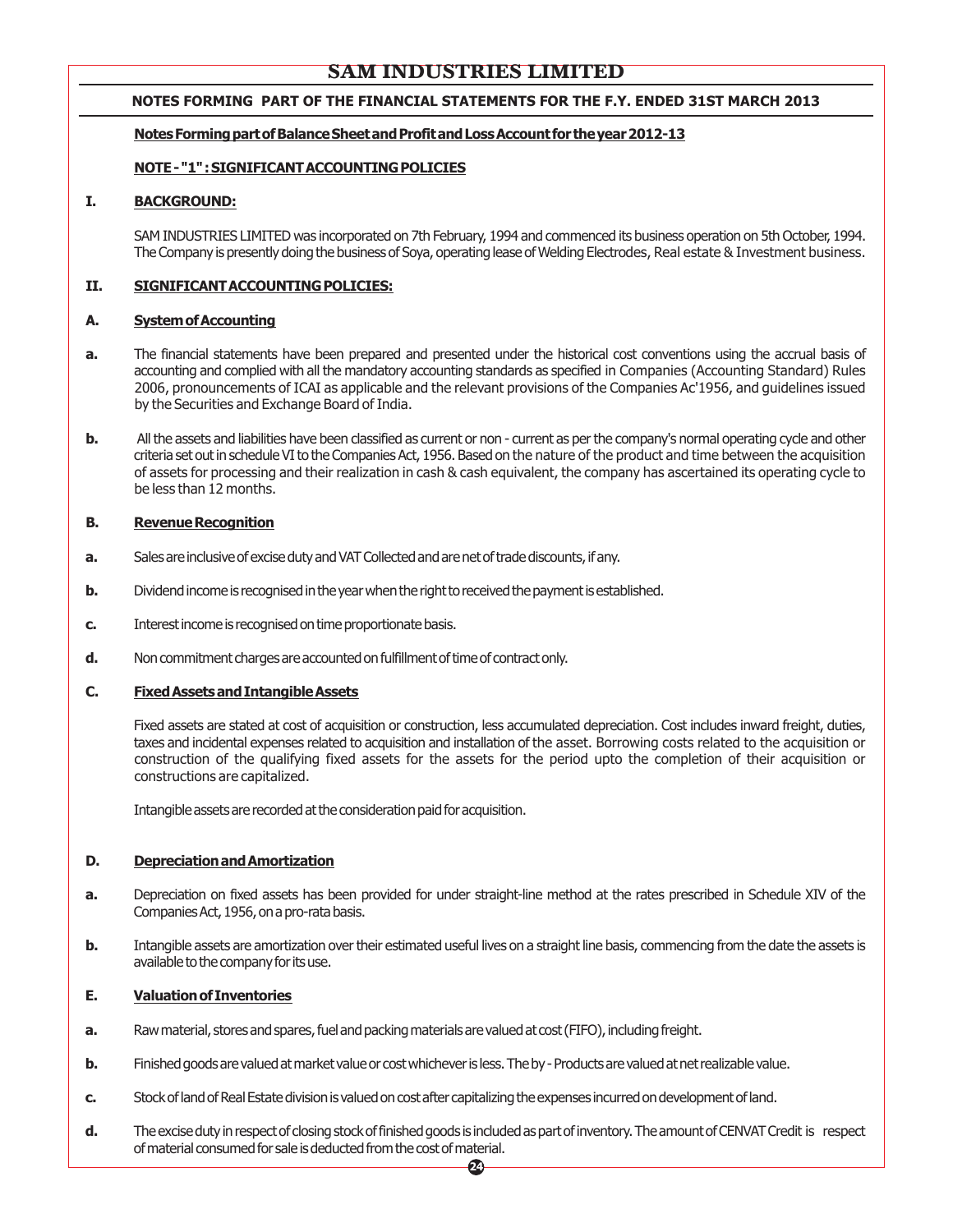# SAM INDUSTRIES LIMITED

## NOTES FORMING PART OF THE FINANCIAL STATEMENTS FOR THE F.Y. ENDED 31ST MARCH 2013

**Notes Forming part of Balance Sheet and Profit and Loss Account for the year 2012-13**

**NOTE - "1" : SIGNIFICANT ACCOUNTING POLICIES**

### I. BACKGROUND:

SAM INDUSTRIES LIMITED was incorporated on 7th February, 1994 and commenced its business operation on 5th October, 1994. The Company is presently doing the business of Soya, operating lease of Welding Electrodes, Real estate & Investment business.

### II. SIGNIFICANT ACCOUNTING POLICIES:

#### A. System of Accounting

**a.** The financial statements have been prepared and presented under the historical cost conventions using the accrual basis of accounting and complied with all the mandatory accounting standards as specified in Companies (Accounting Standard) Rules 2006, pronouncements of ICAI as applicable and the relevant provisions of the Companies Ac'1956, and guidelines issued by the Securities and Exchange Board of India.

**b.** All the assets and liabilities have been classified as current or non - current as per the company's normal operating cycle and other criteria set out in schedule VI to the Companies Act, 1956. Based on the nature of the product and time between the acquisition of assets for processing and their realization in cash & cash equivalent, the company has ascertained its operating cycle to be less than 12 months.

#### B. Revenue Recognition

**a.** Sales are inclusive of excise duty and VAT Collected and are net of trade discounts, if any.

**b.** Dividend income is recognised in the year when the right to received the payment is established.

**c.** Interest income is recognised on time proportionate basis.

**d.** Non commitment charges are accounted on fulfillment of time of contract only.

#### C. Fixed Assets and Intangible Assets

Fixed assets are stated at cost of acquisition or construction, less accumulated depreciation. Cost includes inward freight, duties, taxes and incidental expenses related to acquisition and installation of the asset. Borrowing costs related to the acquisition or construction of the qualifying fixed assets for the assets for the period upto the completion of their acquisition or constructions are capitalized.

Intangible assets are recorded at the consideration paid for acquisition.

#### D. Depreciation and Amortization

**a.** Depreciation on fixed assets has been provided for under straight-line method at the rates prescribed in Schedule XIV of the Companies Act, 1956, on a pro-rata basis.

**b.** Intangible assets are amortization over their estimated useful lives on a straight line basis, commencing from the date the assets is available to the company for its use.

#### E. Valuation of Inventories

**a.** Raw material, stores and spares, fuel and packing materials are valued at cost (FIFO), including freight.

**b.** Finished goods are valued at market value or cost whichever is less. The by - Products are valued at net realizable value.

**c.** Stock of land of Real Estate division is valued on cost after capitalizing the expenses incurred on development of land.

**d.** The excise duty in respect of closing stock of finished goods is included as part of inventory. The amount of CENVAT Credit is respect of material consumed for sale is deducted from the cost of material.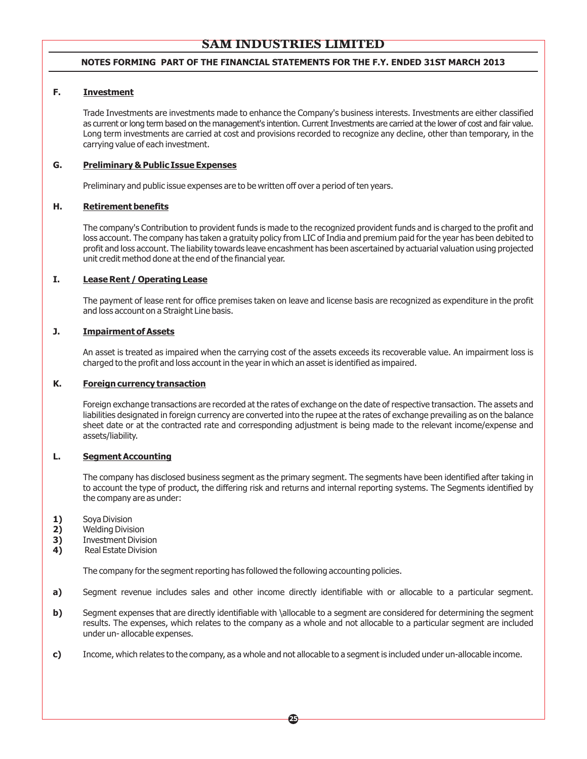**F. Investment**

Trade Investments are investments made to enhance the Company's business interests. Investments are either classified as current or long term based on the management's intention. Current Investments are carried at the lower of cost and fair value. Long term investments are carried at cost and provisions recorded to recognize any decline, other than temporary, in the carrying value of each investment.

**G. Preliminary & Public Issue Expenses**

Preliminary and public issue expenses are to be written off over a period of ten years.

**H. Retirement benefits**

The company's Contribution to provident funds is made to the recognized provident funds and is charged to the profit and loss account. The company has taken a gratuity policy from LIC of India and premium paid for the year has been debited to profit and loss account. The liability towards leave encashment has been ascertained by actuarial valuation using projected unit credit method done at the end of the financial year.

**I. Lease Rent / Operating Lease**

The payment of lease rent for office premises taken on leave and license basis are recognized as expenditure in the profit and loss account on a Straight Line basis.

**J. Impairment of Assets**

An asset is treated as impaired when the carrying cost of the assets exceeds its recoverable value. An impairment loss is charged to the profit and loss account in the year in which an asset is identified as impaired.

**K. Foreign currency transaction**

Foreign exchange transactions are recorded at the rates of exchange on the date of respective transaction. The assets and liabilities designated in foreign currency are converted into the rupee at the rates of exchange prevailing as on the balance sheet date or at the contracted rate and corresponding adjustment is being made to the relevant income/expense and assets/liability.

**L. Segment Accounting**

The company has disclosed business segment as the primary segment. The segments have been identified after taking in to account the type of product, the differing risk and returns and internal reporting systems. The Segments identified by the company are as under:

1) Soya Division
2) Welding Division
3) Investment Division
4) Real Estate Division

The company for the segment reporting has followed the following accounting policies.

a) Segment revenue includes sales and other income directly identifiable with or allocable to a particular segment.

b) Segment expenses that are directly identifiable with \allocable to a segment are considered for determining the segment results. The expenses, which relates to the company as a whole and not allocable to a particular segment are included under un- allocable expenses.

c) Income, which relates to the company, as a whole and not allocable to a segment is included under un-allocable income.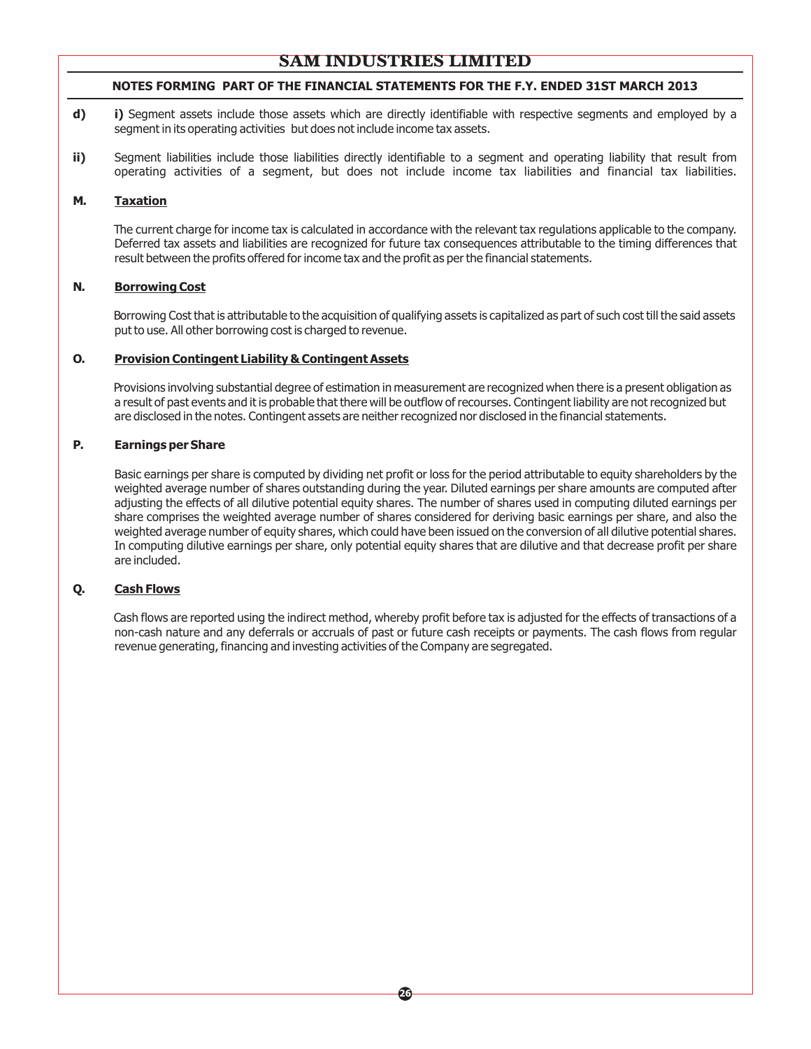**d)** **i)** Segment assets include those assets which are directly identifiable with respective segments and employed by a segment in its operating activities but does not include income tax assets.

**ii)** Segment liabilities include those liabilities directly identifiable to a segment and operating liability that result from operating activities of a segment, but does not include income tax liabilities and financial tax liabilities.

**M. Taxation**

The current charge for income tax is calculated in accordance with the relevant tax regulations applicable to the company. Deferred tax assets and liabilities are recognized for future tax consequences attributable to the timing differences that result between the profits offered for income tax and the profit as per the financial statements.

**N. Borrowing Cost**

Borrowing Cost that is attributable to the acquisition of qualifying assets is capitalized as part of such cost till the said assets put to use. All other borrowing cost is charged to revenue.

**O. Provision Contingent Liability & Contingent Assets**

Provisions involving substantial degree of estimation in measurement are recognized when there is a present obligation as a result of past events and it is probable that there will be outflow of recourses. Contingent liability are not recognized but are disclosed in the notes. Contingent assets are neither recognized nor disclosed in the financial statements.

**P. Earnings per Share**

Basic earnings per share is computed by dividing net profit or loss for the period attributable to equity shareholders by the weighted average number of shares outstanding during the year. Diluted earnings per share amounts are computed after adjusting the effects of all dilutive potential equity shares. The number of shares used in computing diluted earnings per share comprises the weighted average number of shares considered for deriving basic earnings per share, and also the weighted average number of equity shares, which could have been issued on the conversion of all dilutive potential shares. In computing dilutive earnings per share, only potential equity shares that are dilutive and that decrease profit per share are included.

**Q. Cash Flows**

Cash flows are reported using the indirect method, whereby profit before tax is adjusted for the effects of transactions of a non-cash nature and any deferrals or accruals of past or future cash receipts or payments. The cash flows from regular revenue generating, financing and investing activities of the Company are segregated.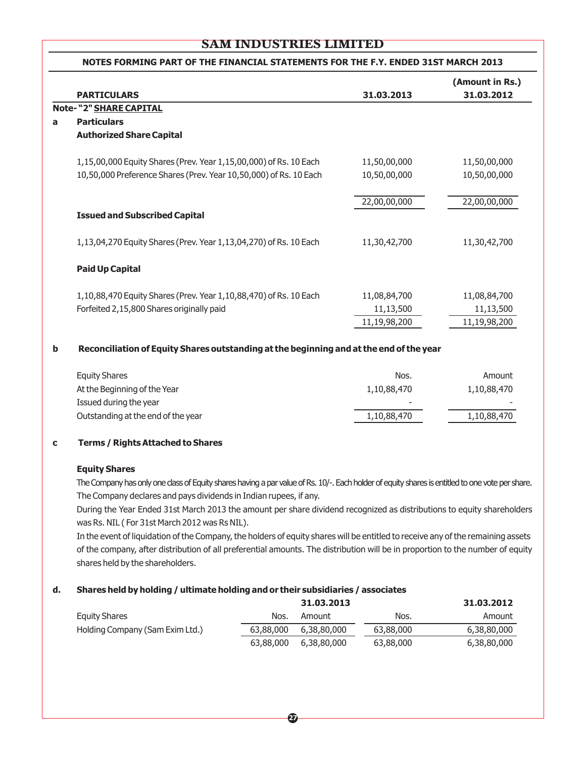# SAM INDUSTRIES LIMITED

## NOTES FORMING PART OF THE FINANCIAL STATEMENTS FOR THE F.Y. ENDED 31ST MARCH 2013

| | PARTICULARS | 31.03.2013 | (Amount in Rs.) 31.03.2012 |
|---|---|---|---|
| **Note- "2" SHARE CAPITAL** | | | |
| **a** | **Particulars** | | |
| | **Authorized Share Capital** | | |
| | 1,15,00,000 Equity Shares (Prev. Year 1,15,00,000) of Rs. 10 Each | 11,50,00,000 | 11,50,00,000 |
| | 10,50,000 Preference Shares (Prev. Year 10,50,000) of Rs. 10 Each | 10,50,00,000 | 10,50,00,000 |
| | | 22,00,00,000 | 22,00,00,000 |
| | **Issued and Subscribed Capital** | | |
| | 1,13,04,270 Equity Shares (Prev. Year 1,13,04,270) of Rs. 10 Each | 11,30,42,700 | 11,30,42,700 |
| | **Paid Up Capital** | | |
| | 1,10,88,470 Equity Shares (Prev. Year 1,10,88,470) of Rs. 10 Each | 11,08,84,700 | 11,08,84,700 |
| | Forfeited 2,15,800 Shares originally paid | 11,13,500 | 11,13,500 |
| | | 11,19,98,200 | 11,19,98,200 |

**b Reconciliation of Equity Shares outstanding at the beginning and at the end of the year**

| Equity Shares | Nos. | Amount |
|---|---|---|
| At the Beginning of the Year | 1,10,88,470 | 1,10,88,470 |
| Issued during the year | - | - |
| Outstanding at the end of the year | 1,10,88,470 | 1,10,88,470 |

**c Terms / Rights Attached to Shares**

**Equity Shares**

The Company has only one class of Equity shares having a par value of Rs. 10/-. Each holder of equity shares is entitled to one vote per share. The Company declares and pays dividends in Indian rupees, if any.

During the Year Ended 31st March 2013 the amount per share dividend recognized as distributions to equity shareholders was Rs. NIL ( For 31st March 2012 was Rs NIL).

In the event of liquidation of the Company, the holders of equity shares will be entitled to receive any of the remaining assets of the company, after distribution of all preferential amounts. The distribution will be in proportion to the number of equity shares held by the shareholders.

**d. Shares held by holding / ultimate holding and or their subsidiaries / associates**

| | 31.03.2013 | | 31.03.2012 | |
|---|---|---|---|---|
| Equity Shares | Nos. | Amount | Nos. | Amount |
| Holding Company (Sam Exim Ltd.) | 63,88,000 | 6,38,80,000 | 63,88,000 | 6,38,80,000 |
| | 63,88,000 | 6,38,80,000 | 63,88,000 | 6,38,80,000 |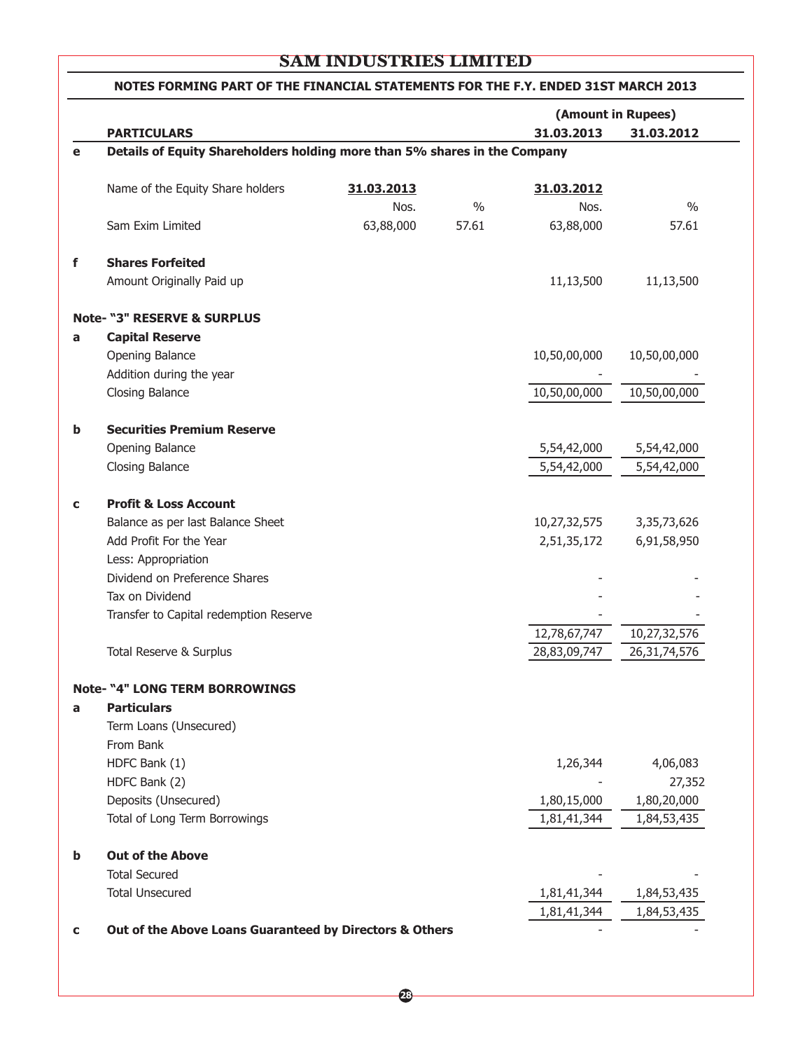## SAM INDUSTRIES LIMITED

### NOTES FORMING PART OF THE FINANCIAL STATEMENTS FOR THE F.Y. ENDED 31ST MARCH 2013

| | PARTICULARS | | | 31.03.2013 | 31.03.2012 |
|---|---|---|---|---|---|
| | | | | (Amount in Rupees) | |
| e | **Details of Equity Shareholders holding more than 5% shares in the Company** | | | | |
| | Name of the Equity Share holders | **31.03.2013** | | **31.03.2012** | |
| | | Nos. | % | Nos. | % |
| | Sam Exim Limited | 63,88,000 | 57.61 | 63,88,000 | 57.61 |
| f | **Shares Forfeited** | | | | |
| | Amount Originally Paid up | | | 11,13,500 | 11,13,500 |
| | **Note- "3" RESERVE & SURPLUS** | | | | |
| a | **Capital Reserve** | | | | |
| | Opening Balance | | | 10,50,00,000 | 10,50,00,000 |
| | Addition during the year | | | - | - |
| | Closing Balance | | | 10,50,00,000 | 10,50,00,000 |
| b | **Securities Premium Reserve** | | | | |
| | Opening Balance | | | 5,54,42,000 | 5,54,42,000 |
| | Closing Balance | | | 5,54,42,000 | 5,54,42,000 |
| c | **Profit & Loss Account** | | | | |
| | Balance as per last Balance Sheet | | | 10,27,32,575 | 3,35,73,626 |
| | Add Profit For the Year | | | 2,51,35,172 | 6,91,58,950 |
| | Less: Appropriation | | | | |
| | Dividend on Preference Shares | | | - | - |
| | Tax on Dividend | | | - | - |
| | Transfer to Capital redemption Reserve | | | - | - |
| | | | | 12,78,67,747 | 10,27,32,576 |
| | Total Reserve & Surplus | | | 28,83,09,747 | 26,31,74,576 |
| | **Note- "4" LONG TERM BORROWINGS** | | | | |
| a | **Particulars** | | | | |
| | Term Loans (Unsecured) | | | | |
| | From Bank | | | | |
| | HDFC Bank (1) | | | 1,26,344 | 4,06,083 |
| | HDFC Bank (2) | | | - | 27,352 |
| | Deposits (Unsecured) | | | 1,80,15,000 | 1,80,20,000 |
| | Total of Long Term Borrowings | | | 1,81,41,344 | 1,84,53,435 |
| b | **Out of the Above** | | | | |
| | Total Secured | | | - | - |
| | Total Unsecured | | | 1,81,41,344 | 1,84,53,435 |
| | | | | 1,81,41,344 | 1,84,53,435 |
| c | **Out of the Above Loans Guaranteed by Directors & Others** | | | - | - |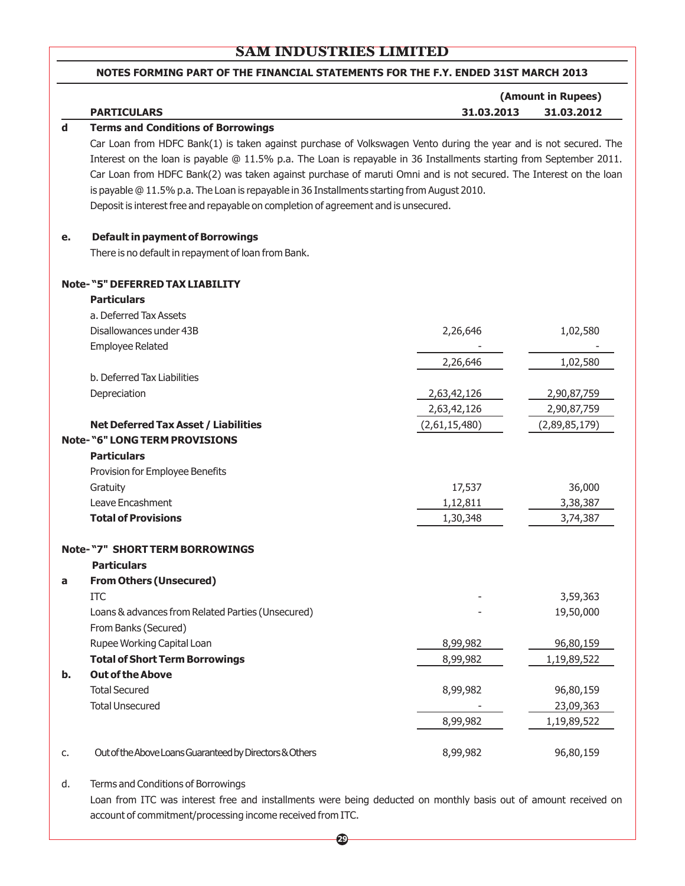# SAM INDUSTRIES LIMITED

## NOTES FORMING PART OF THE FINANCIAL STATEMENTS FOR THE F.Y. ENDED 31ST MARCH 2013

(Amount in Rupees)

| | PARTICULARS | 31.03.2013 | 31.03.2012 |
|---|---|---|---|
| **d** | **Terms and Conditions of Borrowings** | | |

Car Loan from HDFC Bank(1) is taken against purchase of Volkswagen Vento during the year and is not secured. The Interest on the loan is payable @ 11.5% p.a. The Loan is repayable in 36 Installments starting from September 2011. Car Loan from HDFC Bank(2) was taken against purchase of maruti Omni and is not secured. The Interest on the loan is payable @ 11.5% p.a. The Loan is repayable in 36 Installments starting from August 2010.

Deposit is interest free and repayable on completion of agreement and is unsecured.

**e. Default in payment of Borrowings**

There is no default in repayment of loan from Bank.

### Note- "5" DEFERRED TAX LIABILITY

| Particulars | 31.03.2013 | 31.03.2012 |
|---|---|---|
| a. Deferred Tax Assets | | |
| Disallowances under 43B | 2,26,646 | 1,02,580 |
| Employee Related | - | - |
| | 2,26,646 | 1,02,580 |
| b. Deferred Tax Liabilities | | |
| Depreciation | 2,63,42,126 | 2,90,87,759 |
| | 2,63,42,126 | 2,90,87,759 |
| **Net Deferred Tax Asset / Liabilities** | (2,61,15,480) | (2,89,85,179) |

### Note- "6" LONG TERM PROVISIONS

| Particulars | 31.03.2013 | 31.03.2012 |
|---|---|---|
| Provision for Employee Benefits | | |
| Gratuity | 17,537 | 36,000 |
| Leave Encashment | 1,12,811 | 3,38,387 |
| **Total of Provisions** | 1,30,348 | 3,74,387 |

### Note- "7" SHORT TERM BORROWINGS

| | Particulars | 31.03.2013 | 31.03.2012 |
|---|---|---|---|
| **a** | **From Others (Unsecured)** | | |
| | ITC | - | 3,59,363 |
| | Loans & advances from Related Parties (Unsecured) | - | 19,50,000 |
| | From Banks (Secured) | | |
| | Rupee Working Capital Loan | 8,99,982 | 96,80,159 |
| | **Total of Short Term Borrowings** | 8,99,982 | 1,19,89,522 |
| **b.** | **Out of the Above** | | |
| | Total Secured | 8,99,982 | 96,80,159 |
| | Total Unsecured | - | 23,09,363 |
| | | 8,99,982 | 1,19,89,522 |
| c. | Out of the Above Loans Guaranteed by Directors & Others | 8,99,982 | 96,80,159 |

d. Terms and Conditions of Borrowings

Loan from ITC was interest free and installments were being deducted on monthly basis out of amount received on account of commitment/processing income received from ITC.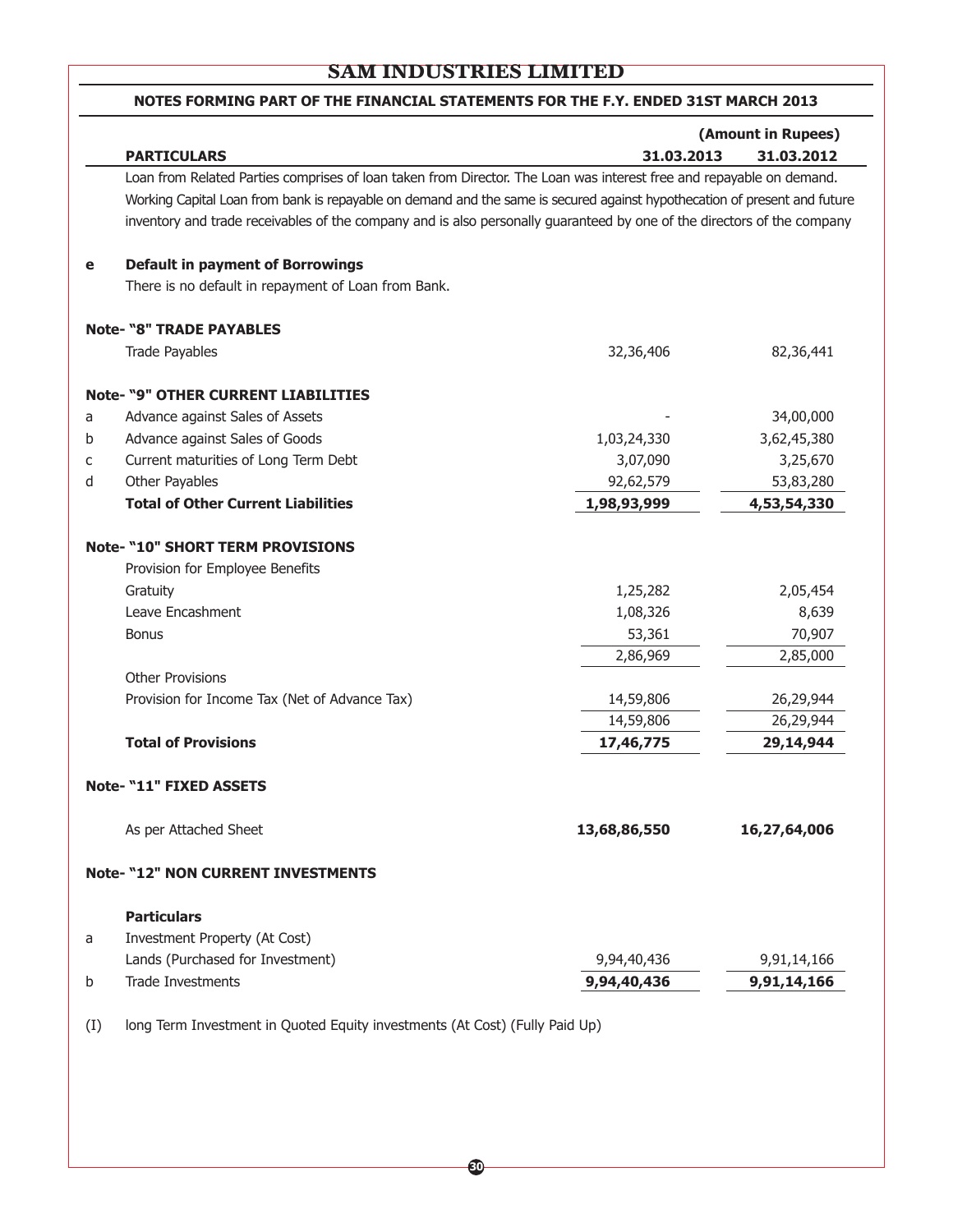# SAM INDUSTRIES LIMITED

## NOTES FORMING PART OF THE FINANCIAL STATEMENTS FOR THE F.Y. ENDED 31ST MARCH 2013

(Amount in Rupees)

| | PARTICULARS | 31.03.2013 | 31.03.2012 |
|---|---|---|---|

Loan from Related Parties comprises of loan taken from Director. The Loan was interest free and repayable on demand. Working Capital Loan from bank is repayable on demand and the same is secured against hypothecation of present and future inventory and trade receivables of the company and is also personally guaranteed by one of the directors of the company

**e Default in payment of Borrowings**

There is no default in repayment of Loan from Bank.

| | PARTICULARS | 31.03.2013 | 31.03.2012 |
|---|---|---|---|
| | **Note- "8" TRADE PAYABLES** | | |
| | Trade Payables | 32,36,406 | 82,36,441 |
| | **Note- "9" OTHER CURRENT LIABILITIES** | | |
| a | Advance against Sales of Assets | - | 34,00,000 |
| b | Advance against Sales of Goods | 1,03,24,330 | 3,62,45,380 |
| c | Current maturities of Long Term Debt | 3,07,090 | 3,25,670 |
| d | Other Payables | 92,62,579 | 53,83,280 |
| | **Total of Other Current Liabilities** | **1,98,93,999** | **4,53,54,330** |
| | **Note- "10" SHORT TERM PROVISIONS** | | |
| | Provision for Employee Benefits | | |
| | Gratuity | 1,25,282 | 2,05,454 |
| | Leave Encashment | 1,08,326 | 8,639 |
| | Bonus | 53,361 | 70,907 |
| | | 2,86,969 | 2,85,000 |
| | Other Provisions | | |
| | Provision for Income Tax (Net of Advance Tax) | 14,59,806 | 26,29,944 |
| | | 14,59,806 | 26,29,944 |
| | **Total of Provisions** | **17,46,775** | **29,14,944** |
| | **Note- "11" FIXED ASSETS** | | |
| | As per Attached Sheet | **13,68,86,550** | **16,27,64,006** |
| | **Note- "12" NON CURRENT INVESTMENTS** | | |
| | **Particulars** | | |
| a | Investment Property (At Cost) | | |
| | Lands (Purchased for Investment) | 9,94,40,436 | 9,91,14,166 |
| b | Trade Investments | **9,94,40,436** | **9,91,14,166** |

(I) long Term Investment in Quoted Equity investments (At Cost) (Fully Paid Up)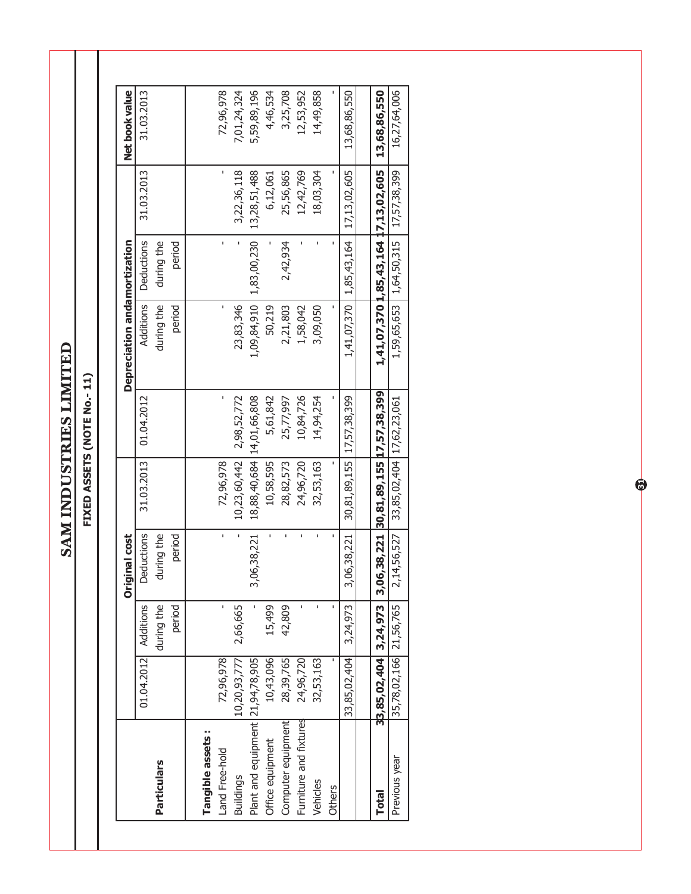# SAM INDUSTRIES LIMITED

## FIXED ASSETS (NOTE No.- 11)

| Particulars | Original cost | | | | Depreciation and amortization | | | | Net book value |
|---|---|---|---|---|---|---|---|---|---|
| | 01.04.2012 | Additions during the period | Deductions during the period | 31.03.2013 | 01.04.2012 | Additions during the period | Deductions during the period | 31.03.2013 | 31.03.2013 |
| **Tangible assets :** | | | | | | | | | |
| Land Free-hold | 72,96,978 | - | - | 72,96,978 | - | - | - | - | 72,96,978 |
| Buildings | 10,20,93,777 | 2,66,665 | - | 10,23,60,442 | 2,98,52,772 | 23,83,346 | - | 3,22,36,118 | 7,01,24,324 |
| Plant and equipment | 21,94,78,905 | - | 3,06,38,221 | 18,88,40,684 | 14,01,66,808 | 1,09,84,910 | 1,83,00,230 | 13,28,51,488 | 5,59,89,196 |
| Office equipment | 10,43,096 | 15,499 | - | 10,58,595 | 5,61,842 | 50,219 | - | 6,12,061 | 4,46,534 |
| Computer equipment | 28,39,765 | 42,809 | - | 28,82,573 | 25,77,997 | 2,21,803 | 2,42,934 | 25,56,865 | 3,25,708 |
| Furniture and fixtures | 24,96,720 | - | - | 24,96,720 | 10,84,726 | 1,58,042 | - | 12,42,769 | 12,53,952 |
| Vehicles | 32,53,163 | - | - | 32,53,163 | 14,94,254 | 3,09,050 | - | 18,03,304 | 14,49,858 |
| Others | - | - | - | - | - | - | - | - | - |
| | 33,85,02,404 | 3,24,973 | 3,06,38,221 | 30,81,89,155 | 17,57,38,399 | 1,41,07,370 | 1,85,43,164 | 17,13,02,605 | 13,68,86,550 |
| | | | | | | | | | |
| **Total** | **33,85,02,404** | **3,24,973** | **3,06,38,221** | **30,81,89,155** | **17,57,38,399** | **1,41,07,370** | **1,85,43,164** | **17,13,02,605** | **13,68,86,550** |
| Previous year | 35,78,02,166 | 21,56,765 | 2,14,56,527 | 33,85,02,404 | 17,62,23,061 | 1,59,65,653 | 1,64,50,315 | 17,57,38,399 | 16,27,64,006 |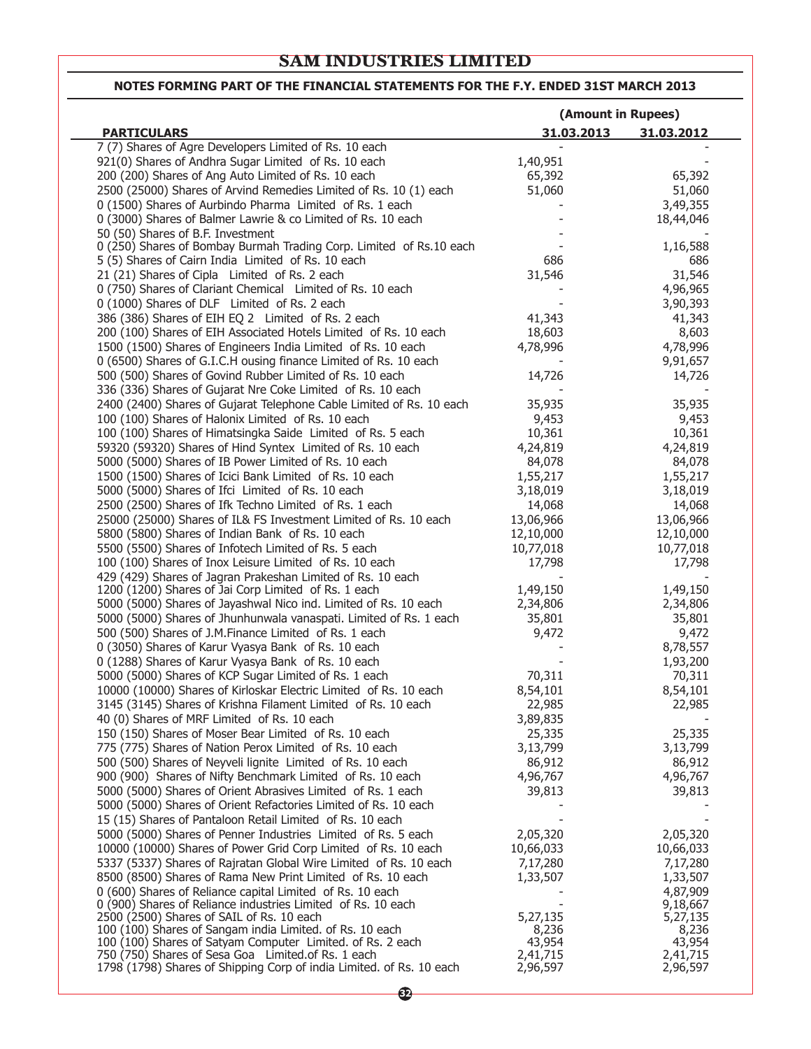## SAM INDUSTRIES LIMITED

### NOTES FORMING PART OF THE FINANCIAL STATEMENTS FOR THE F.Y. ENDED 31ST MARCH 2013

| PARTICULARS | (Amount in Rupees) 31.03.2013 | 31.03.2012 |
|---|---|---|
| 7 (7) Shares of Agre Developers Limited of Rs. 10 each | - | - |
| 921(0) Shares of Andhra Sugar Limited of Rs. 10 each | 1,40,951 | - |
| 200 (200) Shares of Ang Auto Limited of Rs. 10 each | 65,392 | 65,392 |
| 2500 (25000) Shares of Arvind Remedies Limited of Rs. 10 (1) each | 51,060 | 51,060 |
| 0 (1500) Shares of Aurbindo Pharma Limited of Rs. 1 each | - | 3,49,355 |
| 0 (3000) Shares of Balmer Lawrie & co Limited of Rs. 10 each | - | 18,44,046 |
| 50 (50) Shares of B.F. Investment | - | - |
| 0 (250) Shares of Bombay Burmah Trading Corp. Limited of Rs.10 each | - | 1,16,588 |
| 5 (5) Shares of Cairn India Limited of Rs. 10 each | 686 | 686 |
| 21 (21) Shares of Cipla Limited of Rs. 2 each | 31,546 | 31,546 |
| 0 (750) Shares of Clariant Chemical Limited of Rs. 10 each | - | 4,96,965 |
| 0 (1000) Shares of DLF Limited of Rs. 2 each | - | 3,90,393 |
| 386 (386) Shares of EIH EQ 2 Limited of Rs. 2 each | 41,343 | 41,343 |
| 200 (100) Shares of EIH Associated Hotels Limited of Rs. 10 each | 18,603 | 8,603 |
| 1500 (1500) Shares of Engineers India Limited of Rs. 10 each | 4,78,996 | 4,78,996 |
| 0 (6500) Shares of G.I.C.H ousing finance Limited of Rs. 10 each | - | 9,91,657 |
| 500 (500) Shares of Govind Rubber Limited of Rs. 10 each | 14,726 | 14,726 |
| 336 (336) Shares of Gujarat Nre Coke Limited of Rs. 10 each | - | - |
| 2400 (2400) Shares of Gujarat Telephone Cable Limited of Rs. 10 each | 35,935 | 35,935 |
| 100 (100) Shares of Halonix Limited of Rs. 10 each | 9,453 | 9,453 |
| 100 (100) Shares of Himatsingka Saide Limited of Rs. 5 each | 10,361 | 10,361 |
| 59320 (59320) Shares of Hind Syntex Limited of Rs. 10 each | 4,24,819 | 4,24,819 |
| 5000 (5000) Shares of IB Power Limited of Rs. 10 each | 84,078 | 84,078 |
| 1500 (1500) Shares of Icici Bank Limited of Rs. 10 each | 1,55,217 | 1,55,217 |
| 5000 (5000) Shares of Ifci Limited of Rs. 10 each | 3,18,019 | 3,18,019 |
| 2500 (2500) Shares of Ifk Techno Limited of Rs. 1 each | 14,068 | 14,068 |
| 25000 (25000) Shares of IL& FS Investment Limited of Rs. 10 each | 13,06,966 | 13,06,966 |
| 5800 (5800) Shares of Indian Bank of Rs. 10 each | 12,10,000 | 12,10,000 |
| 5500 (5500) Shares of Infotech Limited of Rs. 5 each | 10,77,018 | 10,77,018 |
| 100 (100) Shares of Inox Leisure Limited of Rs. 10 each | 17,798 | 17,798 |
| 429 (429) Shares of Jagran Prakeshan Limited of Rs. 10 each | - | - |
| 1200 (1200) Shares of Jai Corp Limited of Rs. 1 each | 1,49,150 | 1,49,150 |
| 5000 (5000) Shares of Jayashwal Nico ind. Limited of Rs. 10 each | 2,34,806 | 2,34,806 |
| 5000 (5000) Shares of Jhunhunwala vanaspati. Limited of Rs. 1 each | 35,801 | 35,801 |
| 500 (500) Shares of J.M.Finance Limited of Rs. 1 each | 9,472 | 9,472 |
| 0 (3050) Shares of Karur Vyasya Bank of Rs. 10 each | - | 8,78,557 |
| 0 (1288) Shares of Karur Vyasya Bank of Rs. 10 each | - | 1,93,200 |
| 5000 (5000) Shares of KCP Sugar Limited of Rs. 1 each | 70,311 | 70,311 |
| 10000 (10000) Shares of Kirloskar Electric Limited of Rs. 10 each | 8,54,101 | 8,54,101 |
| 3145 (3145) Shares of Krishna Filament Limited of Rs. 10 each | 22,985 | 22,985 |
| 40 (0) Shares of MRF Limited of Rs. 10 each | 3,89,835 | - |
| 150 (150) Shares of Moser Bear Limited of Rs. 10 each | 25,335 | 25,335 |
| 775 (775) Shares of Nation Perox Limited of Rs. 10 each | 3,13,799 | 3,13,799 |
| 500 (500) Shares of Neyveli lignite Limited of Rs. 10 each | 86,912 | 86,912 |
| 900 (900) Shares of Nifty Benchmark Limited of Rs. 10 each | 4,96,767 | 4,96,767 |
| 5000 (5000) Shares of Orient Abrasives Limited of Rs. 1 each | 39,813 | 39,813 |
| 5000 (5000) Shares of Orient Refactories Limited of Rs. 10 each | - | - |
| 15 (15) Shares of Pantaloon Retail Limited of Rs. 10 each | - | - |
| 5000 (5000) Shares of Penner Industries Limited of Rs. 5 each | 2,05,320 | 2,05,320 |
| 10000 (10000) Shares of Power Grid Corp Limited of Rs. 10 each | 10,66,033 | 10,66,033 |
| 5337 (5337) Shares of Rajratan Global Wire Limited of Rs. 10 each | 7,17,280 | 7,17,280 |
| 8500 (8500) Shares of Rama New Print Limited of Rs. 10 each | 1,33,507 | 1,33,507 |
| 0 (600) Shares of Reliance capital Limited of Rs. 10 each | - | 4,87,909 |
| 0 (900) Shares of Reliance industries Limited of Rs. 10 each | - | 9,18,667 |
| 2500 (2500) Shares of SAIL of Rs. 10 each | 5,27,135 | 5,27,135 |
| 100 (100) Shares of Sangam india Limited. of Rs. 10 each | 8,236 | 8,236 |
| 100 (100) Shares of Satyam Computer Limited. of Rs. 2 each | 43,954 | 43,954 |
| 750 (750) Shares of Sesa Goa Limited.of Rs. 1 each | 2,41,715 | 2,41,715 |
| 1798 (1798) Shares of Shipping Corp of india Limited. of Rs. 10 each | 2,96,597 | 2,96,597 |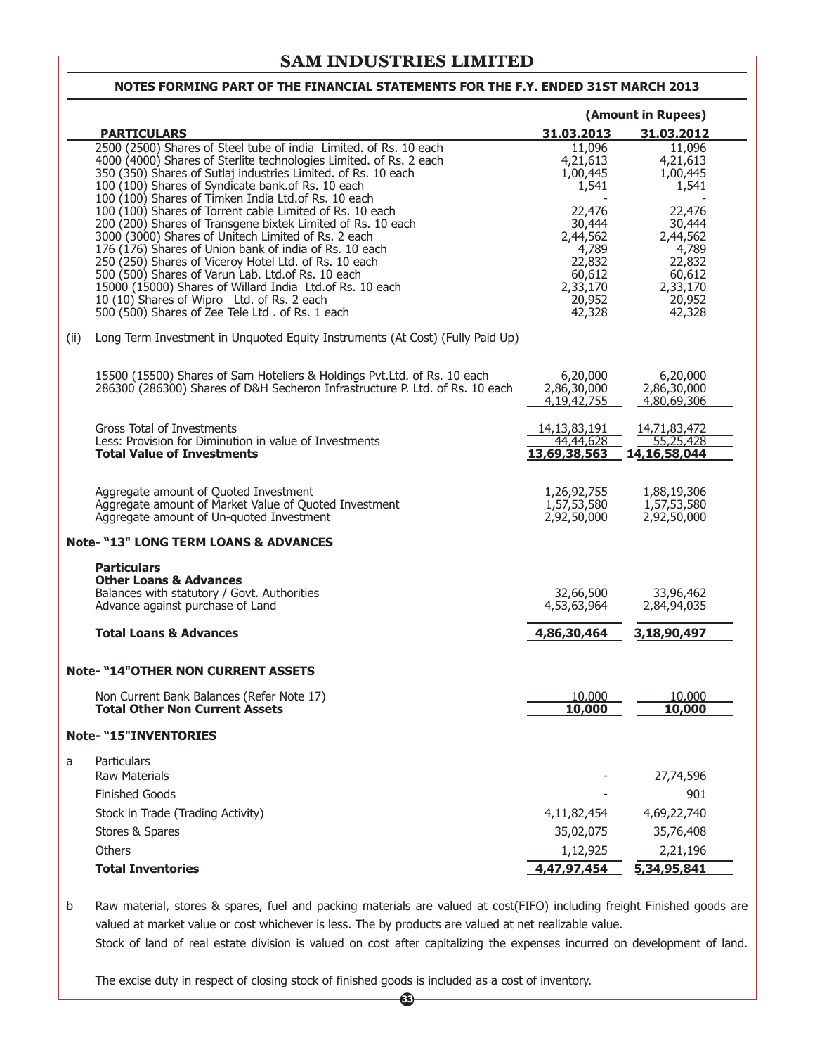# SAM INDUSTRIES LIMITED

## NOTES FORMING PART OF THE FINANCIAL STATEMENTS FOR THE F.Y. ENDED 31ST MARCH 2013

(Amount in Rupees)

| | PARTICULARS | 31.03.2013 | 31.03.2012 |
|---|---|---|---|
| | 2500 (2500) Shares of Steel tube of india Limited. of Rs. 10 each | 11,096 | 11,096 |
| | 4000 (4000) Shares of Sterlite technologies Limited. of Rs. 2 each | 4,21,613 | 4,21,613 |
| | 350 (350) Shares of Sutlaj industries Limited. of Rs. 10 each | 1,00,445 | 1,00,445 |
| | 100 (100) Shares of Syndicate bank.of Rs. 10 each | 1,541 | 1,541 |
| | 100 (100) Shares of Timken India Ltd.of Rs. 10 each | - | - |
| | 100 (100) Shares of Torrent cable Limited of Rs. 10 each | 22,476 | 22,476 |
| | 200 (200) Shares of Transgene bixtek Limited of Rs. 10 each | 30,444 | 30,444 |
| | 3000 (3000) Shares of Unitech Limited of Rs. 2 each | 2,44,562 | 2,44,562 |
| | 176 (176) Shares of Union bank of india of Rs. 10 each | 4,789 | 4,789 |
| | 250 (250) Shares of Viceroy Hotel Ltd. of Rs. 10 each | 22,832 | 22,832 |
| | 500 (500) Shares of Varun Lab. Ltd.of Rs. 10 each | 60,612 | 60,612 |
| | 15000 (15000) Shares of Willard India Ltd.of Rs. 10 each | 2,33,170 | 2,33,170 |
| | 10 (10) Shares of Wipro Ltd. of Rs. 2 each | 20,952 | 20,952 |
| | 500 (500) Shares of Zee Tele Ltd . of Rs. 1 each | 42,328 | 42,328 |
| (ii) | Long Term Investment in Unquoted Equity Instruments (At Cost) (Fully Paid Up) | | |
| | 15500 (15500) Shares of Sam Hoteliers & Holdings Pvt.Ltd. of Rs. 10 each | 6,20,000 | 6,20,000 |
| | 286300 (286300) Shares of D&H Secheron Infrastructure P. Ltd. of Rs. 10 each | 2,86,30,000 | 2,86,30,000 |
| | | 4,19,42,755 | 4,80,69,306 |
| | Gross Total of Investments | 14,13,83,191 | 14,71,83,472 |
| | Less: Provision for Diminution in value of Investments | 44,44,628 | 55,25,428 |
| | **Total Value of Investments** | **13,69,38,563** | **14,16,58,044** |
| | Aggregate amount of Quoted Investment | 1,26,92,755 | 1,88,19,306 |
| | Aggregate amount of Market Value of Quoted Investment | 1,57,53,580 | 1,57,53,580 |
| | Aggregate amount of Un-quoted Investment | 2,92,50,000 | 2,92,50,000 |

### Note- "13" LONG TERM LOANS & ADVANCES

| Particulars | 31.03.2013 | 31.03.2012 |
|---|---|---|
| **Other Loans & Advances** | | |
| Balances with statutory / Govt. Authorities | 32,66,500 | 33,96,462 |
| Advance against purchase of Land | 4,53,63,964 | 2,84,94,035 |
| **Total Loans & Advances** | **4,86,30,464** | **3,18,90,497** |

### Note- "14"OTHER NON CURRENT ASSETS

| Particulars | 31.03.2013 | 31.03.2012 |
|---|---|---|
| Non Current Bank Balances (Refer Note 17) | 10,000 | 10,000 |
| **Total Other Non Current Assets** | **10,000** | **10,000** |

### Note- "15"INVENTORIES

| | Particulars | 31.03.2013 | 31.03.2012 |
|---|---|---|---|
| a | Raw Materials | - | 27,74,596 |
| | Finished Goods | - | 901 |
| | Stock in Trade (Trading Activity) | 4,11,82,454 | 4,69,22,740 |
| | Stores & Spares | 35,02,075 | 35,76,408 |
| | Others | 1,12,925 | 2,21,196 |
| | **Total Inventories** | **4,47,97,454** | **5,34,95,841** |

b Raw material, stores & spares, fuel and packing materials are valued at cost(FIFO) including freight Finished goods are valued at market value or cost whichever is less. The by products are valued at net realizable value.

Stock of land of real estate division is valued on cost after capitalizing the expenses incurred on development of land.

The excise duty in respect of closing stock of finished goods is included as a cost of inventory.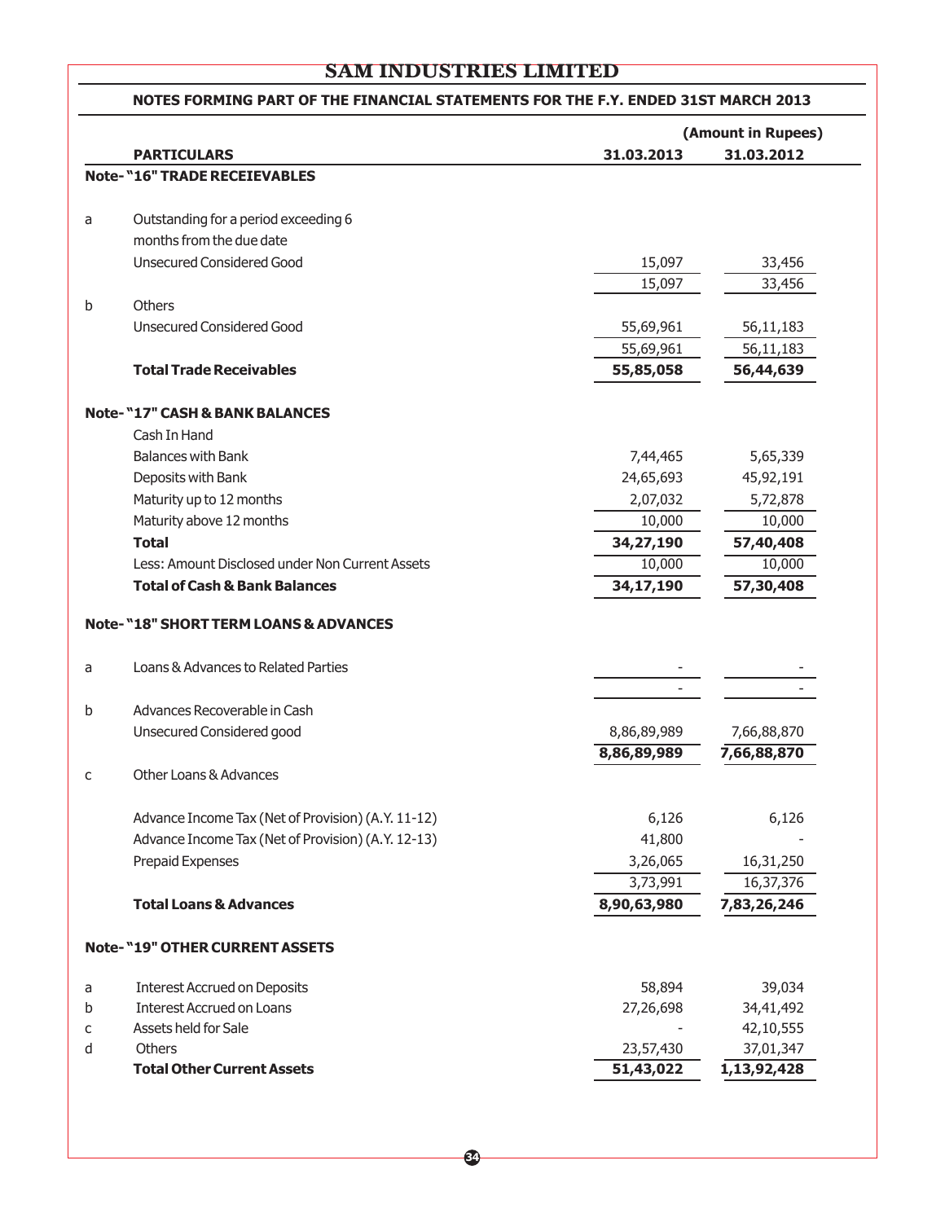## SAM INDUSTRIES LIMITED

### NOTES FORMING PART OF THE FINANCIAL STATEMENTS FOR THE F.Y. ENDED 31ST MARCH 2013

(Amount in Rupees)

| | PARTICULARS | 31.03.2013 | 31.03.2012 |
|---|---|---|---|
| | **Note- "16" TRADE RECEIEVABLES** | | |
| a | Outstanding for a period exceeding 6 months from the due date | | |
| | Unsecured Considered Good | 15,097 | 33,456 |
| | | 15,097 | 33,456 |
| b | Others | | |
| | Unsecured Considered Good | 55,69,961 | 56,11,183 |
| | | 55,69,961 | 56,11,183 |
| | **Total Trade Receivables** | **55,85,058** | **56,44,639** |
| | **Note- "17" CASH & BANK BALANCES** | | |
| | Cash In Hand | | |
| | Balances with Bank | 7,44,465 | 5,65,339 |
| | Deposits with Bank | 24,65,693 | 45,92,191 |
| | Maturity up to 12 months | 2,07,032 | 5,72,878 |
| | Maturity above 12 months | 10,000 | 10,000 |
| | **Total** | **34,27,190** | **57,40,408** |
| | Less: Amount Disclosed under Non Current Assets | 10,000 | 10,000 |
| | **Total of Cash & Bank Balances** | **34,17,190** | **57,30,408** |
| | **Note- "18" SHORT TERM LOANS & ADVANCES** | | |
| a | Loans & Advances to Related Parties | - | - |
| | | - | - |
| b | Advances Recoverable in Cash | | |
| | Unsecured Considered good | 8,86,89,989 | 7,66,88,870 |
| | | **8,86,89,989** | **7,66,88,870** |
| c | Other Loans & Advances | | |
| | Advance Income Tax (Net of Provision) (A.Y. 11-12) | 6,126 | 6,126 |
| | Advance Income Tax (Net of Provision) (A.Y. 12-13) | 41,800 | - |
| | Prepaid Expenses | 3,26,065 | 16,31,250 |
| | | 3,73,991 | 16,37,376 |
| | **Total Loans & Advances** | **8,90,63,980** | **7,83,26,246** |
| | **Note- "19" OTHER CURRENT ASSETS** | | |
| a | Interest Accrued on Deposits | 58,894 | 39,034 |
| b | Interest Accrued on Loans | 27,26,698 | 34,41,492 |
| c | Assets held for Sale | - | 42,10,555 |
| d | Others | 23,57,430 | 37,01,347 |
| | **Total Other Current Assets** | **51,43,022** | **1,13,92,428** |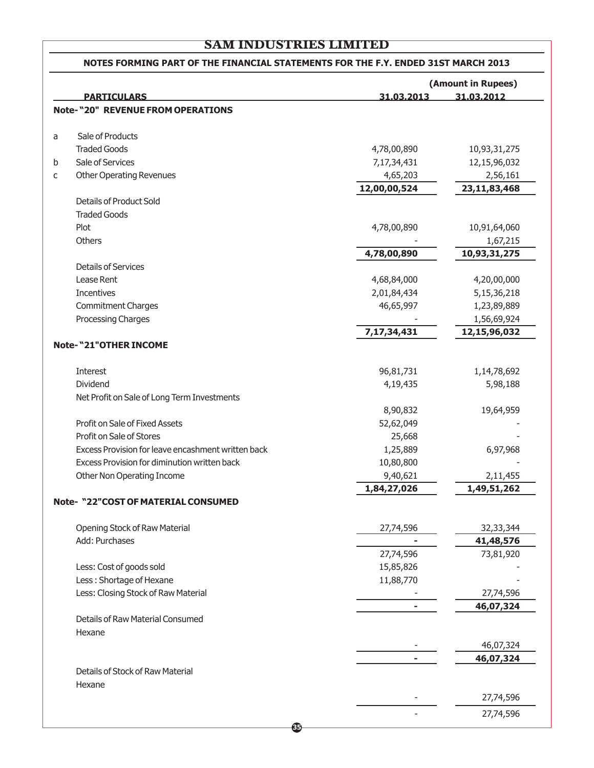# SAM INDUSTRIES LIMITED

## NOTES FORMING PART OF THE FINANCIAL STATEMENTS FOR THE F.Y. ENDED 31ST MARCH 2013

(Amount in Rupees)

| | PARTICULARS | 31.03.2013 | 31.03.2012 |
|---|---|---|---|
| | **Note- "20" REVENUE FROM OPERATIONS** | | |
| a | Sale of Products | | |
| | Traded Goods | 4,78,00,890 | 10,93,31,275 |
| b | Sale of Services | 7,17,34,431 | 12,15,96,032 |
| c | Other Operating Revenues | 4,65,203 | 2,56,161 |
| | | **12,00,00,524** | **23,11,83,468** |
| | Details of Product Sold | | |
| | Traded Goods | | |
| | Plot | 4,78,00,890 | 10,91,64,060 |
| | Others | - | 1,67,215 |
| | | **4,78,00,890** | **10,93,31,275** |
| | Details of Services | | |
| | Lease Rent | 4,68,84,000 | 4,20,00,000 |
| | Incentives | 2,01,84,434 | 5,15,36,218 |
| | Commitment Charges | 46,65,997 | 1,23,89,889 |
| | Processing Charges | - | 1,56,69,924 |
| | | **7,17,34,431** | **12,15,96,032** |
| | **Note- "21" OTHER INCOME** | | |
| | Interest | 96,81,731 | 1,14,78,692 |
| | Dividend | 4,19,435 | 5,98,188 |
| | Net Profit on Sale of Long Term Investments | 8,90,832 | 19,64,959 |
| | Profit on Sale of Fixed Assets | 52,62,049 | - |
| | Profit on Sale of Stores | 25,668 | - |
| | Excess Provision for leave encashment written back | 1,25,889 | 6,97,968 |
| | Excess Provision for diminution written back | 10,80,800 | - |
| | Other Non Operating Income | 9,40,621 | 2,11,455 |
| | | **1,84,27,026** | **1,49,51,262** |
| | **Note- "22" COST OF MATERIAL CONSUMED** | | |
| | Opening Stock of Raw Material | 27,74,596 | 32,33,344 |
| | Add: Purchases | **-** | **41,48,576** |
| | | 27,74,596 | 73,81,920 |
| | Less: Cost of goods sold | 15,85,826 | - |
| | Less : Shortage of Hexane | 11,88,770 | - |
| | Less: Closing Stock of Raw Material | - | 27,74,596 |
| | | **-** | **46,07,324** |
| | Details of Raw Material Consumed | | |
| | Hexane | - | 46,07,324 |
| | | **-** | **46,07,324** |
| | Details of Stock of Raw Material | | |
| | Hexane | - | 27,74,596 |
| | | - | 27,74,596 |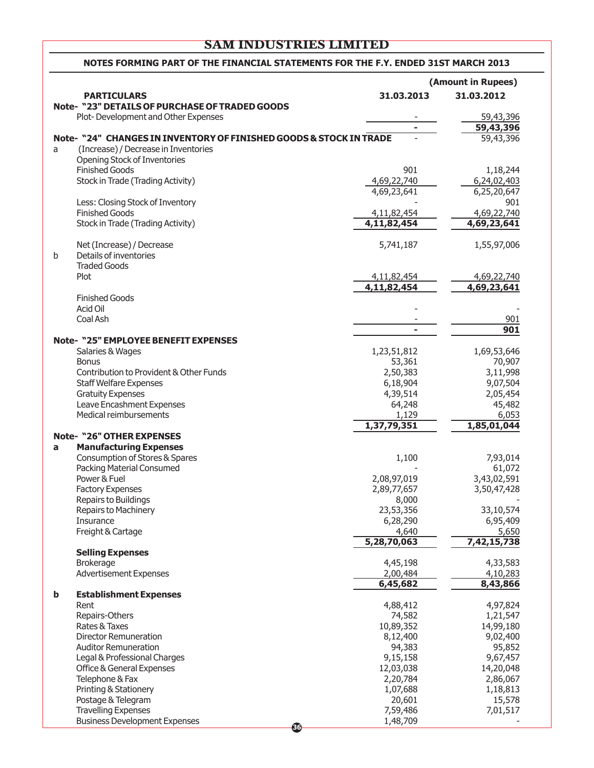# SAM INDUSTRIES LIMITED

## NOTES FORMING PART OF THE FINANCIAL STATEMENTS FOR THE F.Y. ENDED 31ST MARCH 2013

(Amount in Rupees)

| | PARTICULARS | 31.03.2013 | 31.03.2012 |
|---|---|---|---|
| | **Note- "23" DETAILS OF PURCHASE OF TRADED GOODS** | | |
| | Plot- Development and Other Expenses | - | 59,43,396 |
| | | **-** | **59,43,396** |
| | **Note- "24" CHANGES IN INVENTORY OF FINISHED GOODS & STOCK IN TRADE** | - | 59,43,396 |
| a | (Increase) / Decrease in Inventories | | |
| | Opening Stock of Inventories | | |
| | Finished Goods | 901 | 1,18,244 |
| | Stock in Trade (Trading Activity) | 4,69,22,740 | 6,24,02,403 |
| | | 4,69,23,641 | 6,25,20,647 |
| | Less: Closing Stock of Inventory | - | 901 |
| | Finished Goods | 4,11,82,454 | 4,69,22,740 |
| | Stock in Trade (Trading Activity) | **4,11,82,454** | **4,69,23,641** |
| | Net (Increase) / Decrease | 5,741,187 | 1,55,97,006 |
| b | Details of inventories | | |
| | Traded Goods | | |
| | Plot | 4,11,82,454 | 4,69,22,740 |
| | | **4,11,82,454** | **4,69,23,641** |
| | Finished Goods | | |
| | Acid Oil | - | - |
| | Coal Ash | - | 901 |
| | | **-** | **901** |
| | **Note- "25" EMPLOYEE BENEFIT EXPENSES** | | |
| | Salaries & Wages | 1,23,51,812 | 1,69,53,646 |
| | Bonus | 53,361 | 70,907 |
| | Contribution to Provident & Other Funds | 2,50,383 | 3,11,998 |
| | Staff Welfare Expenses | 6,18,904 | 9,07,504 |
| | Gratuity Expenses | 4,39,514 | 2,05,454 |
| | Leave Encashment Expenses | 64,248 | 45,482 |
| | Medical reimbursements | 1,129 | 6,053 |
| | | **1,37,79,351** | **1,85,01,044** |
| | **Note- "26" OTHER EXPENSES** | | |
| **a** | **Manufacturing Expenses** | | |
| | Consumption of Stores & Spares | 1,100 | 7,93,014 |
| | Packing Material Consumed | - | 61,072 |
| | Power & Fuel | 2,08,97,019 | 3,43,02,591 |
| | Factory Expenses | 2,89,77,657 | 3,50,47,428 |
| | Repairs to Buildings | 8,000 | - |
| | Repairs to Machinery | 23,53,356 | 33,10,574 |
| | Insurance | 6,28,290 | 6,95,409 |
| | Freight & Cartage | 4,640 | 5,650 |
| | | **5,28,70,063** | **7,42,15,738** |
| | **Selling Expenses** | | |
| | Brokerage | 4,45,198 | 4,33,583 |
| | Advertisement Expenses | 2,00,484 | 4,10,283 |
| | | **6,45,682** | **8,43,866** |
| **b** | **Establishment Expenses** | | |
| | Rent | 4,88,412 | 4,97,824 |
| | Repairs-Others | 74,582 | 1,21,547 |
| | Rates & Taxes | 10,89,352 | 14,99,180 |
| | Director Remuneration | 8,12,400 | 9,02,400 |
| | Auditor Remuneration | 94,383 | 95,852 |
| | Legal & Professional Charges | 9,15,158 | 9,67,457 |
| | Office & General Expenses | 12,03,038 | 14,20,048 |
| | Telephone & Fax | 2,20,784 | 2,86,067 |
| | Printing & Stationery | 1,07,688 | 1,18,813 |
| | Postage & Telegram | 20,601 | 15,578 |
| | Travelling Expenses | 7,59,486 | 7,01,517 |
| | Business Development Expenses | 1,48,709 | - |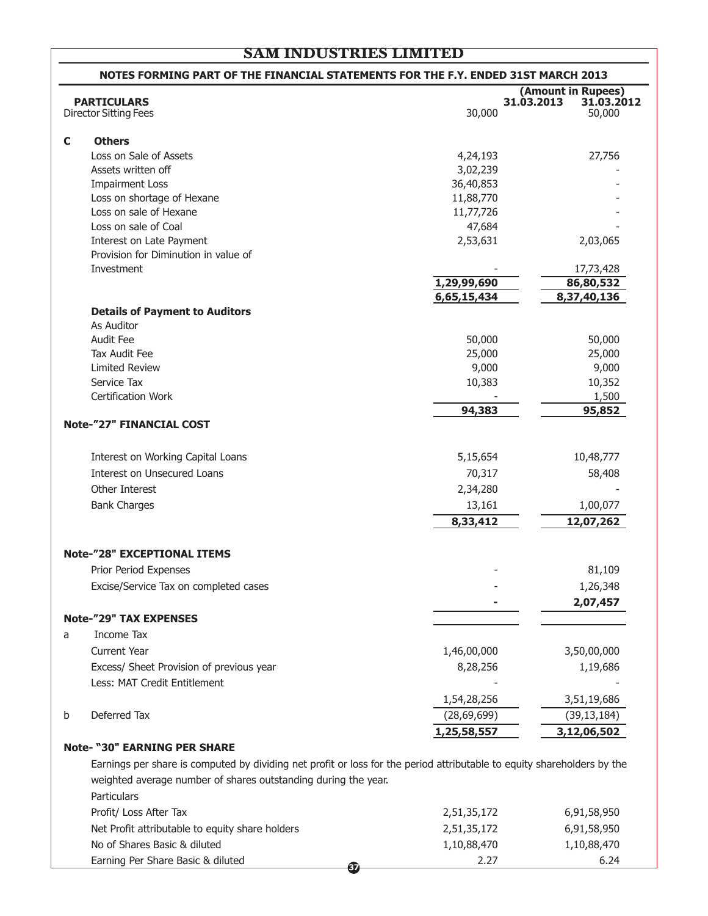## SAM INDUSTRIES LIMITED

### NOTES FORMING PART OF THE FINANCIAL STATEMENTS FOR THE F.Y. ENDED 31ST MARCH 2013

(Amount in Rupees)

| PARTICULARS | 31.03.2013 | 31.03.2012 |
|---|---|---|
| Director Sitting Fees | 30,000 | 50,000 |
| **C Others** | | |
| Loss on Sale of Assets | 4,24,193 | 27,756 |
| Assets written off | 3,02,239 | - |
| Impairment Loss | 36,40,853 | - |
| Loss on shortage of Hexane | 11,88,770 | - |
| Loss on sale of Hexane | 11,77,726 | - |
| Loss on sale of Coal | 47,684 | - |
| Interest on Late Payment | 2,53,631 | 2,03,065 |
| Provision for Diminution in value of Investment | - | 17,73,428 |
| | 1,29,99,690 | 86,80,532 |
| | 6,65,15,434 | 8,37,40,136 |
| **Details of Payment to Auditors** | | |
| As Auditor | | |
| Audit Fee | 50,000 | 50,000 |
| Tax Audit Fee | 25,000 | 25,000 |
| Limited Review | 9,000 | 9,000 |
| Service Tax | 10,383 | 10,352 |
| Certification Work | - | 1,500 |
| | 94,383 | 95,852 |

### Note-"27" FINANCIAL COST

| | 31.03.2013 | 31.03.2012 |
|---|---|---|
| Interest on Working Capital Loans | 5,15,654 | 10,48,777 |
| Interest on Unsecured Loans | 70,317 | 58,408 |
| Other Interest | 2,34,280 | - |
| Bank Charges | 13,161 | 1,00,077 |
| | 8,33,412 | 12,07,262 |

### Note-"28" EXCEPTIONAL ITEMS

| | 31.03.2013 | 31.03.2012 |
|---|---|---|
| Prior Period Expenses | - | 81,109 |
| Excise/Service Tax on completed cases | - | 1,26,348 |
| | - | 2,07,457 |

### Note-"29" TAX EXPENSES

| | | 31.03.2013 | 31.03.2012 |
|---|---|---|---|
| a | Income Tax | | |
| | Current Year | 1,46,00,000 | 3,50,00,000 |
| | Excess/ Sheet Provision of previous year | 8,28,256 | 1,19,686 |
| | Less: MAT Credit Entitlement | - | - |
| | | 1,54,28,256 | 3,51,19,686 |
| b | Deferred Tax | (28,69,699) | (39,13,184) |
| | | 1,25,58,557 | 3,12,06,502 |

### Note- "30" EARNING PER SHARE

Earnings per share is computed by dividing net profit or loss for the period attributable to equity shareholders by the weighted average number of shares outstanding during the year.

| Particulars | 31.03.2013 | 31.03.2012 |
|---|---|---|
| Profit/ Loss After Tax | 2,51,35,172 | 6,91,58,950 |
| Net Profit attributable to equity share holders | 2,51,35,172 | 6,91,58,950 |
| No of Shares Basic & diluted | 1,10,88,470 | 1,10,88,470 |
| Earning Per Share Basic & diluted | 2.27 | 6.24 |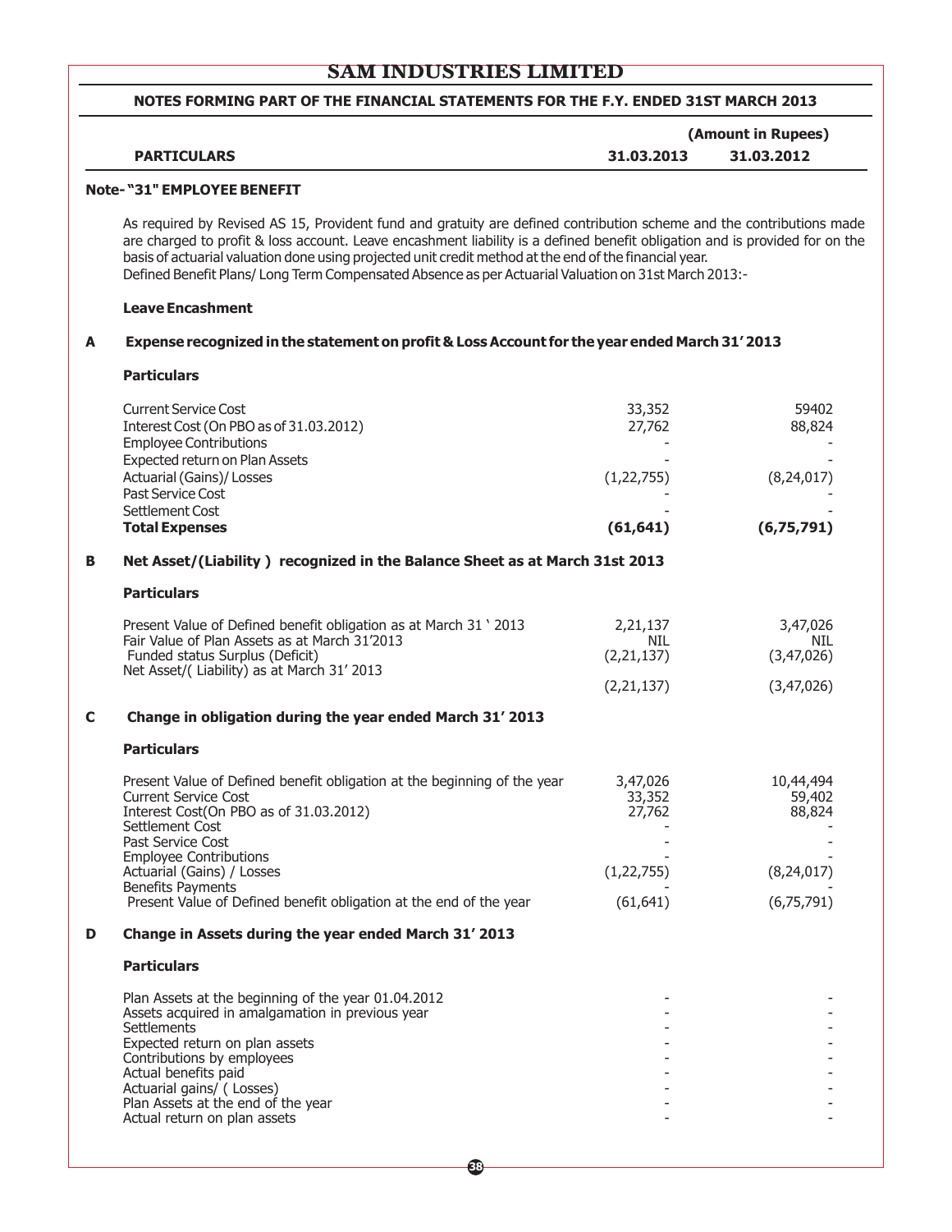# SAM INDUSTRIES LIMITED

## NOTES FORMING PART OF THE FINANCIAL STATEMENTS FOR THE F.Y. ENDED 31ST MARCH 2013

| PARTICULARS | 31.03.2013 | 31.03.2012 |
|---|---|---|
| | (Amount in Rupees) | |

### Note- "31" EMPLOYEE BENEFIT

As required by Revised AS 15, Provident fund and gratuity are defined contribution scheme and the contributions made are charged to profit & loss account. Leave encashment liability is a defined benefit obligation and is provided for on the basis of actuarial valuation done using projected unit credit method at the end of the financial year.
Defined Benefit Plans/ Long Term Compensated Absence as per Actuarial Valuation on 31st March 2013:-

**Leave Encashment**

**A Expense recognized in the statement on profit & Loss Account for the year ended March 31' 2013**

| **Particulars** | | |
|---|---|---|
| Current Service Cost | 33,352 | 59402 |
| Interest Cost (On PBO as of 31.03.2012) | 27,762 | 88,824 |
| Employee Contributions | - | - |
| Expected return on Plan Assets | - | - |
| Actuarial (Gains)/ Losses | (1,22,755) | (8,24,017) |
| Past Service Cost | - | - |
| Settlement Cost | - | - |
| **Total Expenses** | **(61,641)** | **(6,75,791)** |

**B Net Asset/(Liability ) recognized in the Balance Sheet as at March 31st 2013**

| **Particulars** | | |
|---|---|---|
| Present Value of Defined benefit obligation as at March 31 ' 2013 | 2,21,137 | 3,47,026 |
| Fair Value of Plan Assets as at March 31'2013 | NIL | NIL |
| Funded status Surplus (Deficit) | (2,21,137) | (3,47,026) |
| Net Asset/( Liability) as at March 31' 2013 | (2,21,137) | (3,47,026) |

**C Change in obligation during the year ended March 31' 2013**

| **Particulars** | | |
|---|---|---|
| Present Value of Defined benefit obligation at the beginning of the year | 3,47,026 | 10,44,494 |
| Current Service Cost | 33,352 | 59,402 |
| Interest Cost(On PBO as of 31.03.2012) | 27,762 | 88,824 |
| Settlement Cost | - | - |
| Past Service Cost | - | - |
| Employee Contributions | - | - |
| Actuarial (Gains) / Losses | (1,22,755) | (8,24,017) |
| Benefits Payments | - | - |
| Present Value of Defined benefit obligation at the end of the year | (61,641) | (6,75,791) |

**D Change in Assets during the year ended March 31' 2013**

| **Particulars** | | |
|---|---|---|
| Plan Assets at the beginning of the year 01.04.2012 | - | - |
| Assets acquired in amalgamation in previous year | - | - |
| Settlements | - | - |
| Expected return on plan assets | - | - |
| Contributions by employees | - | - |
| Actual benefits paid | - | - |
| Actuarial gains/ ( Losses) | - | - |
| Plan Assets at the end of the year | - | - |
| Actual return on plan assets | - | - |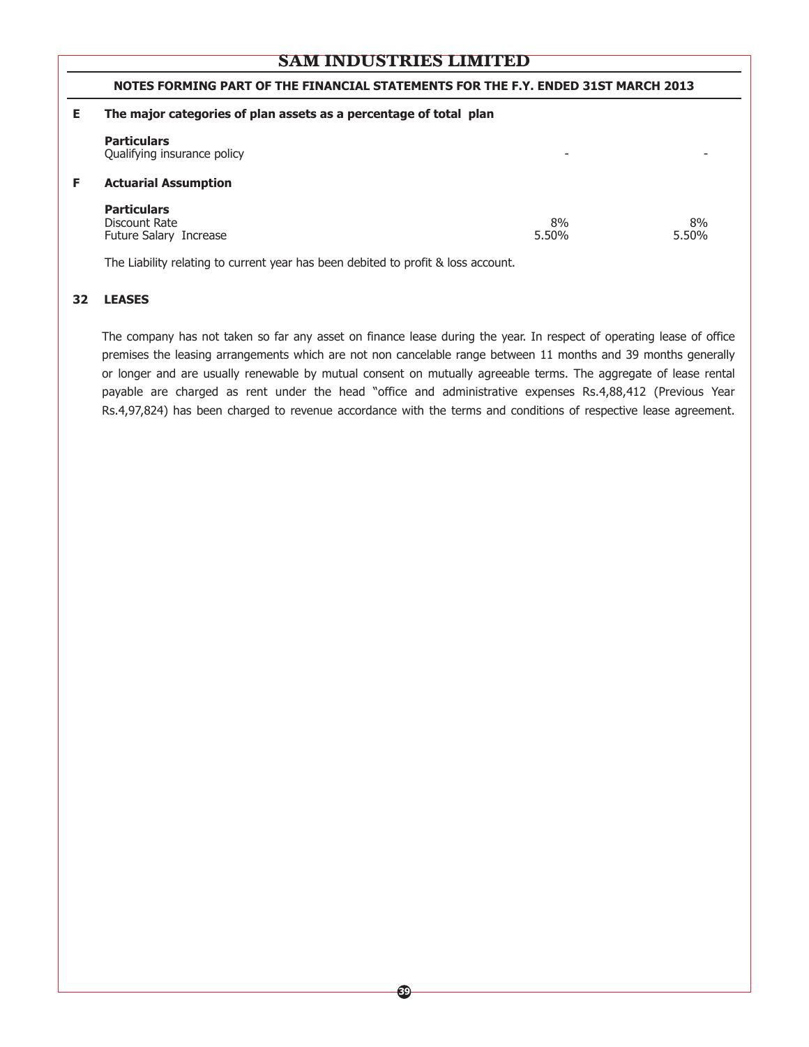**NOTES FORMING PART OF THE FINANCIAL STATEMENTS FOR THE F.Y. ENDED 31ST MARCH 2013**

**E The major categories of plan assets as a percentage of total plan**

| **Particulars** | | |
|---|---|---|
| Qualifying insurance policy | - | - |

**F Actuarial Assumption**

| **Particulars** | | |
|---|---|---|
| Discount Rate | 8% | 8% |
| Future Salary Increase | 5.50% | 5.50% |

The Liability relating to current year has been debited to profit & loss account.

## 32 LEASES

The company has not taken so far any asset on finance lease during the year. In respect of operating lease of office premises the leasing arrangements which are not non cancelable range between 11 months and 39 months generally or longer and are usually renewable by mutual consent on mutually agreeable terms. The aggregate of lease rental payable are charged as rent under the head "office and administrative expenses Rs.4,88,412 (Previous Year Rs.4,97,824) has been charged to revenue accordance with the terms and conditions of respective lease agreement.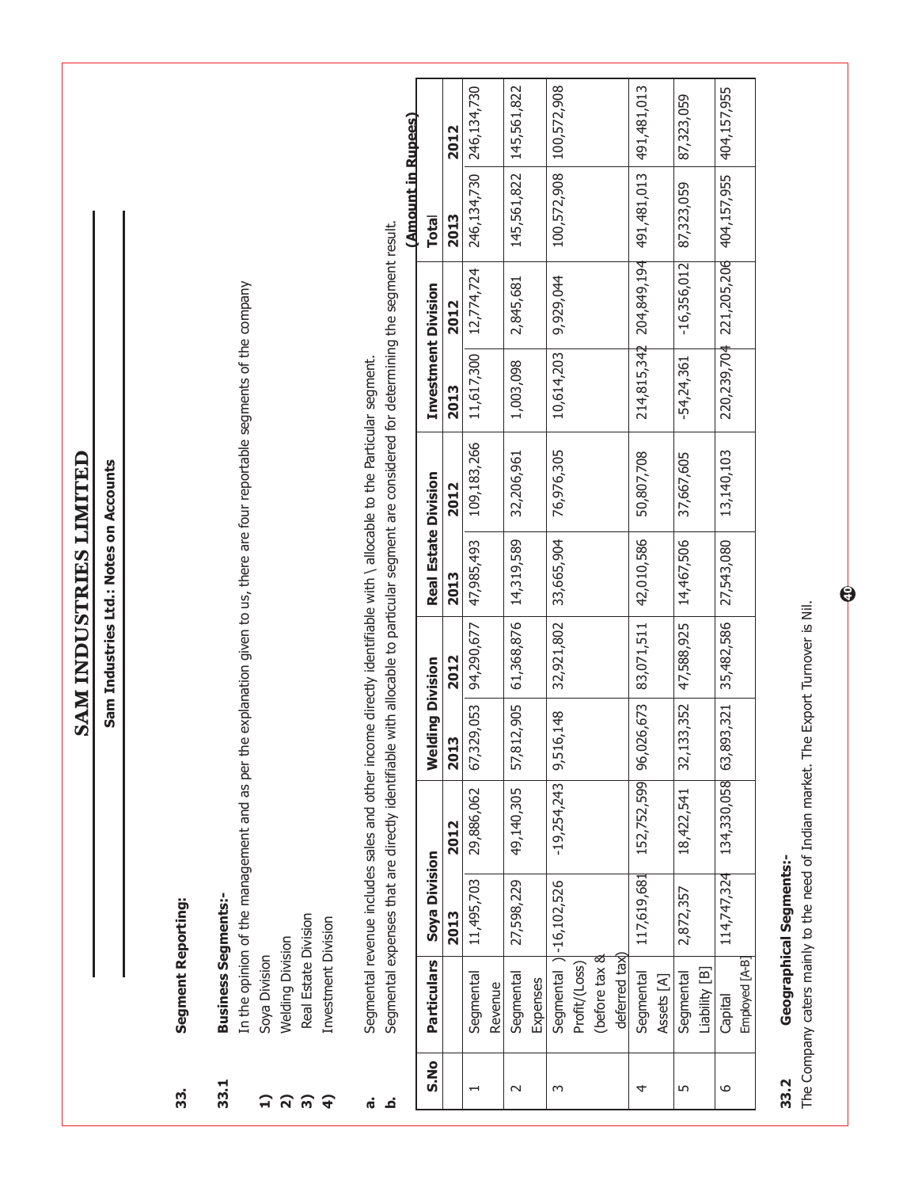# SAM INDUSTRIES LIMITED

## Sam Industries Ltd.: Notes on Accounts

**33. Segment Reporting:**

**33.1 Business Segments:-**

In the opinion of the management and as per the explanation given to us, there are four reportable segments of the company

1) Soya Division
2) Welding Division
3) Real Estate Division
4) Investment Division

a. Segmental revenue includes sales and other income directly identifiable with \ allocable to the Particular segment.

b. Segmental expenses that are directly identifiable with allocable to particular segment are considered for determining the segment result.

**(Amount in Rupees)**

| S.No | Particulars | Soya Division | | Welding Division | | Real Estate Division | | Investment Division | | Total | |
|---|---|---|---|---|---|---|---|---|---|---|---|
| | | 2013 | 2012 | 2013 | 2012 | 2013 | 2012 | 2013 | 2012 | 2013 | 2012 |
| 1 | Segmental Revenue | 11,495,703 | 29,886,062 | 67,329,053 | 94,290,677 | 47,985,493 | 109,183,266 | 11,617,300 | 12,774,724 | 246,134,730 | 246,134,730 |
| 2 | Segmental Expenses | 27,598,229 | 49,140,305 | 57,812,905 | 61,368,876 | 14,319,589 | 32,206,961 | 1,003,098 | 2,845,681 | 145,561,822 | 145,561,822 |
| 3 | Segmental Profit/(Loss) (before tax & deferred tax) | )-16,102,526 | -19,254,243 | 9,516,148 | 32,921,802 | 33,665,904 | 76,976,305 | 10,614,203 | 9,929,044 | 100,572,908 | 100,572,908 |
| 4 | Segmental Assets [A] | 117,619,681 | 152,752,599 | 96,026,673 | 83,071,511 | 42,010,586 | 50,807,708 | 214,815,342 | 204,849,194 | 491,481,013 | 491,481,013 |
| 5 | Segmental Liability [B] | 2,872,357 | 18,422,541 | 32,133,352 | 47,588,925 | 14,467,506 | 37,667,605 | -54,24,361 | -16,356,012 | 87,323,059 | 87,323,059 |
| 6 | Capital Employed [A-B] | 114,747,324 | 134,330,058 | 63,893,321 | 35,482,586 | 27,543,080 | 13,140,103 | 220,239,704 | 221,205,206 | 404,157,955 | 404,157,955 |

**33.2 Geographical Segments:-**

The Company caters mainly to the need of Indian market. The Export Turnover is Nil.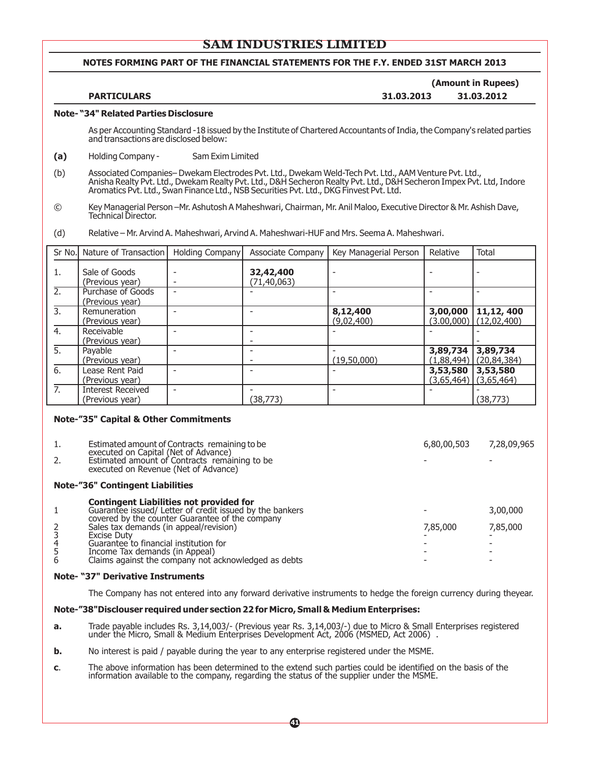# SAM INDUSTRIES LIMITED

## NOTES FORMING PART OF THE FINANCIAL STATEMENTS FOR THE F.Y. ENDED 31ST MARCH 2013

(Amount in Rupees)

| PARTICULARS | 31.03.2013 | 31.03.2012 |
|---|---|---|

### Note- "34" Related Parties Disclosure

As per Accounting Standard -18 issued by the Institute of Chartered Accountants of India, the Company's related parties and transactions are disclosed below:

**(a)** Holding Company - Sam Exim Limited

(b) Associated Companies– Dwekam Electrodes Pvt. Ltd., Dwekam Weld-Tech Pvt. Ltd., AAM Venture Pvt. Ltd., Anisha Realty Pvt. Ltd., Dwekam Realty Pvt. Ltd., D&H Secheron Realty Pvt. Ltd., D&H Secheron Impex Pvt. Ltd, Indore Aromatics Pvt. Ltd., Swan Finance Ltd., NSB Securities Pvt. Ltd., DKG Finvest Pvt. Ltd.

© Key Managerial Person –Mr. Ashutosh A Maheshwari, Chairman, Mr. Anil Maloo, Executive Director & Mr. Ashish Dave, Technical Director.

(d) Relative – Mr. Arvind A. Maheshwari, Arvind A. Maheshwari-HUF and Mrs. Seema A. Maheshwari.

| Sr No. | Nature of Transaction | Holding Company | Associate Company | Key Managerial Person | Relative | Total |
|---|---|---|---|---|---|---|
| 1. | Sale of Goods<br>(Previous year) | -<br>- | **32,42,400**<br>(71,40,063) | - | - | - |
| 2. | Purchase of Goods<br>(Previous year) | - | - | - | - | - |
| 3. | Remuneration<br>(Previous year) | - | - | **8,12,400**<br>(9,02,400) | **3,00,000**<br>(3.00,000) | **11,12, 400**<br>(12,02,400) |
| 4. | Receivable<br>(Previous year) | - | -<br>- | - | - | -<br>- |
| 5. | Payable<br>(Previous year) | - | -<br>- | -<br>(19,50,000) | **3,89,734**<br>(1,88,494) | **3,89,734**<br>(20,84,384) |
| 6. | Lease Rent Paid<br>(Previous year) | - | - | - | **3,53,580**<br>(3,65,464) | **3,53,580**<br>(3,65,464) |
| 7. | Interest Received<br>(Previous year) | - | -<br>(38,773) | - | - | -<br>(38,773) |

### Note-"35" Capital & Other Commitments

| | | 31.03.2013 | 31.03.2012 |
|---|---|---|---|
| 1. | Estimated amount of Contracts remaining to be executed on Capital (Net of Advance) | 6,80,00,503 | 7,28,09,965 |
| 2. | Estimated amount of Contracts remaining to be executed on Revenue (Net of Advance) | - | - |

### Note-"36" Contingent Liabilities

**Contingent Liabilities not provided for**

| | | 31.03.2013 | 31.03.2012 |
|---|---|---|---|
| 1 | Guarantee issued/ Letter of credit issued by the bankers covered by the counter Guarantee of the company | - | 3,00,000 |
| 2 | Sales tax demands (in appeal/revision) | 7,85,000 | 7,85,000 |
| 3 | Excise Duty | - | - |
| 4 | Guarantee to financial institution for | - | - |
| 5 | Income Tax demands (in Appeal) | - | - |
| 6 | Claims against the company not acknowledged as debts | - | - |

### Note- "37" Derivative Instruments

The Company has not entered into any forward derivative instruments to hedge the foreign currency during theyear.

### Note-"38"Disclouser required under section 22 for Micro, Small & Medium Enterprises:

**a.** Trade payable includes Rs. 3,14,003/- (Previous year Rs. 3,14,003/-) due to Micro & Small Enterprises registered under the Micro, Small & Medium Enterprises Development Act, 2006 (MSMED, Act 2006) .

**b.** No interest is paid / payable during the year to any enterprise registered under the MSME.

**c**. The above information has been determined to the extend such parties could be identified on the basis of the information available to the company, regarding the status of the supplier under the MSME.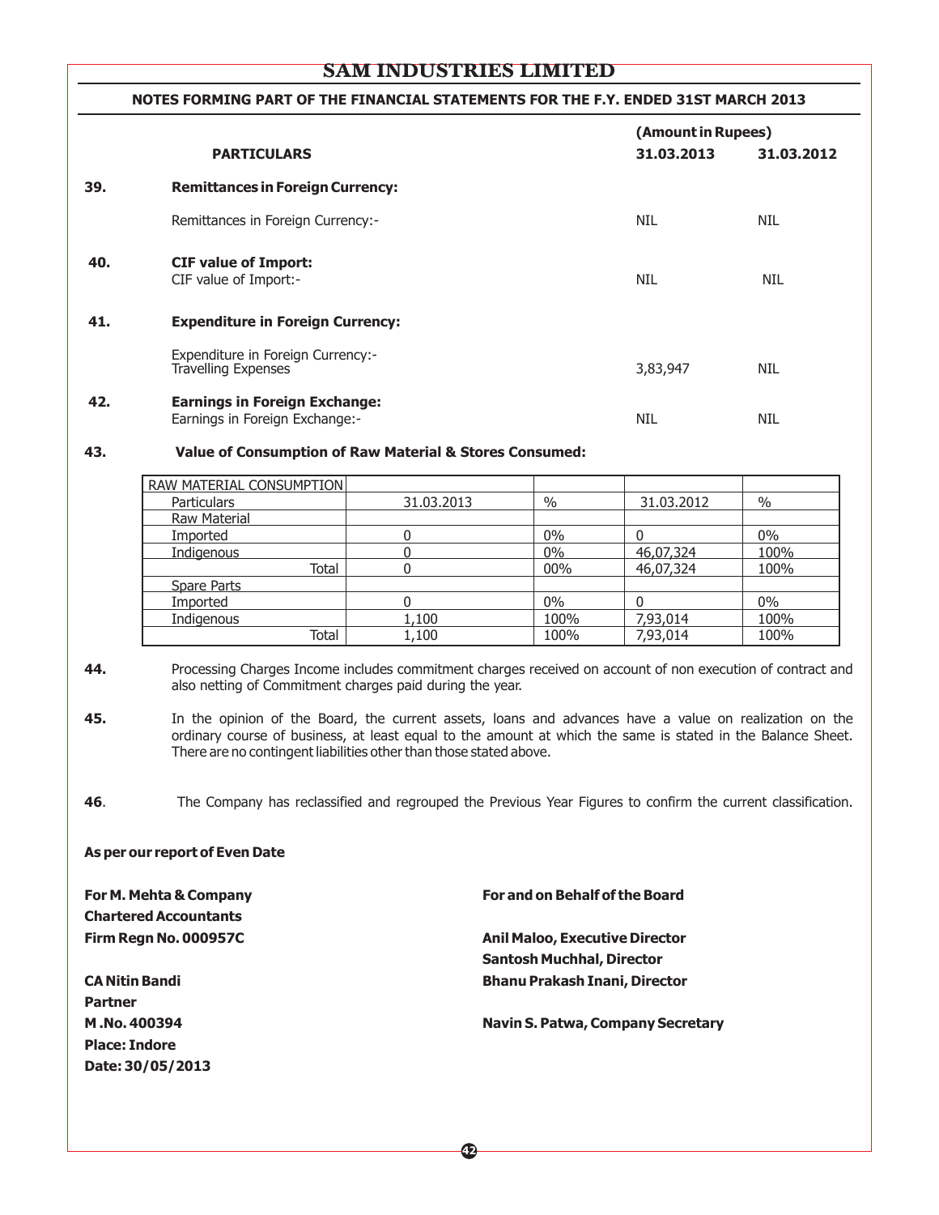## SAM INDUSTRIES LIMITED

### NOTES FORMING PART OF THE FINANCIAL STATEMENTS FOR THE F.Y. ENDED 31ST MARCH 2013

| | PARTICULARS | (Amount in Rupees) 31.03.2013 | 31.03.2012 |
|---|---|---|---|
| **39.** | **Remittances in Foreign Currency:** | | |
| | Remittances in Foreign Currency:- | NIL | NIL |
| **40.** | **CIF value of Import:** | | |
| | CIF value of Import:- | NIL | NIL |
| **41.** | **Expenditure in Foreign Currency:** | | |
| | Expenditure in Foreign Currency:- Travelling Expenses | 3,83,947 | NIL |
| **42.** | **Earnings in Foreign Exchange:** | | |
| | Earnings in Foreign Exchange:- | NIL | NIL |

**43. Value of Consumption of Raw Material & Stores Consumed:**

| RAW MATERIAL CONSUMPTION | | | | |
|---|---|---|---|---|
| Particulars | 31.03.2013 | % | 31.03.2012 | % |
| Raw Material | | | | |
| Imported | 0 | 0% | 0 | 0% |
| Indigenous | 0 | 0% | 46,07,324 | 100% |
| Total | 0 | 00% | 46,07,324 | 100% |
| Spare Parts | | | | |
| Imported | 0 | 0% | 0 | 0% |
| Indigenous | 1,100 | 100% | 7,93,014 | 100% |
| Total | 1,100 | 100% | 7,93,014 | 100% |

**44.** Processing Charges Income includes commitment charges received on account of non execution of contract and also netting of Commitment charges paid during the year.

**45.** In the opinion of the Board, the current assets, loans and advances have a value on realization on the ordinary course of business, at least equal to the amount at which the same is stated in the Balance Sheet. There are no contingent liabilities other than those stated above.

**46**. The Company has reclassified and regrouped the Previous Year Figures to confirm the current classification.

**As per our report of Even Date**

**For M. Mehta & Company**
**Chartered Accountants**
**Firm Regn No. 000957C**

**CA Nitin Bandi**
**Partner**
**M .No. 400394**
**Place: Indore**
**Date: 30/05/2013**

**For and on Behalf of the Board**

**Anil Maloo, Executive Director**
**Santosh Muchhal, Director**
**Bhanu Prakash Inani, Director**

**Navin S. Patwa, Company Secretary**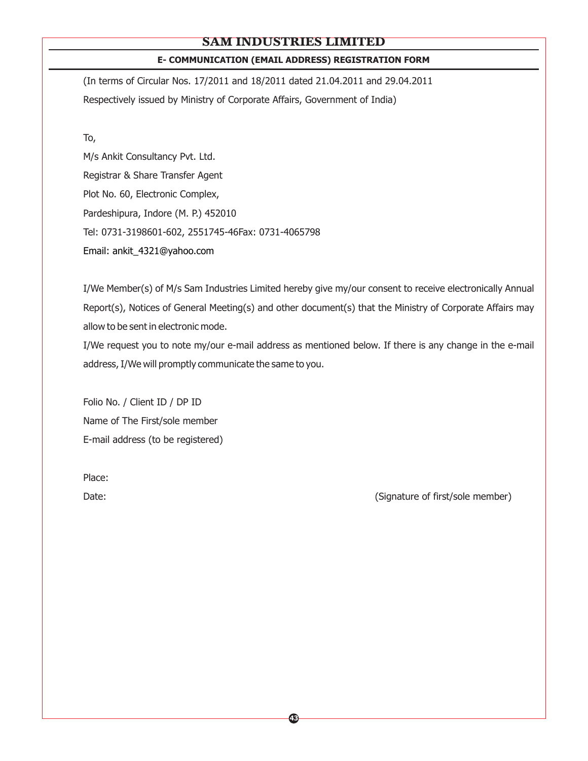# SAM INDUSTRIES LIMITED

## E- COMMUNICATION (EMAIL ADDRESS) REGISTRATION FORM

(In terms of Circular Nos. 17/2011 and 18/2011 dated 21.04.2011 and 29.04.2011
Respectively issued by Ministry of Corporate Affairs, Government of India)

To,

M/s Ankit Consultancy Pvt. Ltd.

Registrar & Share Transfer Agent

Plot No. 60, Electronic Complex,

Pardeshipura, Indore (M. P.) 452010

Tel: 0731-3198601-602, 2551745-46Fax: 0731-4065798

Email: ankit_4321@yahoo.com

I/We Member(s) of M/s Sam Industries Limited hereby give my/our consent to receive electronically Annual Report(s), Notices of General Meeting(s) and other document(s) that the Ministry of Corporate Affairs may allow to be sent in electronic mode.

I/We request you to note my/our e-mail address as mentioned below. If there is any change in the e-mail address, I/We will promptly communicate the same to you.

Folio No. / Client ID / DP ID

Name of The First/sole member

E-mail address (to be registered)

Place:

Date: (Signature of first/sole member)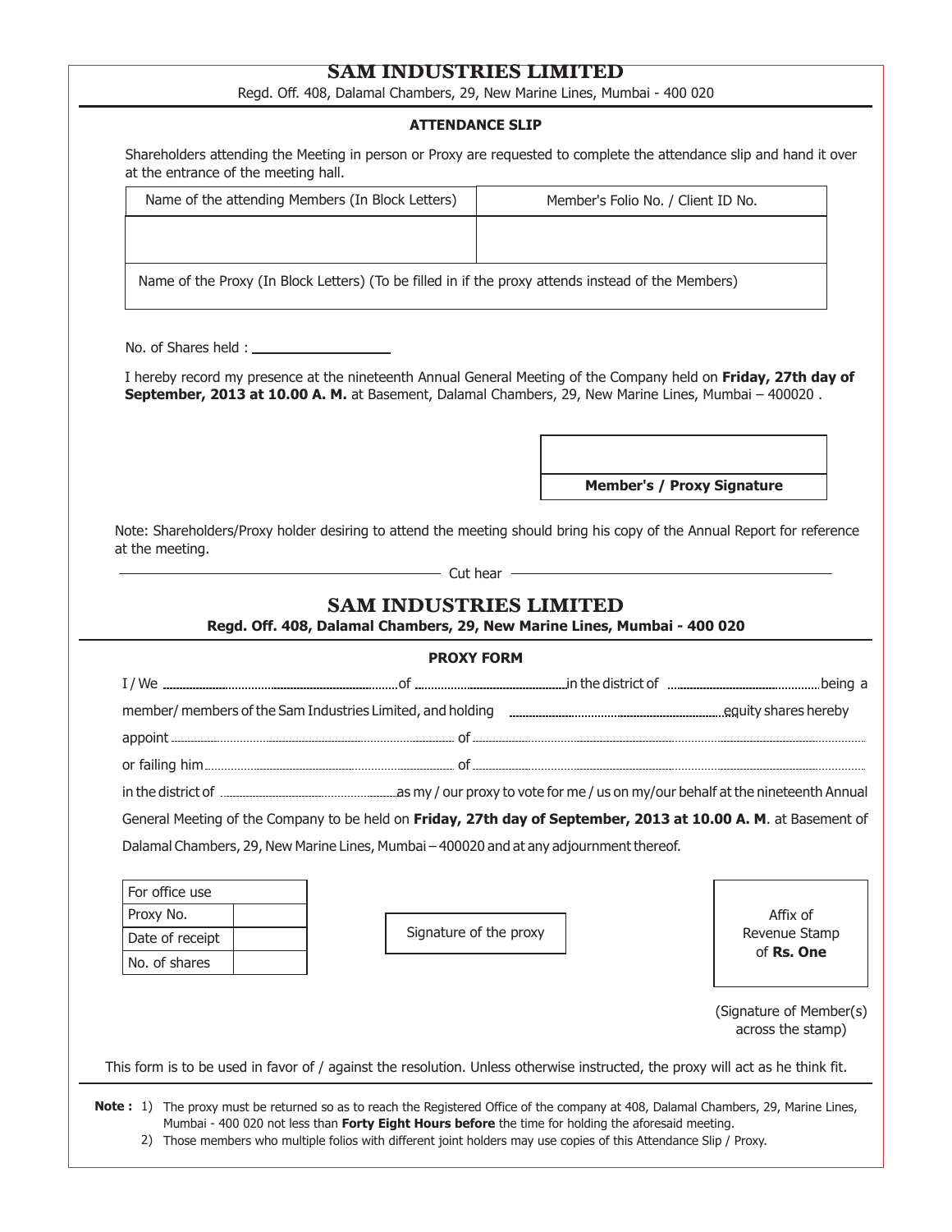# SAM INDUSTRIES LIMITED

Regd. Off. 408, Dalamal Chambers, 29, New Marine Lines, Mumbai - 400 020

**ATTENDANCE SLIP**

Shareholders attending the Meeting in person or Proxy are requested to complete the attendance slip and hand it over at the entrance of the meeting hall.

| Name of the attending Members (In Block Letters) | Member's Folio No. / Client ID No. |
|---|---|
| | |
| Name of the Proxy (In Block Letters) (To be filled in if the proxy attends instead of the Members) | |

No. of Shares held : ____________________

I hereby record my presence at the nineteenth Annual General Meeting of the Company held on **Friday, 27th day of September, 2013 at 10.00 A. M.** at Basement, Dalamal Chambers, 29, New Marine Lines, Mumbai – 400020 .

**Member's / Proxy Signature**

Note: Shareholders/Proxy holder desiring to attend the meeting should bring his copy of the Annual Report for reference at the meeting.

Cut hear

# SAM INDUSTRIES LIMITED

**Regd. Off. 408, Dalamal Chambers, 29, New Marine Lines, Mumbai - 400 020**

**PROXY FORM**

I / We ........................................................of ...............................................in the district of ...............................................being a member/ members of the Sam Industries Limited, and holding ........................................................equity shares hereby appoint ........................................................ of ........................................................................................................

or failing him........................................................ of ........................................................................................................

in the district of ........................................................as my / our proxy to vote for me / us on my/our behalf at the nineteenth Annual General Meeting of the Company to be held on **Friday, 27th day of September, 2013 at 10.00 A. M**. at Basement of Dalamal Chambers, 29, New Marine Lines, Mumbai – 400020 and at any adjournment thereof.

| For office use | |
|---|---|
| Proxy No. | |
| Date of receipt | |
| No. of shares | |

Signature of the proxy

Affix of Revenue Stamp of **Rs. One**

(Signature of Member(s) across the stamp)

This form is to be used in favor of / against the resolution. Unless otherwise instructed, the proxy will act as he think fit.

**Note :**
1) The proxy must be returned so as to reach the Registered Office of the company at 408, Dalamal Chambers, 29, Marine Lines, Mumbai - 400 020 not less than **Forty Eight Hours before** the time for holding the aforesaid meeting.
2) Those members who multiple folios with different joint holders may use copies of this Attendance Slip / Proxy.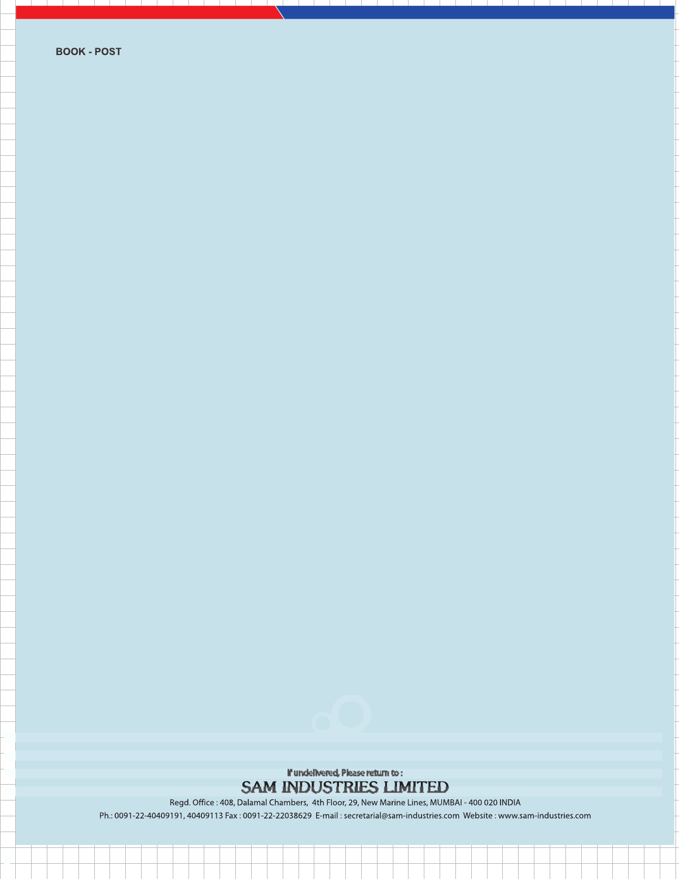**BOOK - POST**

If undelivered, Please return to :

SAM INDUSTRIES LIMITED

Regd. Office : 408, Dalamal Chambers, 4th Floor, 29, New Marine Lines, MUMBAI - 400 020 INDIA

Ph.: 0091-22-40409191, 40409113 Fax : 0091-22-22038629 E-mail : secretarial@sam-industries.com Website : www.sam-industries.com